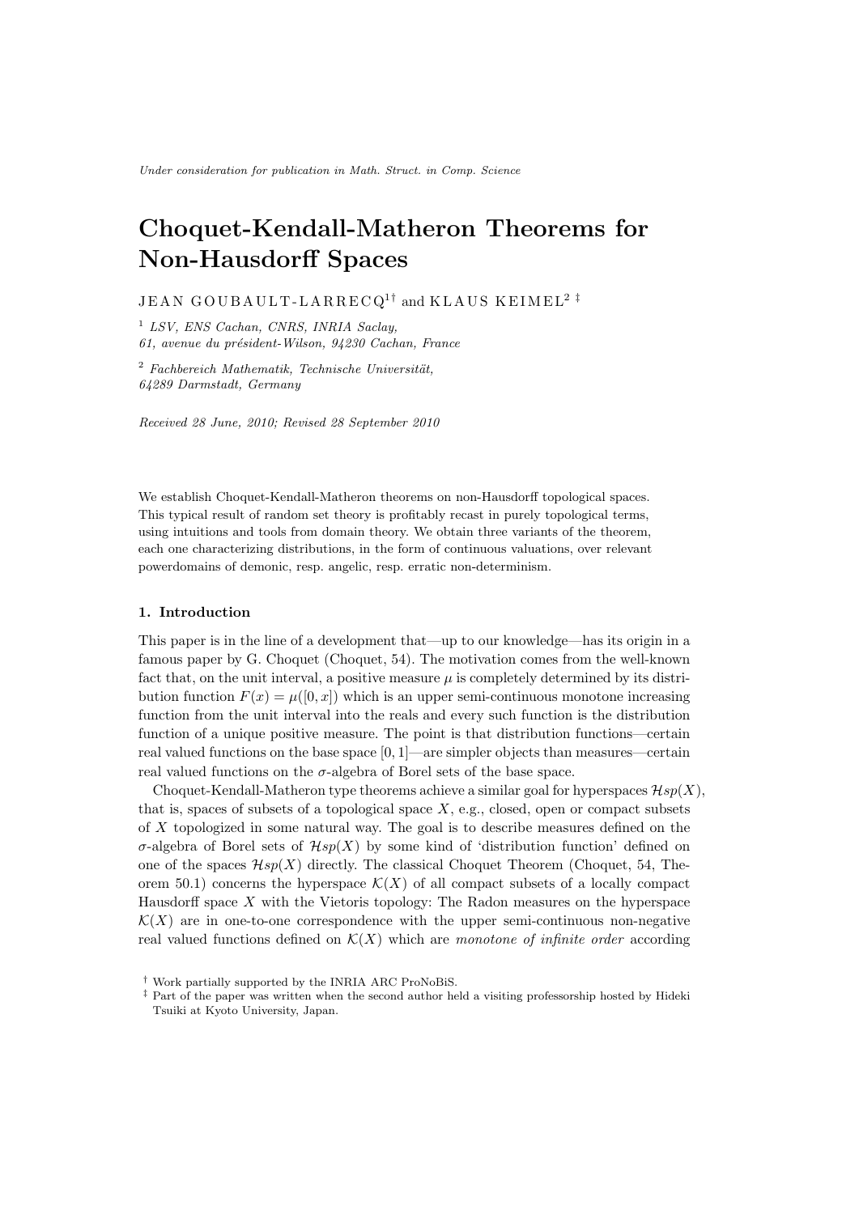*Under consideration for publication in Math. Struct. in Comp. Science*

# Choquet-Kendall-Matheron Theorems for Non-Hausdorff Spaces

JEAN GOUBAULT-LARRECQ[1†] and KLAUS KEIMEL[2 ‡]

[1] *LSV, ENS Cachan, CNRS, INRIA Saclay, 61, avenue du président-Wilson, 94230 Cachan, France*

[2] *Fachbereich Mathematik, Technische Universität, 64289 Darmstadt, Germany*

*Received 28 June, 2010; Revised 28 September 2010*

We establish Choquet-Kendall-Matheron theorems on non-Hausdorff topological spaces. This typical result of random set theory is profitably recast in purely topological terms, using intuitions and tools from domain theory. We obtain three variants of the theorem, each one characterizing distributions, in the form of continuous valuations, over relevant powerdomains of demonic, resp. angelic, resp. erratic non-determinism.

## 1. Introduction

This paper is in the line of a development that—up to our knowledge—has its origin in a famous paper by G. Choquet (Choquet, 54). The motivation comes from the well-known fact that, on the unit interval, a positive measure $\mu$ is completely determined by its distribution function $F(x) = \mu([0, x])$ which is an upper semi-continuous monotone increasing function from the unit interval into the reals and every such function is the distribution function of a unique positive measure. The point is that distribution functions—certain real valued functions on the base space $[0, 1]$—are simpler objects than measures—certain real valued functions on the $\sigma$-algebra of Borel sets of the base space.

Choquet-Kendall-Matheron type theorems achieve a similar goal for hyperspaces $\mathcal{H}sp(X)$, that is, spaces of subsets of a topological space $X$, e.g., closed, open or compact subsets of $X$ topologized in some natural way. The goal is to describe measures defined on the $\sigma$-algebra of Borel sets of $\mathcal{H}sp(X)$ by some kind of 'distribution function' defined on one of the spaces $\mathcal{H}sp(X)$ directly. The classical Choquet Theorem (Choquet, 54, Theorem 50.1) concerns the hyperspace $\mathcal{K}(X)$ of all compact subsets of a locally compact Hausdorff space $X$ with the Vietoris topology: The Radon measures on the hyperspace $\mathcal{K}(X)$ are in one-to-one correspondence with the upper semi-continuous non-negative real valued functions defined on $\mathcal{K}(X)$ which are *monotone of infinite order* according

† Work partially supported by the INRIA ARC ProNoBiS.

‡ Part of the paper was written when the second author held a visiting professorship hosted by Hideki Tsuiki at Kyoto University, Japan.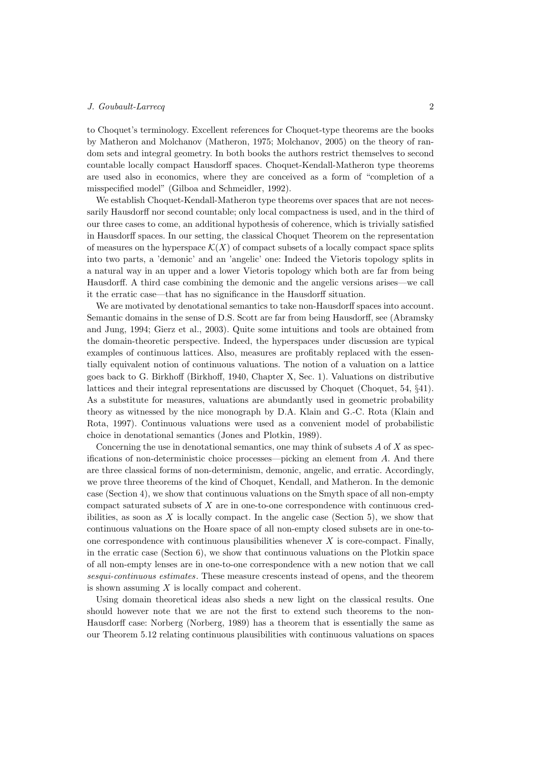to Choquet's terminology. Excellent references for Choquet-type theorems are the books by Matheron and Molchanov (Matheron, 1975; Molchanov, 2005) on the theory of random sets and integral geometry. In both books the authors restrict themselves to second countable locally compact Hausdorff spaces. Choquet-Kendall-Matheron type theorems are used also in economics, where they are conceived as a form of "completion of a misspecified model" (Gilboa and Schmeidler, 1992).

We establish Choquet-Kendall-Matheron type theorems over spaces that are not necessarily Hausdorff nor second countable; only local compactness is used, and in the third of our three cases to come, an additional hypothesis of coherence, which is trivially satisfied in Hausdorff spaces. In our setting, the classical Choquet Theorem on the representation of measures on the hyperspace $\mathcal{K}(X)$ of compact subsets of a locally compact space splits into two parts, a 'demonic' and an 'angelic' one: Indeed the Vietoris topology splits in a natural way in an upper and a lower Vietoris topology which both are far from being Hausdorff. A third case combining the demonic and the angelic versions arises—we call it the erratic case—that has no significance in the Hausdorff situation.

We are motivated by denotational semantics to take non-Hausdorff spaces into account. Semantic domains in the sense of D.S. Scott are far from being Hausdorff, see (Abramsky and Jung, 1994; Gierz et al., 2003). Quite some intuitions and tools are obtained from the domain-theoretic perspective. Indeed, the hyperspaces under discussion are typical examples of continuous lattices. Also, measures are profitably replaced with the essentially equivalent notion of continuous valuations. The notion of a valuation on a lattice goes back to G. Birkhoff (Birkhoff, 1940, Chapter X, Sec. 1). Valuations on distributive lattices and their integral representations are discussed by Choquet (Choquet, 54, §41). As a substitute for measures, valuations are abundantly used in geometric probability theory as witnessed by the nice monograph by D.A. Klain and G.-C. Rota (Klain and Rota, 1997). Continuous valuations were used as a convenient model of probabilistic choice in denotational semantics (Jones and Plotkin, 1989).

Concerning the use in denotational semantics, one may think of subsets $A$ of $X$ as specifications of non-deterministic choice processes—picking an element from $A$. And there are three classical forms of non-determinism, demonic, angelic, and erratic. Accordingly, we prove three theorems of the kind of Choquet, Kendall, and Matheron. In the demonic case (Section 4), we show that continuous valuations on the Smyth space of all non-empty compact saturated subsets of $X$ are in one-to-one correspondence with continuous credibilities, as soon as $X$ is locally compact. In the angelic case (Section 5), we show that continuous valuations on the Hoare space of all non-empty closed subsets are in one-to-one correspondence with continuous plausibilities whenever $X$ is core-compact. Finally, in the erratic case (Section 6), we show that continuous valuations on the Plotkin space of all non-empty lenses are in one-to-one correspondence with a new notion that we call *sesqui-continuous estimates*. These measure crescents instead of opens, and the theorem is shown assuming $X$ is locally compact and coherent.

Using domain theoretical ideas also sheds a new light on the classical results. One should however note that we are not the first to extend such theorems to the non-Hausdorff case: Norberg (Norberg, 1989) has a theorem that is essentially the same as our Theorem 5.12 relating continuous plausibilities with continuous valuations on spaces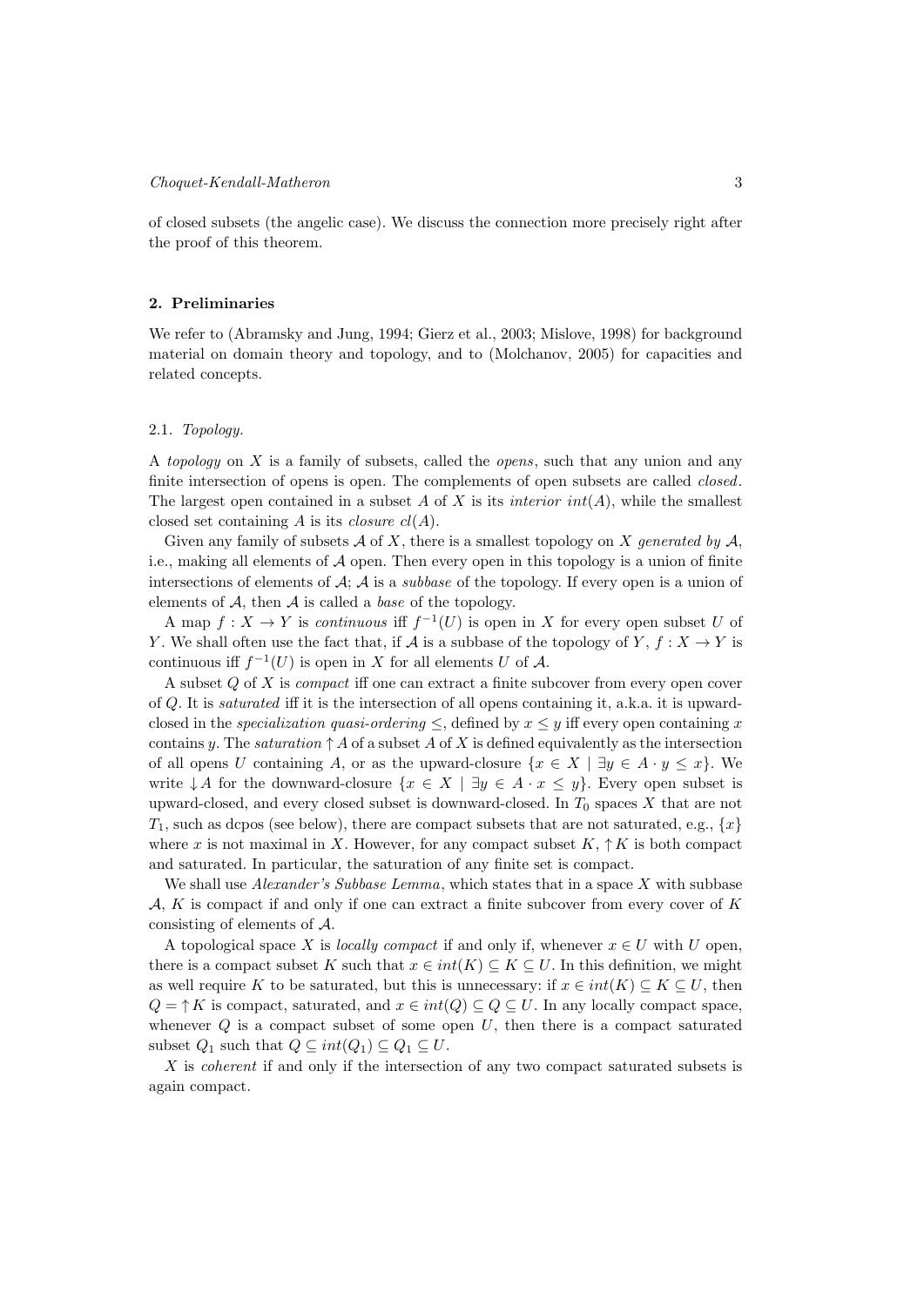of closed subsets (the angelic case). We discuss the connection more precisely right after the proof of this theorem.

## 2. Preliminaries

We refer to (Abramsky and Jung, 1994; Gierz et al., 2003; Mislove, 1998) for background material on domain theory and topology, and to (Molchanov, 2005) for capacities and related concepts.

### 2.1. *Topology.*

A *topology* on $X$ is a family of subsets, called the *opens*, such that any union and any finite intersection of opens is open. The complements of open subsets are called *closed*. The largest open contained in a subset $A$ of $X$ is its *interior* $int(A)$, while the smallest closed set containing $A$ is its *closure* $cl(A)$.

Given any family of subsets $\mathcal{A}$ of $X$, there is a smallest topology on $X$ *generated by* $\mathcal{A}$, i.e., making all elements of $\mathcal{A}$ open. Then every open in this topology is a union of finite intersections of elements of $\mathcal{A}$; $\mathcal{A}$ is a *subbase* of the topology. If every open is a union of elements of $\mathcal{A}$, then $\mathcal{A}$ is called a *base* of the topology.

A map $f : X \to Y$ is *continuous* iff $f^{-1}(U)$ is open in $X$ for every open subset $U$ of $Y$. We shall often use the fact that, if $\mathcal{A}$ is a subbase of the topology of $Y$, $f : X \to Y$ is continuous iff $f^{-1}(U)$ is open in $X$ for all elements $U$ of $\mathcal{A}$.

A subset $Q$ of $X$ is *compact* iff one can extract a finite subcover from every open cover of $Q$. It is *saturated* iff it is the intersection of all opens containing it, a.k.a. it is upward-closed in the *specialization quasi-ordering* $\leq$, defined by $x \leq y$ iff every open containing $x$ contains $y$. The *saturation* $\uparrow A$ of a subset $A$ of $X$ is defined equivalently as the intersection of all opens $U$ containing $A$, or as the upward-closure $\{x \in X \mid \exists y \in A \cdot y \leq x\}$. We write $\downarrow A$ for the downward-closure $\{x \in X \mid \exists y \in A \cdot x \leq y\}$. Every open subset is upward-closed, and every closed subset is downward-closed. In $T_0$ spaces $X$ that are not $T_1$, such as dcpos (see below), there are compact subsets that are not saturated, e.g., $\{x\}$ where $x$ is not maximal in $X$. However, for any compact subset $K$, $\uparrow K$ is both compact and saturated. In particular, the saturation of any finite set is compact.

We shall use *Alexander's Subbase Lemma*, which states that in a space $X$ with subbase $\mathcal{A}$, $K$ is compact if and only if one can extract a finite subcover from every cover of $K$ consisting of elements of $\mathcal{A}$.

A topological space $X$ is *locally compact* if and only if, whenever $x \in U$ with $U$ open, there is a compact subset $K$ such that $x \in int(K) \subseteq K \subseteq U$. In this definition, we might as well require $K$ to be saturated, but this is unnecessary: if $x \in int(K) \subseteq K \subseteq U$, then $Q = \uparrow K$ is compact, saturated, and $x \in int(Q) \subseteq Q \subseteq U$. In any locally compact space, whenever $Q$ is a compact subset of some open $U$, then there is a compact saturated subset $Q_1$ such that $Q \subseteq int(Q_1) \subseteq Q_1 \subseteq U$.

$X$ is *coherent* if and only if the intersection of any two compact saturated subsets is again compact.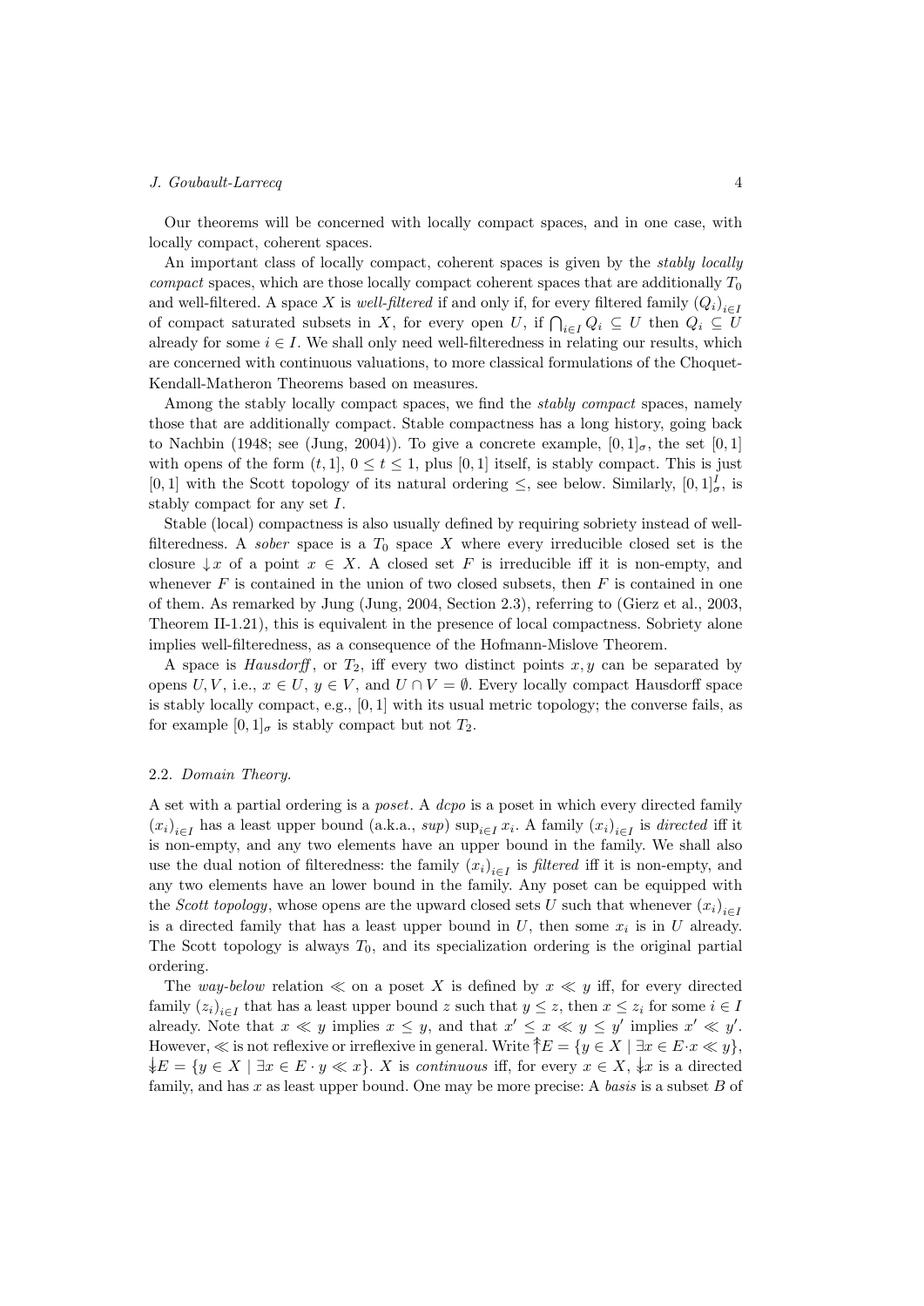Our theorems will be concerned with locally compact spaces, and in one case, with locally compact, coherent spaces.

An important class of locally compact, coherent spaces is given by the *stably locally compact* spaces, which are those locally compact coherent spaces that are additionally $T_0$ and well-filtered. A space $X$ is *well-filtered* if and only if, for every filtered family $(Q_i)_{i\in I}$ of compact saturated subsets in $X$, for every open $U$, if $\bigcap_{i\in I} Q_i \subseteq U$ then $Q_i \subseteq U$ already for some $i \in I$. We shall only need well-filteredness in relating our results, which are concerned with continuous valuations, to more classical formulations of the Choquet-Kendall-Matheron Theorems based on measures.

Among the stably locally compact spaces, we find the *stably compact* spaces, namely those that are additionally compact. Stable compactness has a long history, going back to Nachbin (1948; see (Jung, 2004)). To give a concrete example, $[0, 1]_\sigma$, the set $[0, 1]$ with opens of the form $(t, 1]$, $0 \leq t \leq 1$, plus $[0, 1]$ itself, is stably compact. This is just $[0, 1]$ with the Scott topology of its natural ordering $\leq$, see below. Similarly, $[0, 1]^I_\sigma$, is stably compact for any set $I$.

Stable (local) compactness is also usually defined by requiring sobriety instead of well-filteredness. A *sober* space is a $T_0$ space $X$ where every irreducible closed set is the closure $\downarrow x$ of a point $x \in X$. A closed set $F$ is irreducible iff it is non-empty, and whenever $F$ is contained in the union of two closed subsets, then $F$ is contained in one of them. As remarked by Jung (Jung, 2004, Section 2.3), referring to (Gierz et al., 2003, Theorem II-1.21), this is equivalent in the presence of local compactness. Sobriety alone implies well-filteredness, as a consequence of the Hofmann-Mislove Theorem.

A space is *Hausdorff*, or $T_2$, iff every two distinct points $x, y$ can be separated by opens $U, V$, i.e., $x \in U$, $y \in V$, and $U \cap V = \emptyset$. Every locally compact Hausdorff space is stably locally compact, e.g., $[0, 1]$ with its usual metric topology; the converse fails, as for example $[0, 1]_\sigma$ is stably compact but not $T_2$.

### 2.2. *Domain Theory.*

A set with a partial ordering is a *poset*. A *dcpo* is a poset in which every directed family $(x_i)_{i\in I}$ has a least upper bound (a.k.a., *sup*) $\sup_{i\in I} x_i$. A family $(x_i)_{i\in I}$ is *directed* iff it is non-empty, and any two elements have an upper bound in the family. We shall also use the dual notion of filteredness: the family $(x_i)_{i\in I}$ is *filtered* iff it is non-empty, and any two elements have a lower bound in the family. Any poset can be equipped with the *Scott topology*, whose opens are the upward closed sets $U$ such that whenever $(x_i)_{i\in I}$ is a directed family that has a least upper bound in $U$, then some $x_i$ is in $U$ already. The Scott topology is always $T_0$, and its specialization ordering is the original partial ordering.

The *way-below* relation $\ll$ on a poset $X$ is defined by $x \ll y$ iff, for every directed family $(z_i)_{i\in I}$ that has a least upper bound $z$ such that $y \leq z$, then $x \leq z_i$ for some $i \in I$ already. Note that $x \ll y$ implies $x \leq y$, and that $x' \leq x \ll y \leq y'$ implies $x' \ll y'$. However, $\ll$ is not reflexive or irreflexive in general. Write $\mathop{\uparrow\!\!\!\uparrow} E = \{y \in X \mid \exists x \in E \cdot x \ll y\}$, $\mathop{\downarrow\!\!\!\downarrow} E = \{y \in X \mid \exists x \in E \cdot y \ll x\}$. $X$ is *continuous* iff, for every $x \in X$, $\mathop{\downarrow\!\!\!\downarrow} x$ is a directed family, and has $x$ as least upper bound. One may be more precise: A *basis* is a subset $B$ of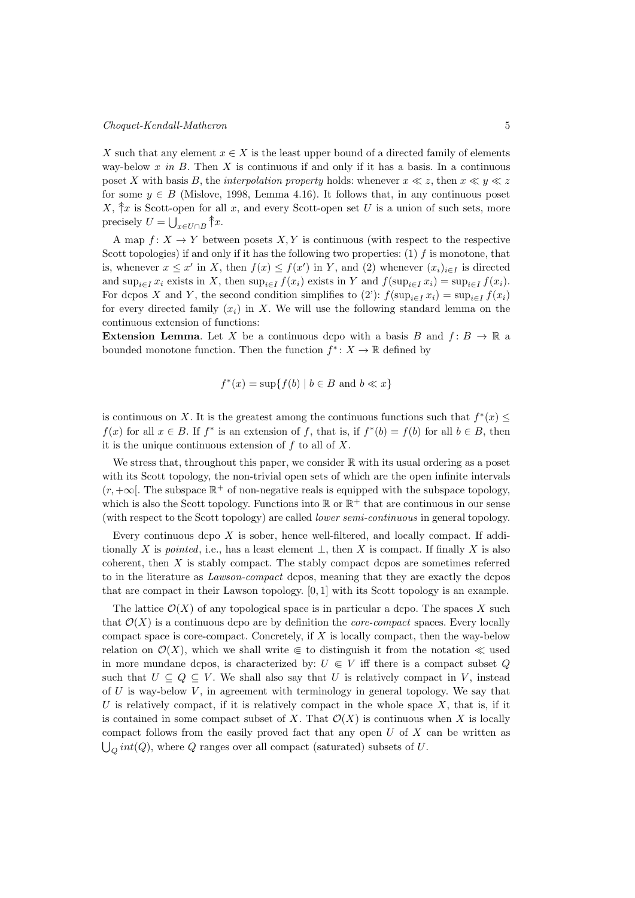$X$ such that any element $x \in X$ is the least upper bound of a directed family of elements way-below $x$ *in* $B$. Then $X$ is continuous if and only if it has a basis. In a continuous poset $X$ with basis $B$, the *interpolation property* holds: whenever $x \ll z$, then $x \ll y \ll z$ for some $y \in B$ (Mislove, 1998, Lemma 4.16). It follows that, in any continuous poset $X$, $\twoheaduparrow x$ is Scott-open for all $x$, and every Scott-open set $U$ is a union of such sets, more precisely $U = \bigcup_{x \in U \cap B} \twoheaduparrow x$.

A map $f : X \to Y$ between posets $X, Y$ is continuous (with respect to the respective Scott topologies) if and only if it has the following two properties: (1) $f$ is monotone, that is, whenever $x \leq x'$ in $X$, then $f(x) \leq f(x')$ in $Y$, and (2) whenever $(x_i)_{i \in I}$ is directed and $\sup_{i \in I} x_i$ exists in $X$, then $\sup_{i \in I} f(x_i)$ exists in $Y$ and $f(\sup_{i \in I} x_i) = \sup_{i \in I} f(x_i)$. For dcpos $X$ and $Y$, the second condition simplifies to (2'): $f(\sup_{i \in I} x_i) = \sup_{i \in I} f(x_i)$ for every directed family $(x_i)$ in $X$. We will use the following standard lemma on the continuous extension of functions:

**Extension Lemma**. Let $X$ be a continuous dcpo with a basis $B$ and $f : B \to \mathbb{R}$ a bounded monotone function. Then the function $f^* : X \to \mathbb{R}$ defined by

$$f^*(x) = \sup\{f(b) \mid b \in B \text{ and } b \ll x\}$$

is continuous on $X$. It is the greatest among the continuous functions such that $f^*(x) \leq f(x)$ for all $x \in B$. If $f^*$ is an extension of $f$, that is, if $f^*(b) = f(b)$ for all $b \in B$, then it is the unique continuous extension of $f$ to all of $X$.

We stress that, throughout this paper, we consider $\mathbb{R}$ with its usual ordering as a poset with its Scott topology, the non-trivial open sets of which are the open infinite intervals $(r, +\infty[$. The subspace $\mathbb{R}^+$ of non-negative reals is equipped with the subspace topology, which is also the Scott topology. Functions into $\mathbb{R}$ or $\mathbb{R}^+$ that are continuous in our sense (with respect to the Scott topology) are called *lower semi-continuous* in general topology.

Every continuous dcpo $X$ is sober, hence well-filtered, and locally compact. If additionally $X$ is *pointed*, i.e., has a least element $\perp$, then $X$ is compact. If finally $X$ is also coherent, then $X$ is stably compact. The stably compact dcpos are sometimes referred to in the literature as *Lawson-compact* dcpos, meaning that they are exactly the dcpos that are compact in their Lawson topology. $[0, 1]$ with its Scott topology is an example.

The lattice $\mathcal{O}(X)$ of any topological space is in particular a dcpo. The spaces $X$ such that $\mathcal{O}(X)$ is a continuous dcpo are by definition the *core-compact* spaces. Every locally compact space is core-compact. Concretely, if $X$ is locally compact, then the way-below relation on $\mathcal{O}(X)$, which we shall write $\Subset$ to distinguish it from the notation $\ll$ used in more mundane dcpos, is characterized by: $U \Subset V$ iff there is a compact subset $Q$ such that $U \subseteq Q \subseteq V$. We shall also say that $U$ is relatively compact in $V$, instead of $U$ is way-below $V$, in agreement with terminology in general topology. We say that $U$ is relatively compact, if it is relatively compact in the whole space $X$, that is, if it is contained in some compact subset of $X$. That $\mathcal{O}(X)$ is continuous when $X$ is locally compact follows from the easily proved fact that any open $U$ of $X$ can be written as $\bigcup_Q int(Q)$, where $Q$ ranges over all compact (saturated) subsets of $U$.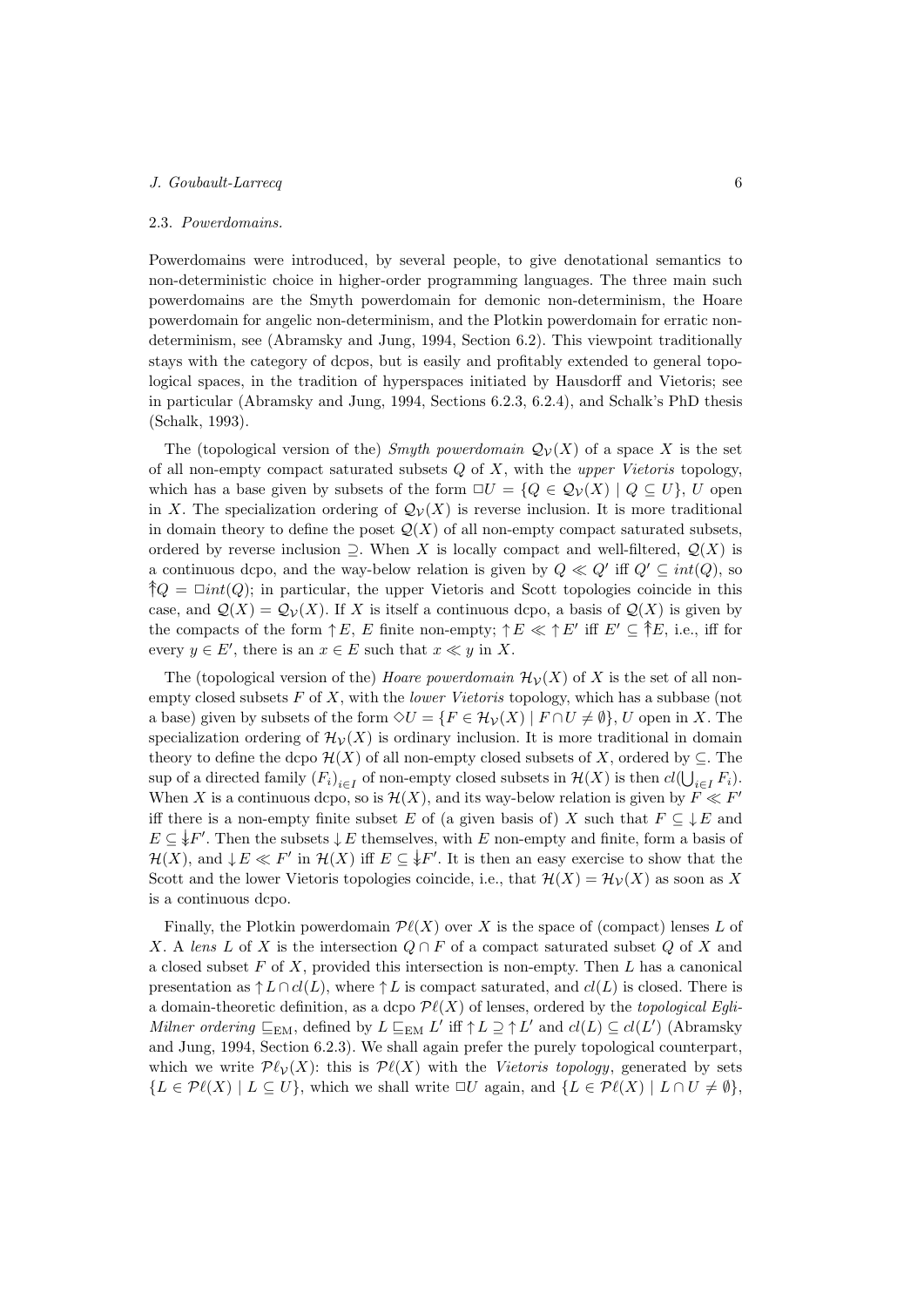### 2.3. *Powerdomains.*

Powerdomains were introduced, by several people, to give denotational semantics to non-deterministic choice in higher-order programming languages. The three main such powerdomains are the Smyth powerdomain for demonic non-determinism, the Hoare powerdomain for angelic non-determinism, and the Plotkin powerdomain for erratic non-determinism, see (Abramsky and Jung, 1994, Section 6.2). This viewpoint traditionally stays with the category of dcpos, but is easily and profitably extended to general topological spaces, in the tradition of hyperspaces initiated by Hausdorff and Vietoris; see in particular (Abramsky and Jung, 1994, Sections 6.2.3, 6.2.4), and Schalk's PhD thesis (Schalk, 1993).

The (topological version of the) *Smyth powerdomain* $\mathcal{Q}_{\mathcal{V}}(X)$ of a space $X$ is the set of all non-empty compact saturated subsets $Q$ of $X$, with the *upper Vietoris* topology, which has a base given by subsets of the form $\Box U = \{Q \in \mathcal{Q}_{\mathcal{V}}(X) \mid Q \subseteq U\}$, $U$ open in $X$. The specialization ordering of $\mathcal{Q}_{\mathcal{V}}(X)$ is reverse inclusion. It is more traditional in domain theory to define the poset $\mathcal{Q}(X)$ of all non-empty compact saturated subsets, ordered by reverse inclusion $\supseteq$. When $X$ is locally compact and well-filtered, $\mathcal{Q}(X)$ is a continuous dcpo, and the way-below relation is given by $Q \ll Q'$ iff $Q' \subseteq int(Q)$, so $\twoheaduparrow Q = \Box int(Q)$; in particular, the upper Vietoris and Scott topologies coincide in this case, and $\mathcal{Q}(X) = \mathcal{Q}_{\mathcal{V}}(X)$. If $X$ is itself a continuous dcpo, a basis of $\mathcal{Q}(X)$ is given by the compacts of the form $\uparrow E$, $E$ finite non-empty; $\uparrow E \ll \uparrow E'$ iff $E' \subseteq \twoheaduparrow E$, i.e., iff for every $y \in E'$, there is an $x \in E$ such that $x \ll y$ in $X$.

The (topological version of the) *Hoare powerdomain* $\mathcal{H}_{\mathcal{V}}(X)$ of $X$ is the set of all non-empty closed subsets $F$ of $X$, with the *lower Vietoris* topology, which has a subbase (not a base) given by subsets of the form $\Diamond U = \{F \in \mathcal{H}_{\mathcal{V}}(X) \mid F \cap U \neq \emptyset\}$, $U$ open in $X$. The specialization ordering of $\mathcal{H}_{\mathcal{V}}(X)$ is ordinary inclusion. It is more traditional in domain theory to define the dcpo $\mathcal{H}(X)$ of all non-empty closed subsets of $X$, ordered by $\subseteq$. The sup of a directed family $(F_i)_{i \in I}$ of non-empty closed subsets in $\mathcal{H}(X)$ is then $cl(\bigcup_{i \in I} F_i)$. When $X$ is a continuous dcpo, so is $\mathcal{H}(X)$, and its way-below relation is given by $F \ll F'$ iff there is a non-empty finite subset $E$ of (a given basis of) $X$ such that $F \subseteq \downarrow E$ and $E \subseteq \twoheaddownarrow F'$. Then the subsets $\downarrow E$ themselves, with $E$ non-empty and finite, form a basis of $\mathcal{H}(X)$, and $\downarrow E \ll F'$ in $\mathcal{H}(X)$ iff $E \subseteq \twoheaddownarrow F'$. It is then an easy exercise to show that the Scott and the lower Vietoris topologies coincide, i.e., that $\mathcal{H}(X) = \mathcal{H}_{\mathcal{V}}(X)$ as soon as $X$ is a continuous dcpo.

Finally, the Plotkin powerdomain $\mathcal{P}\ell(X)$ over $X$ is the space of (compact) lenses $L$ of $X$. A *lens* $L$ of $X$ is the intersection $Q \cap F$ of a compact saturated subset $Q$ of $X$ and a closed subset $F$ of $X$, provided this intersection is non-empty. Then $L$ has a canonical presentation as $\uparrow L \cap cl(L)$, where $\uparrow L$ is compact saturated, and $cl(L)$ is closed. There is a domain-theoretic definition, as a dcpo $\mathcal{P}\ell(X)$ of lenses, ordered by the *topological Egli-Milner ordering* $\sqsubseteq_{\mathrm{EM}}$, defined by $L \sqsubseteq_{\mathrm{EM}} L'$ iff $\uparrow L \supseteq \uparrow L'$ and $cl(L) \subseteq cl(L')$ (Abramsky and Jung, 1994, Section 6.2.3). We shall again prefer the purely topological counterpart, which we write $\mathcal{P}\ell_{\mathcal{V}}(X)$: this is $\mathcal{P}\ell(X)$ with the *Vietoris topology*, generated by sets $\{L \in \mathcal{P}\ell(X) \mid L \subseteq U\}$, which we shall write $\Box U$ again, and $\{L \in \mathcal{P}\ell(X) \mid L \cap U \neq \emptyset\}$,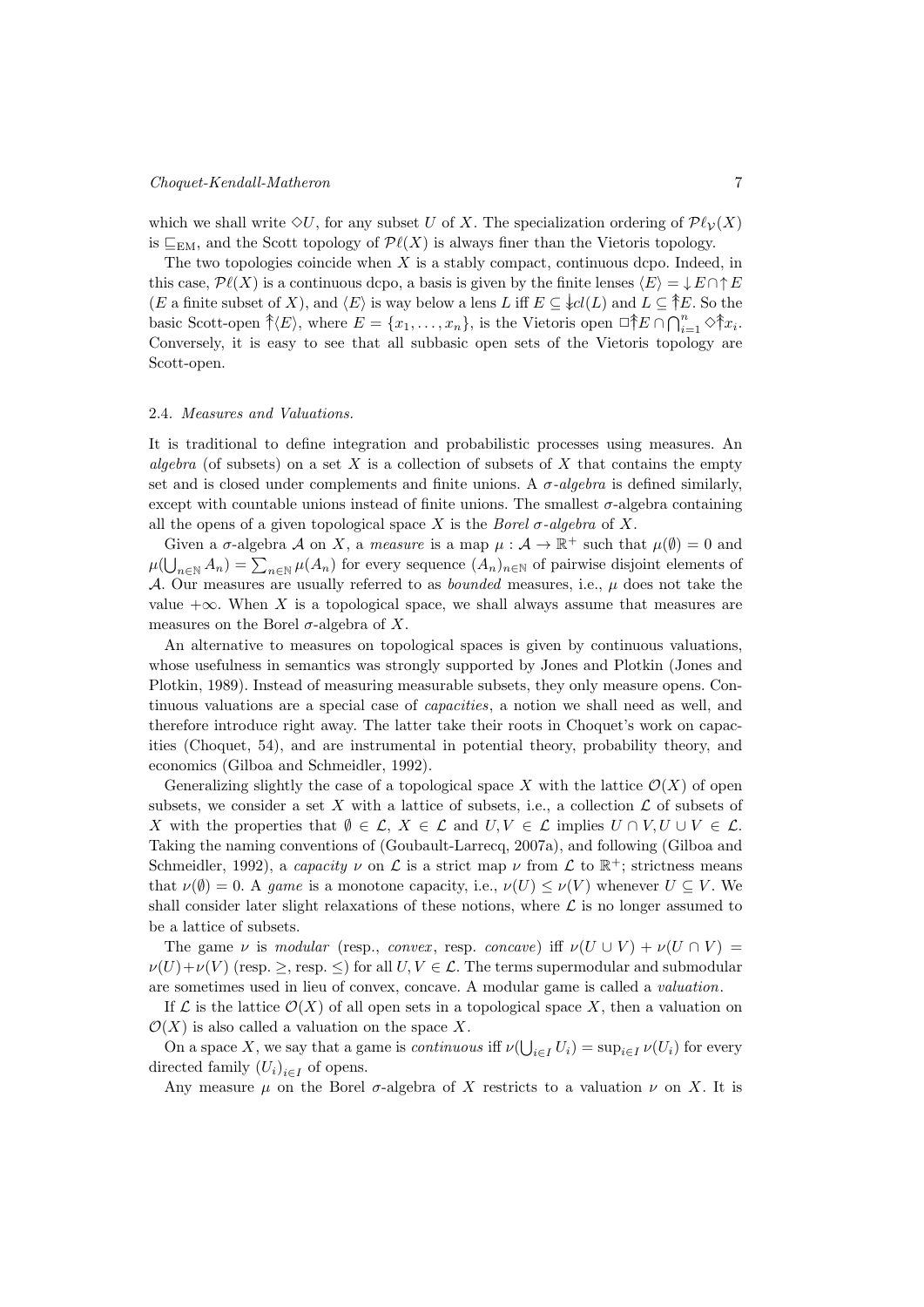which we shall write $\Diamond U$, for any subset $U$ of $X$. The specialization ordering of $\mathcal{P}\ell_{\mathcal{V}}(X)$ is $\sqsubseteq_{\mathrm{EM}}$, and the Scott topology of $\mathcal{P}\ell(X)$ is always finer than the Vietoris topology.

The two topologies coincide when $X$ is a stably compact, continuous dcpo. Indeed, in this case, $\mathcal{P}\ell(X)$ is a continuous dcpo, a basis is given by the finite lenses $\langle E\rangle = \downarrow E \cap \uparrow E$ ($E$ a finite subset of $X$), and $\langle E\rangle$ is way below a lens $L$ iff $E \subseteq \Downarrow cl(L)$ and $L \subseteq \Uparrow E$. So the basic Scott-open $\Uparrow\langle E\rangle$, where $E = \{x_1, \ldots, x_n\}$, is the Vietoris open $\Box\Uparrow E \cap \bigcap_{i=1}^{n} \Diamond\Uparrow x_i$. Conversely, it is easy to see that all subbasic open sets of the Vietoris topology are Scott-open.

### 2.4. *Measures and Valuations.*

It is traditional to define integration and probabilistic processes using measures. An *algebra* (of subsets) on a set $X$ is a collection of subsets of $X$ that contains the empty set and is closed under complements and finite unions. A $\sigma$-*algebra* is defined similarly, except with countable unions instead of finite unions. The smallest $\sigma$-algebra containing all the opens of a given topological space $X$ is the *Borel $\sigma$-algebra* of $X$.

Given a $\sigma$-algebra $\mathcal{A}$ on $X$, a *measure* is a map $\mu : \mathcal{A} \to \mathbb{R}^+$ such that $\mu(\emptyset) = 0$ and $\mu(\bigcup_{n\in\mathbb{N}} A_n) = \sum_{n\in\mathbb{N}} \mu(A_n)$ for every sequence $(A_n)_{n\in\mathbb{N}}$ of pairwise disjoint elements of $\mathcal{A}$. Our measures are usually referred to as *bounded* measures, i.e., $\mu$ does not take the value $+\infty$. When $X$ is a topological space, we shall always assume that measures are measures on the Borel $\sigma$-algebra of $X$.

An alternative to measures on topological spaces is given by continuous valuations, whose usefulness in semantics was strongly supported by Jones and Plotkin (Jones and Plotkin, 1989). Instead of measuring measurable subsets, they only measure opens. Continuous valuations are a special case of *capacities*, a notion we shall need as well, and therefore introduce right away. The latter take their roots in Choquet's work on capacities (Choquet, 54), and are instrumental in potential theory, probability theory, and economics (Gilboa and Schmeidler, 1992).

Generalizing slightly the case of a topological space $X$ with the lattice $\mathcal{O}(X)$ of open subsets, we consider a set $X$ with a lattice of subsets, i.e., a collection $\mathcal{L}$ of subsets of $X$ with the properties that $\emptyset \in \mathcal{L}$, $X \in \mathcal{L}$ and $U, V \in \mathcal{L}$ implies $U \cap V, U \cup V \in \mathcal{L}$. Taking the naming conventions of (Goubault-Larrecq, 2007a), and following (Gilboa and Schmeidler, 1992), a *capacity* $\nu$ on $\mathcal{L}$ is a strict map $\nu$ from $\mathcal{L}$ to $\mathbb{R}^+$; strictness means that $\nu(\emptyset) = 0$. A *game* is a monotone capacity, i.e., $\nu(U) \leq \nu(V)$ whenever $U \subseteq V$. We shall consider later slight relaxations of these notions, where $\mathcal{L}$ is no longer assumed to be a lattice of subsets.

The game $\nu$ is *modular* (resp., *convex*, resp. *concave*) iff $\nu(U \cup V) + \nu(U \cap V) = \nu(U) + \nu(V)$ (resp. $\geq$, resp. $\leq$) for all $U, V \in \mathcal{L}$. The terms supermodular and submodular are sometimes used in lieu of convex, concave. A modular game is called a *valuation*.

If $\mathcal{L}$ is the lattice $\mathcal{O}(X)$ of all open sets in a topological space $X$, then a valuation on $\mathcal{O}(X)$ is also called a valuation on the space $X$.

On a space $X$, we say that a game is *continuous* iff $\nu(\bigcup_{i\in I} U_i) = \sup_{i\in I} \nu(U_i)$ for every directed family $(U_i)_{i\in I}$ of opens.

Any measure $\mu$ on the Borel $\sigma$-algebra of $X$ restricts to a valuation $\nu$ on $X$. It is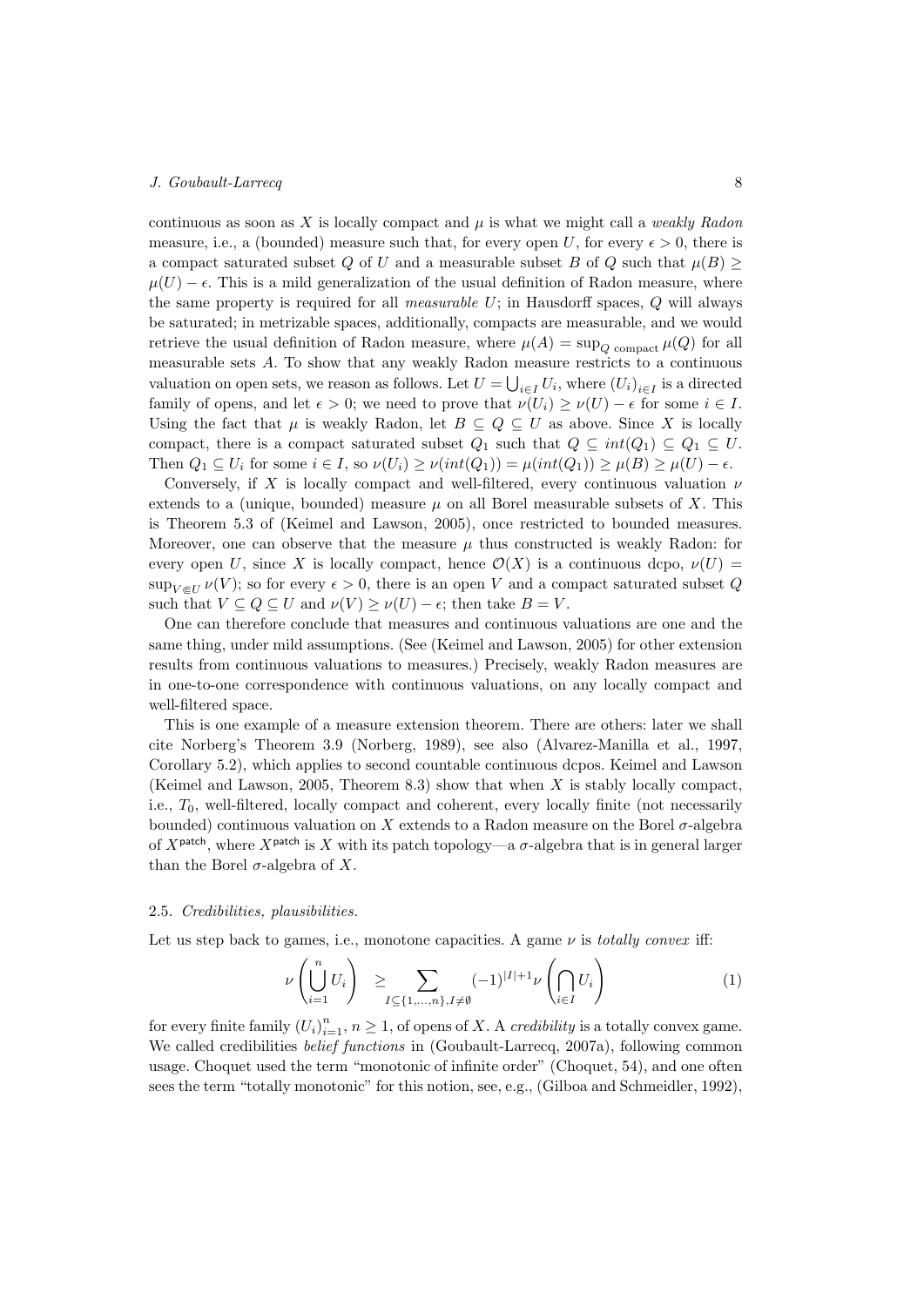continuous as soon as $X$ is locally compact and $\mu$ is what we might call a *weakly Radon* measure, i.e., a (bounded) measure such that, for every open $U$, for every $\epsilon > 0$, there is a compact saturated subset $Q$ of $U$ and a measurable subset $B$ of $Q$ such that $\mu(B) \geq \mu(U) - \epsilon$. This is a mild generalization of the usual definition of Radon measure, where the same property is required for all *measurable* $U$; in Hausdorff spaces, $Q$ will always be saturated; in metrizable spaces, additionally, compacts are measurable, and we would retrieve the usual definition of Radon measure, where $\mu(A) = \sup_{Q \text{ compact}} \mu(Q)$ for all measurable sets $A$. To show that any weakly Radon measure restricts to a continuous valuation on open sets, we reason as follows. Let $U = \bigcup_{i \in I} U_i$, where $(U_i)_{i \in I}$ is a directed family of opens, and let $\epsilon > 0$; we need to prove that $\nu(U_i) \geq \nu(U) - \epsilon$ for some $i \in I$. Using the fact that $\mu$ is weakly Radon, let $B \subseteq Q \subseteq U$ as above. Since $X$ is locally compact, there is a compact saturated subset $Q_1$ such that $Q \subseteq int(Q_1) \subseteq Q_1 \subseteq U$. Then $Q_1 \subseteq U_i$ for some $i \in I$, so $\nu(U_i) \geq \nu(int(Q_1)) = \mu(int(Q_1)) \geq \mu(B) \geq \mu(U) - \epsilon$.

Conversely, if $X$ is locally compact and well-filtered, every continuous valuation $\nu$ extends to a (unique, bounded) measure $\mu$ on all Borel measurable subsets of $X$. This is Theorem 5.3 of (Keimel and Lawson, 2005), once restricted to bounded measures. Moreover, one can observe that the measure $\mu$ thus constructed is weakly Radon: for every open $U$, since $X$ is locally compact, hence $\mathcal{O}(X)$ is a continuous dcpo, $\nu(U) = \sup_{V \Subset U} \nu(V)$; so for every $\epsilon > 0$, there is an open $V$ and a compact saturated subset $Q$ such that $V \subseteq Q \subseteq U$ and $\nu(V) \geq \nu(U) - \epsilon$; then take $B = V$.

One can therefore conclude that measures and continuous valuations are one and the same thing, under mild assumptions. (See (Keimel and Lawson, 2005) for other extension results from continuous valuations to measures.) Precisely, weakly Radon measures are in one-to-one correspondence with continuous valuations, on any locally compact and well-filtered space.

This is one example of a measure extension theorem. There are others: later we shall cite Norberg's Theorem 3.9 (Norberg, 1989), see also (Alvarez-Manilla et al., 1997, Corollary 5.2), which applies to second countable continuous dcpos. Keimel and Lawson (Keimel and Lawson, 2005, Theorem 8.3) show that when $X$ is stably locally compact, i.e., $T_0$, well-filtered, locally compact and coherent, every locally finite (not necessarily bounded) continuous valuation on $X$ extends to a Radon measure on the Borel $\sigma$-algebra of $X^{\mathsf{patch}}$, where $X^{\mathsf{patch}}$ is $X$ with its patch topology—a $\sigma$-algebra that is in general larger than the Borel $\sigma$-algebra of $X$.

### 2.5. *Credibilities, plausibilities.*

Let us step back to games, i.e., monotone capacities. A game $\nu$ is *totally convex* iff:

$$\nu\left(\bigcup_{i=1}^{n} U_i\right) \geq \sum_{I \subseteq \{1,\ldots,n\}, I \neq \emptyset} (-1)^{|I|+1} \nu\left(\bigcap_{i \in I} U_i\right) \tag{1}$$

for every finite family $(U_i)_{i=1}^n$, $n \geq 1$, of opens of $X$. A *credibility* is a totally convex game. We called credibilities *belief functions* in (Goubault-Larrecq, 2007a), following common usage. Choquet used the term "monotonic of infinite order" (Choquet, 54), and one often sees the term "totally monotonic" for this notion, see, e.g., (Gilboa and Schmeidler, 1992),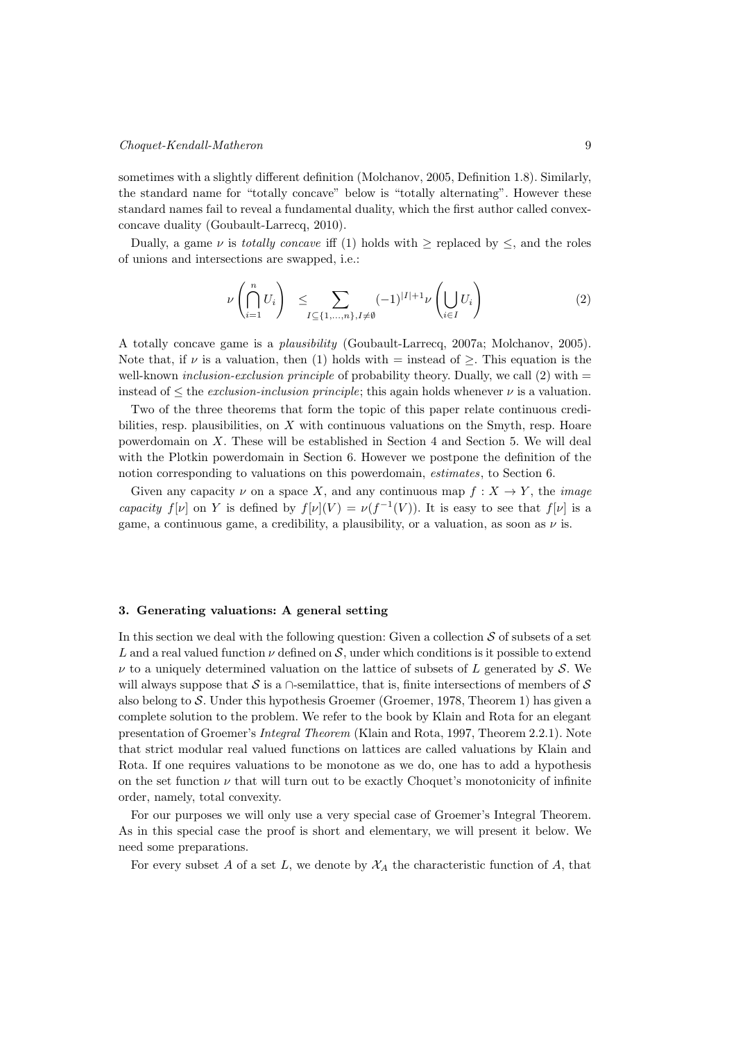sometimes with a slightly different definition (Molchanov, 2005, Definition 1.8). Similarly, the standard name for "totally concave" below is "totally alternating". However these standard names fail to reveal a fundamental duality, which the first author called convex-concave duality (Goubault-Larrecq, 2010).

Dually, a game $\nu$ is *totally concave* iff (1) holds with $\geq$ replaced by $\leq$, and the roles of unions and intersections are swapped, i.e.:

$$\nu\left(\bigcap_{i=1}^{n} U_i\right) \quad \leq \sum_{I \subseteq \{1,\ldots,n\}, I \neq \emptyset} (-1)^{|I|+1} \nu\left(\bigcup_{i \in I} U_i\right) \tag{2}$$

A totally concave game is a *plausibility* (Goubault-Larrecq, 2007a; Molchanov, 2005). Note that, if $\nu$ is a valuation, then (1) holds with $=$ instead of $\geq$. This equation is the well-known *inclusion-exclusion principle* of probability theory. Dually, we call (2) with $=$ instead of $\leq$ the *exclusion-inclusion principle*; this again holds whenever $\nu$ is a valuation.

Two of the three theorems that form the topic of this paper relate continuous credibilities, resp. plausibilities, on $X$ with continuous valuations on the Smyth, resp. Hoare powerdomain on $X$. These will be established in Section 4 and Section 5. We will deal with the Plotkin powerdomain in Section 6. However we postpone the definition of the notion corresponding to valuations on this powerdomain, *estimates*, to Section 6.

Given any capacity $\nu$ on a space $X$, and any continuous map $f : X \to Y$, the *image capacity* $f[\nu]$ on $Y$ is defined by $f[\nu](V) = \nu(f^{-1}(V))$. It is easy to see that $f[\nu]$ is a game, a continuous game, a credibility, a plausibility, or a valuation, as soon as $\nu$ is.

### 3. Generating valuations: A general setting

In this section we deal with the following question: Given a collection $\mathcal{S}$ of subsets of a set $L$ and a real valued function $\nu$ defined on $\mathcal{S}$, under which conditions is it possible to extend $\nu$ to a uniquely determined valuation on the lattice of subsets of $L$ generated by $\mathcal{S}$. We will always suppose that $\mathcal{S}$ is a $\cap$-semilattice, that is, finite intersections of members of $\mathcal{S}$ also belong to $\mathcal{S}$. Under this hypothesis Groemer (Groemer, 1978, Theorem 1) has given a complete solution to the problem. We refer to the book by Klain and Rota for an elegant presentation of Groemer's *Integral Theorem* (Klain and Rota, 1997, Theorem 2.2.1). Note that strict modular real valued functions on lattices are called valuations by Klain and Rota. If one requires valuations to be monotone as we do, one has to add a hypothesis on the set function $\nu$ that will turn out to be exactly Choquet's monotonicity of infinite order, namely, total convexity.

For our purposes we will only use a very special case of Groemer's Integral Theorem. As in this special case the proof is short and elementary, we will present it below. We need some preparations.

For every subset $A$ of a set $L$, we denote by $\mathcal{X}_A$ the characteristic function of $A$, that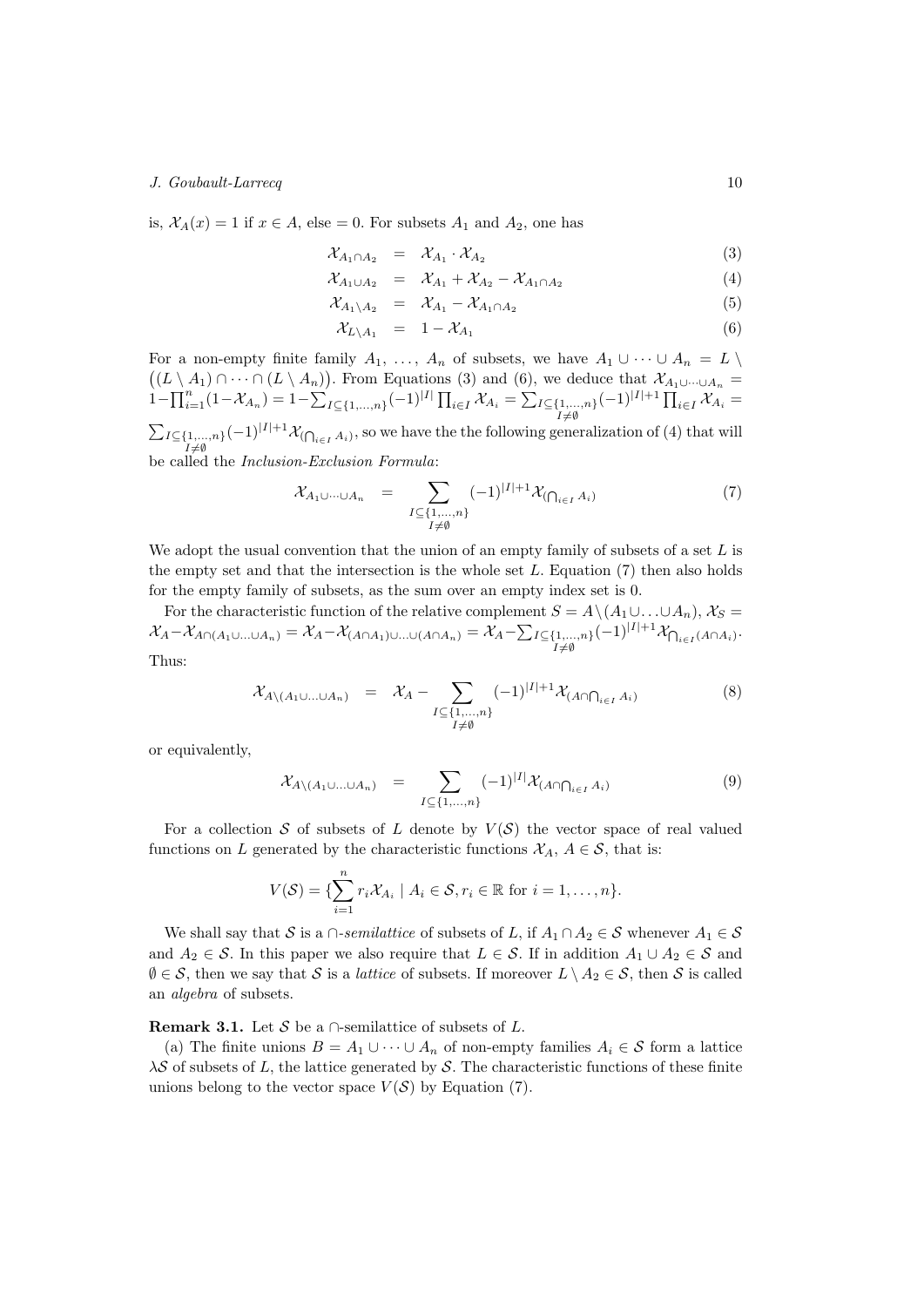is, $\mathcal{X}_A(x) = 1$ if $x \in A$, else $= 0$. For subsets $A_1$ and $A_2$, one has

$$\mathcal{X}_{A_1 \cap A_2} = \mathcal{X}_{A_1} \cdot \mathcal{X}_{A_2} \tag{3}$$

$$\mathcal{X}_{A_1 \cup A_2} = \mathcal{X}_{A_1} + \mathcal{X}_{A_2} - \mathcal{X}_{A_1 \cap A_2} \tag{4}$$

$$\mathcal{X}_{A_1 \setminus A_2} = \mathcal{X}_{A_1} - \mathcal{X}_{A_1 \cap A_2} \tag{5}$$

$$\mathcal{X}_{L \setminus A_1} = 1 - \mathcal{X}_{A_1} \tag{6}$$

For a non-empty finite family $A_1, \ldots, A_n$ of subsets, we have $A_1 \cup \cdots \cup A_n = L \setminus \big((L \setminus A_1) \cap \cdots \cap (L \setminus A_n)\big)$. From Equations (3) and (6), we deduce that $\mathcal{X}_{A_1 \cup \cdots \cup A_n} = 1 - \prod_{i=1}^n (1 - \mathcal{X}_{A_n}) = 1 - \sum_{I \subseteq \{1,\ldots,n\}} (-1)^{|I|} \prod_{i \in I} \mathcal{X}_{A_i} = \sum_{\substack{I \subseteq \{1,\ldots,n\} \\ I \neq \emptyset}} (-1)^{|I|+1} \prod_{i \in I} \mathcal{X}_{A_i} = \sum_{\substack{I \subseteq \{1,\ldots,n\} \\ I \neq \emptyset}} (-1)^{|I|+1} \mathcal{X}_{(\bigcap_{i \in I} A_i)}$, so we have the the following generalization of (4) that will be called the *Inclusion-Exclusion Formula*:

$$\mathcal{X}_{A_1 \cup \cdots \cup A_n} = \sum_{\substack{I \subseteq \{1,\ldots,n\} \\ I \neq \emptyset}} (-1)^{|I|+1} \mathcal{X}_{(\bigcap_{i \in I} A_i)} \tag{7}$$

We adopt the usual convention that the union of an empty family of subsets of a set $L$ is the empty set and that the intersection is the whole set $L$. Equation (7) then also holds for the empty family of subsets, as the sum over an empty index set is 0.

For the characteristic function of the relative complement $S = A \setminus (A_1 \cup \ldots \cup A_n)$, $\mathcal{X}_S = \mathcal{X}_A - \mathcal{X}_{A \cap (A_1 \cup \ldots \cup A_n)} = \mathcal{X}_A - \mathcal{X}_{(A \cap A_1) \cup \ldots \cup (A \cap A_n)} = \mathcal{X}_A - \sum_{\substack{I \subseteq \{1,\ldots,n\} \\ I \neq \emptyset}} (-1)^{|I|+1} \mathcal{X}_{\bigcap_{i \in I} (A \cap A_i)}$. Thus:

$$\mathcal{X}_{A \setminus (A_1 \cup \ldots \cup A_n)} = \mathcal{X}_A - \sum_{\substack{I \subseteq \{1,\ldots,n\} \\ I \neq \emptyset}} (-1)^{|I|+1} \mathcal{X}_{(A \cap \bigcap_{i \in I} A_i)} \tag{8}$$

or equivalently,

$$\mathcal{X}_{A \setminus (A_1 \cup \ldots \cup A_n)} = \sum_{I \subseteq \{1,\ldots,n\}} (-1)^{|I|} \mathcal{X}_{(A \cap \bigcap_{i \in I} A_i)} \tag{9}$$

For a collection $\mathcal{S}$ of subsets of $L$ denote by $V(\mathcal{S})$ the vector space of real valued functions on $L$ generated by the characteristic functions $\mathcal{X}_A$, $A \in \mathcal{S}$, that is:

$$V(\mathcal{S}) = \{\sum_{i=1}^n r_i \mathcal{X}_{A_i} \mid A_i \in \mathcal{S}, r_i \in \mathbb{R} \text{ for } i = 1, \ldots, n\}.$$

We shall say that $\mathcal{S}$ is a $\cap$*-semilattice* of subsets of $L$, if $A_1 \cap A_2 \in \mathcal{S}$ whenever $A_1 \in \mathcal{S}$ and $A_2 \in \mathcal{S}$. In this paper we also require that $L \in \mathcal{S}$. If in addition $A_1 \cup A_2 \in \mathcal{S}$ and $\emptyset \in \mathcal{S}$, then we say that $\mathcal{S}$ is a *lattice* of subsets. If moreover $L \setminus A_2 \in \mathcal{S}$, then $\mathcal{S}$ is called an *algebra* of subsets.

**Remark 3.1.** Let $\mathcal{S}$ be a $\cap$-semilattice of subsets of $L$.

(a) The finite unions $B = A_1 \cup \cdots \cup A_n$ of non-empty families $A_i \in \mathcal{S}$ form a lattice $\lambda\mathcal{S}$ of subsets of $L$, the lattice generated by $\mathcal{S}$. The characteristic functions of these finite unions belong to the vector space $V(\mathcal{S})$ by Equation (7).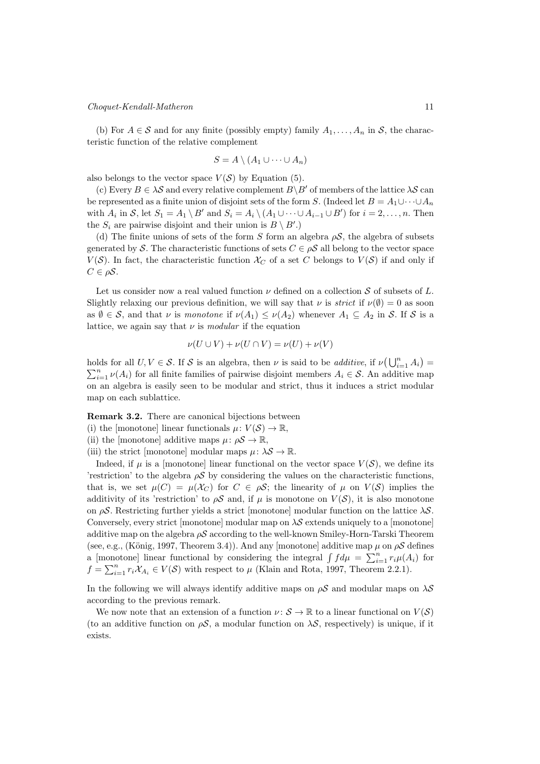(b) For $A \in \mathcal{S}$ and for any finite (possibly empty) family $A_1, \ldots, A_n$ in $\mathcal{S}$, the characteristic function of the relative complement

$$S = A \setminus (A_1 \cup \cdots \cup A_n)$$

also belongs to the vector space $V(\mathcal{S})$ by Equation (5).

(c) Every $B \in \lambda\mathcal{S}$ and every relative complement $B \setminus B'$ of members of the lattice $\lambda\mathcal{S}$ can be represented as a finite union of disjoint sets of the form $S$. (Indeed let $B = A_1 \cup \cdots \cup A_n$ with $A_i$ in $\mathcal{S}$, let $S_1 = A_1 \setminus B'$ and $S_i = A_i \setminus (A_1 \cup \cdots \cup A_{i-1} \cup B')$ for $i = 2, \ldots, n$. Then the $S_i$ are pairwise disjoint and their union is $B \setminus B'$.)

(d) The finite unions of sets of the form $S$ form an algebra $\rho\mathcal{S}$, the algebra of subsets generated by $\mathcal{S}$. The characteristic functions of sets $C \in \rho\mathcal{S}$ all belong to the vector space $V(\mathcal{S})$. In fact, the characteristic function $\mathcal{X}_C$ of a set $C$ belongs to $V(\mathcal{S})$ if and only if $C \in \rho\mathcal{S}$.

Let us consider now a real valued function $\nu$ defined on a collection $\mathcal{S}$ of subsets of $L$. Slightly relaxing our previous definition, we will say that $\nu$ is *strict* if $\nu(\emptyset) = 0$ as soon as $\emptyset \in \mathcal{S}$, and that $\nu$ is *monotone* if $\nu(A_1) \leq \nu(A_2)$ whenever $A_1 \subseteq A_2$ in $\mathcal{S}$. If $\mathcal{S}$ is a lattice, we again say that $\nu$ is *modular* if the equation

$$\nu(U \cup V) + \nu(U \cap V) = \nu(U) + \nu(V)$$

holds for all $U, V \in \mathcal{S}$. If $\mathcal{S}$ is an algebra, then $\nu$ is said to be *additive*, if $\nu\big(\bigcup_{i=1}^n A_i\big) = \sum_{i=1}^n \nu(A_i)$ for all finite families of pairwise disjoint members $A_i \in \mathcal{S}$. An additive map on an algebra is easily seen to be modular and strict, thus it induces a strict modular map on each sublattice.

**Remark 3.2.** There are canonical bijections between
(i) the [monotone] linear functionals $\mu \colon V(\mathcal{S}) \to \mathbb{R}$,
(ii) the [monotone] additive maps $\mu \colon \rho\mathcal{S} \to \mathbb{R}$,
(iii) the strict [monotone] modular maps $\mu \colon \lambda\mathcal{S} \to \mathbb{R}$.

Indeed, if $\mu$ is a [monotone] linear functional on the vector space $V(\mathcal{S})$, we define its 'restriction' to the algebra $\rho\mathcal{S}$ by considering the values on the characteristic functions, that is, we set $\mu(C) = \mu(\mathcal{X}_C)$ for $C \in \rho\mathcal{S}$; the linearity of $\mu$ on $V(\mathcal{S})$ implies the additivity of its 'restriction' to $\rho\mathcal{S}$ and, if $\mu$ is monotone on $V(\mathcal{S})$, it is also monotone on $\rho\mathcal{S}$. Restricting further yields a strict [monotone] modular function on the lattice $\lambda\mathcal{S}$. Conversely, every strict [monotone] modular map on $\lambda\mathcal{S}$ extends uniquely to a [monotone] additive map on the algebra $\rho\mathcal{S}$ according to the well-known Smiley-Horn-Tarski Theorem (see, e.g., (König, 1997, Theorem 3.4)). And any [monotone] additive map $\mu$ on $\rho\mathcal{S}$ defines a [monotone] linear functional by considering the integral $\int f d\mu = \sum_{i=1}^n r_i \mu(A_i)$ for $f = \sum_{i=1}^n r_i \mathcal{X}_{A_i} \in V(\mathcal{S})$ with respect to $\mu$ (Klain and Rota, 1997, Theorem 2.2.1).

In the following we will always identify additive maps on $\rho\mathcal{S}$ and modular maps on $\lambda\mathcal{S}$ according to the previous remark.

We now note that an extension of a function $\nu \colon \mathcal{S} \to \mathbb{R}$ to a linear functional on $V(\mathcal{S})$ (to an additive function on $\rho\mathcal{S}$, a modular function on $\lambda\mathcal{S}$, respectively) is unique, if it exists.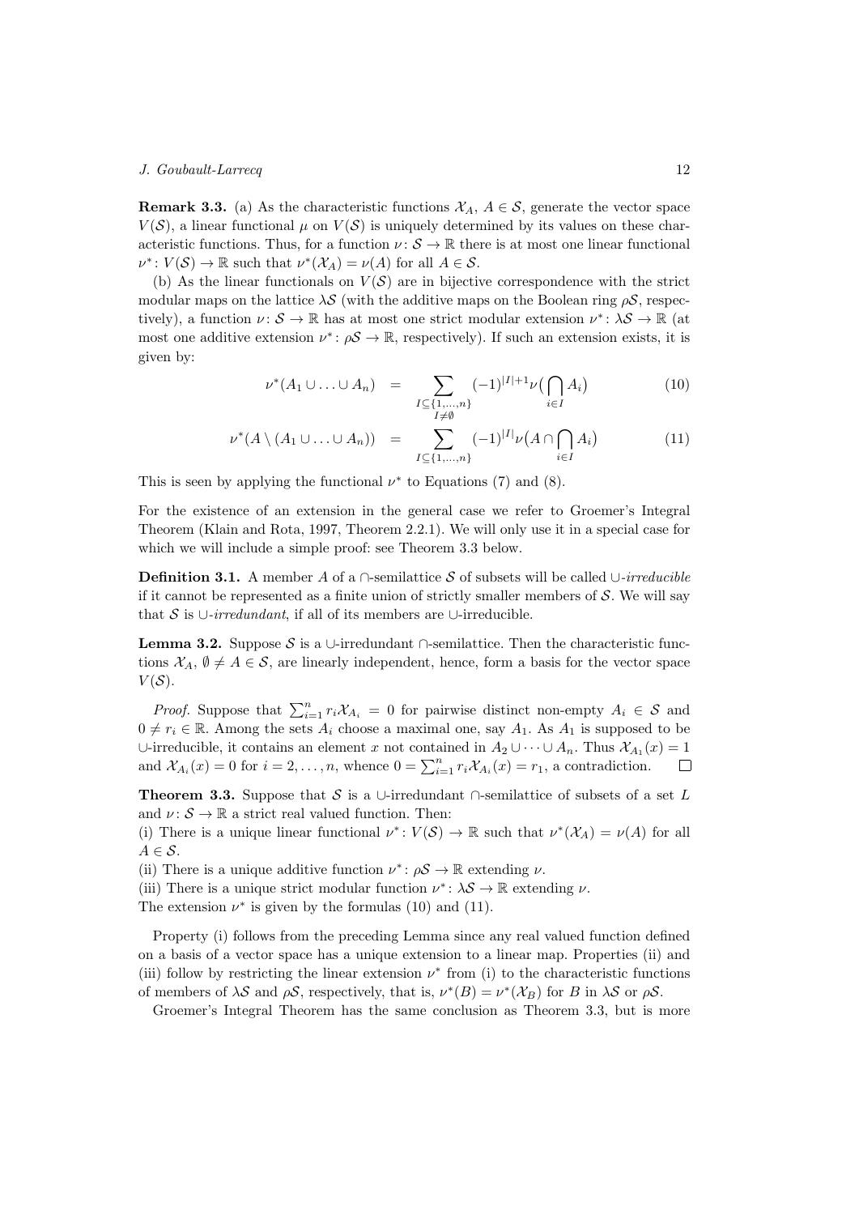**Remark 3.3.** (a) As the characteristic functions $\mathcal{X}_A$, $A \in \mathcal{S}$, generate the vector space $V(\mathcal{S})$, a linear functional $\mu$ on $V(\mathcal{S})$ is uniquely determined by its values on these characteristic functions. Thus, for a function $\nu \colon \mathcal{S} \to \mathbb{R}$ there is at most one linear functional $\nu^* \colon V(\mathcal{S}) \to \mathbb{R}$ such that $\nu^*(\mathcal{X}_A) = \nu(A)$ for all $A \in \mathcal{S}$.

(b) As the linear functionals on $V(\mathcal{S})$ are in bijective correspondence with the strict modular maps on the lattice $\lambda\mathcal{S}$ (with the additive maps on the Boolean ring $\rho\mathcal{S}$, respectively), a function $\nu \colon \mathcal{S} \to \mathbb{R}$ has at most one strict modular extension $\nu^* \colon \lambda\mathcal{S} \to \mathbb{R}$ (at most one additive extension $\nu^* \colon \rho\mathcal{S} \to \mathbb{R}$, respectively). If such an extension exists, it is given by:

$$\nu^*(A_1 \cup \ldots \cup A_n) = \sum_{\substack{I \subseteq \{1,\ldots,n\} \\ I \neq \emptyset}} (-1)^{|I|+1} \nu\big(\bigcap_{i \in I} A_i\big) \tag{10}$$

$$\nu^*(A \setminus (A_1 \cup \ldots \cup A_n)) = \sum_{I \subseteq \{1,\ldots,n\}} (-1)^{|I|} \nu\big(A \cap \bigcap_{i \in I} A_i\big) \tag{11}$$

This is seen by applying the functional $\nu^*$ to Equations (7) and (8).

For the existence of an extension in the general case we refer to Groemer's Integral Theorem (Klain and Rota, 1997, Theorem 2.2.1). We will only use it in a special case for which we will include a simple proof: see Theorem 3.3 below.

**Definition 3.1.** A member $A$ of a $\cap$-semilattice $\mathcal{S}$ of subsets will be called $\cup$-*irreducible* if it cannot be represented as a finite union of strictly smaller members of $\mathcal{S}$. We will say that $\mathcal{S}$ is $\cup$-*irredundant*, if all of its members are $\cup$-irreducible.

**Lemma 3.2.** Suppose $\mathcal{S}$ is a $\cup$-irredundant $\cap$-semilattice. Then the characteristic functions $\mathcal{X}_A$, $\emptyset \neq A \in \mathcal{S}$, are linearly independent, hence, form a basis for the vector space $V(\mathcal{S})$.

*Proof.* Suppose that $\sum_{i=1}^n r_i \mathcal{X}_{A_i} = 0$ for pairwise distinct non-empty $A_i \in \mathcal{S}$ and $0 \neq r_i \in \mathbb{R}$. Among the sets $A_i$ choose a maximal one, say $A_1$. As $A_1$ is supposed to be $\cup$-irreducible, it contains an element $x$ not contained in $A_2 \cup \cdots \cup A_n$. Thus $\mathcal{X}_{A_1}(x) = 1$ and $\mathcal{X}_{A_i}(x) = 0$ for $i = 2, \ldots, n$, whence $0 = \sum_{i=1}^n r_i \mathcal{X}_{A_i}(x) = r_1$, a contradiction. $\square$

**Theorem 3.3.** Suppose that $\mathcal{S}$ is a $\cup$-irredundant $\cap$-semilattice of subsets of a set $L$ and $\nu \colon \mathcal{S} \to \mathbb{R}$ a strict real valued function. Then:
(i) There is a unique linear functional $\nu^* \colon V(\mathcal{S}) \to \mathbb{R}$ such that $\nu^*(\mathcal{X}_A) = \nu(A)$ for all $A \in \mathcal{S}$.
(ii) There is a unique additive function $\nu^* \colon \rho\mathcal{S} \to \mathbb{R}$ extending $\nu$.
(iii) There is a unique strict modular function $\nu^* \colon \lambda\mathcal{S} \to \mathbb{R}$ extending $\nu$.
The extension $\nu^*$ is given by the formulas (10) and (11).

Property (i) follows from the preceding Lemma since any real valued function defined on a basis of a vector space has a unique extension to a linear map. Properties (ii) and (iii) follow by restricting the linear extension $\nu^*$ from (i) to the characteristic functions of members of $\lambda\mathcal{S}$ and $\rho\mathcal{S}$, respectively, that is, $\nu^*(B) = \nu^*(\mathcal{X}_B)$ for $B$ in $\lambda\mathcal{S}$ or $\rho\mathcal{S}$.

Groemer's Integral Theorem has the same conclusion as Theorem 3.3, but is more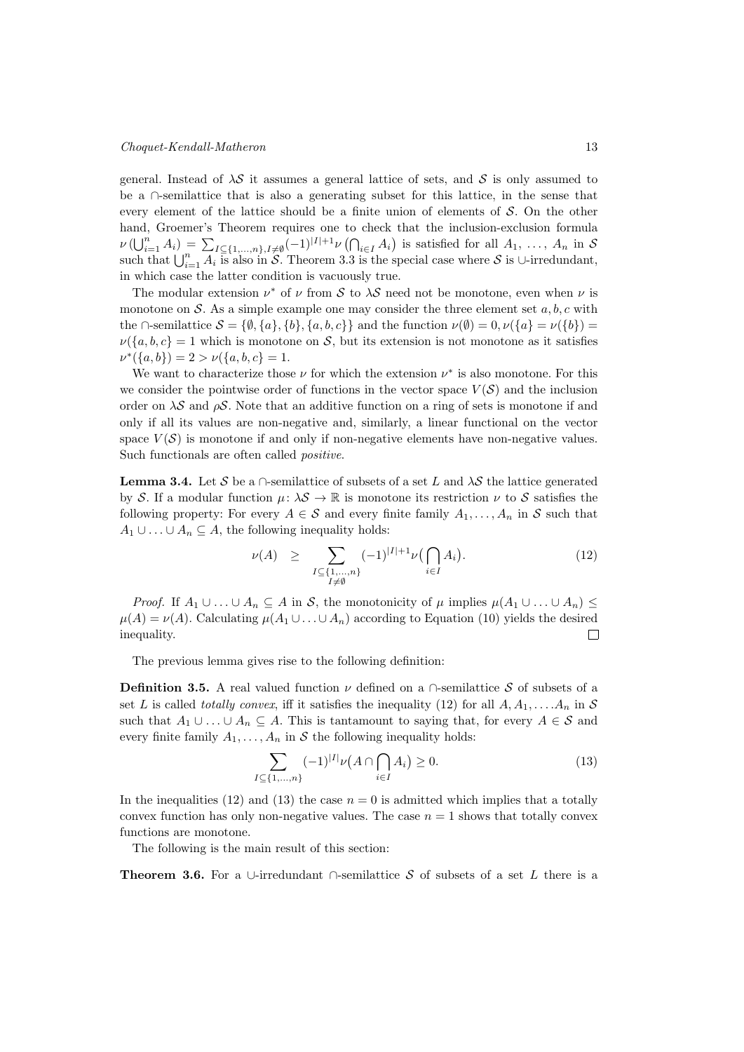general. Instead of $\lambda\mathcal{S}$ it assumes a general lattice of sets, and $\mathcal{S}$ is only assumed to be a $\cap$-semilattice that is also a generating subset for this lattice, in the sense that every element of the lattice should be a finite union of elements of $\mathcal{S}$. On the other hand, Groemer's Theorem requires one to check that the inclusion-exclusion formula $\nu\left(\bigcup_{i=1}^{n} A_i\right) = \sum_{I\subseteq\{1,\ldots,n\}, I\neq\emptyset}(-1)^{|I|+1}\nu\left(\bigcap_{i\in I} A_i\right)$ is satisfied for all $A_1, \ldots, A_n$ in $\mathcal{S}$ such that $\bigcup_{i=1}^{n} A_i$ is also in $\mathcal{S}$. Theorem 3.3 is the special case where $\mathcal{S}$ is $\cup$-irredundant, in which case the latter condition is vacuously true.

The modular extension $\nu^*$ of $\nu$ from $\mathcal{S}$ to $\lambda\mathcal{S}$ need not be monotone, even when $\nu$ is monotone on $\mathcal{S}$. As a simple example one may consider the three element set $a, b, c$ with the $\cap$-semilattice $\mathcal{S} = \{\emptyset, \{a\}, \{b\}, \{a, b, c\}\}$ and the function $\nu(\emptyset) = 0, \nu(\{a\} = \nu(\{b\}) = \nu(\{a, b, c\} = 1$ which is monotone on $\mathcal{S}$, but its extension is not monotone as it satisfies $\nu^*(\{a, b\}) = 2 > \nu(\{a, b, c\} = 1$.

We want to characterize those $\nu$ for which the extension $\nu^*$ is also monotone. For this we consider the pointwise order of functions in the vector space $V(\mathcal{S})$ and the inclusion order on $\lambda\mathcal{S}$ and $\rho\mathcal{S}$. Note that an additive function on a ring of sets is monotone if and only if all its values are non-negative and, similarly, a linear functional on the vector space $V(\mathcal{S})$ is monotone if and only if non-negative elements have non-negative values. Such functionals are often called *positive*.

**Lemma 3.4.** Let $\mathcal{S}$ be a $\cap$-semilattice of subsets of a set $L$ and $\lambda\mathcal{S}$ the lattice generated by $\mathcal{S}$. If a modular function $\mu\colon \lambda\mathcal{S} \to \mathbb{R}$ is monotone its restriction $\nu$ to $\mathcal{S}$ satisfies the following property: For every $A \in \mathcal{S}$ and every finite family $A_1, \ldots, A_n$ in $\mathcal{S}$ such that $A_1 \cup \ldots \cup A_n \subseteq A$, the following inequality holds:

$$\nu(A) \quad \geq \sum_{\substack{I\subseteq\{1,\ldots,n\}\\ I\neq\emptyset}} (-1)^{|I|+1}\nu\big(\bigcap_{i\in I} A_i\big). \tag{12}$$

*Proof.* If $A_1 \cup \ldots \cup A_n \subseteq A$ in $\mathcal{S}$, the monotonicity of $\mu$ implies $\mu(A_1 \cup \ldots \cup A_n) \leq \mu(A) = \nu(A)$. Calculating $\mu(A_1 \cup \ldots \cup A_n)$ according to Equation (10) yields the desired inequality. $\square$

The previous lemma gives rise to the following definition:

**Definition 3.5.** A real valued function $\nu$ defined on a $\cap$-semilattice $\mathcal{S}$ of subsets of a set $L$ is called *totally convex*, iff it satisfies the inequality (12) for all $A, A_1, \ldots. A_n$ in $\mathcal{S}$ such that $A_1 \cup \ldots \cup A_n \subseteq A$. This is tantamount to saying that, for every $A \in \mathcal{S}$ and every finite family $A_1, \ldots, A_n$ in $\mathcal{S}$ the following inequality holds:

$$\sum_{I\subseteq\{1,\ldots,n\}} (-1)^{|I|}\nu\big(A \cap \bigcap_{i\in I} A_i\big) \geq 0. \tag{13}$$

In the inequalities (12) and (13) the case $n = 0$ is admitted which implies that a totally convex function has only non-negative values. The case $n = 1$ shows that totally convex functions are monotone.

The following is the main result of this section:

**Theorem 3.6.** For a $\cup$-irredundant $\cap$-semilattice $\mathcal{S}$ of subsets of a set $L$ there is a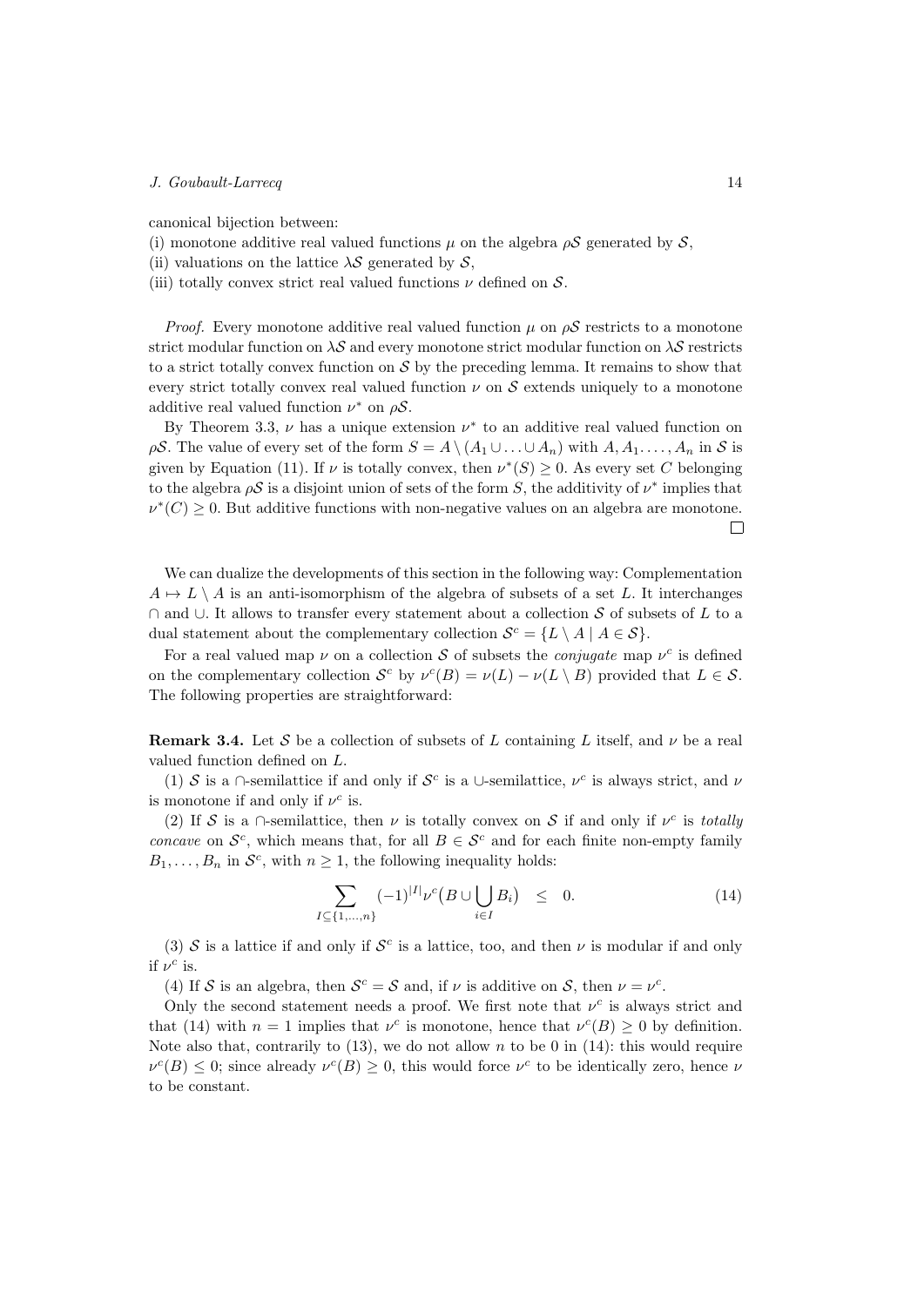canonical bijection between:

(i) monotone additive real valued functions $\mu$ on the algebra $\rho\mathcal{S}$ generated by $\mathcal{S}$,

(ii) valuations on the lattice $\lambda\mathcal{S}$ generated by $\mathcal{S}$,

(iii) totally convex strict real valued functions $\nu$ defined on $\mathcal{S}$.

*Proof.* Every monotone additive real valued function $\mu$ on $\rho\mathcal{S}$ restricts to a monotone strict modular function on $\lambda\mathcal{S}$ and every monotone strict modular function on $\lambda\mathcal{S}$ restricts to a strict totally convex function on $\mathcal{S}$ by the preceding lemma. It remains to show that every strict totally convex real valued function $\nu$ on $\mathcal{S}$ extends uniquely to a monotone additive real valued function $\nu^*$ on $\rho\mathcal{S}$.

By Theorem 3.3, $\nu$ has a unique extension $\nu^*$ to an additive real valued function on $\rho\mathcal{S}$. The value of every set of the form $S = A \setminus (A_1 \cup \ldots \cup A_n)$ with $A, A_1, \ldots, A_n$ in $\mathcal{S}$ is given by Equation (11). If $\nu$ is totally convex, then $\nu^*(S) \geq 0$. As every set $C$ belonging to the algebra $\rho\mathcal{S}$ is a disjoint union of sets of the form $S$, the additivity of $\nu^*$ implies that $\nu^*(C) \geq 0$. But additive functions with non-negative values on an algebra are monotone. $\square$

We can dualize the developments of this section in the following way: Complementation $A \mapsto L \setminus A$ is an anti-isomorphism of the algebra of subsets of a set $L$. It interchanges $\cap$ and $\cup$. It allows to transfer every statement about a collection $\mathcal{S}$ of subsets of $L$ to a dual statement about the complementary collection $\mathcal{S}^c = \{L \setminus A \mid A \in \mathcal{S}\}$.

For a real valued map $\nu$ on a collection $\mathcal{S}$ of subsets the *conjugate* map $\nu^c$ is defined on the complementary collection $\mathcal{S}^c$ by $\nu^c(B) = \nu(L) - \nu(L \setminus B)$ provided that $L \in \mathcal{S}$. The following properties are straightforward:

**Remark 3.4.** Let $\mathcal{S}$ be a collection of subsets of $L$ containing $L$ itself, and $\nu$ be a real valued function defined on $L$.

(1) $\mathcal{S}$ is a $\cap$-semilattice if and only if $\mathcal{S}^c$ is a $\cup$-semilattice, $\nu^c$ is always strict, and $\nu$ is monotone if and only if $\nu^c$ is.

(2) If $\mathcal{S}$ is a $\cap$-semilattice, then $\nu$ is totally convex on $\mathcal{S}$ if and only if $\nu^c$ is *totally concave* on $\mathcal{S}^c$, which means that, for all $B \in \mathcal{S}^c$ and for each finite non-empty family $B_1, \ldots, B_n$ in $\mathcal{S}^c$, with $n \geq 1$, the following inequality holds:

$$\sum_{I \subseteq \{1,\ldots,n\}} (-1)^{|I|} \nu^c\big(B \cup \bigcup_{i \in I} B_i\big) \quad \leq \quad 0. \tag{14}$$

(3) $\mathcal{S}$ is a lattice if and only if $\mathcal{S}^c$ is a lattice, too, and then $\nu$ is modular if and only if $\nu^c$ is.

(4) If $\mathcal{S}$ is an algebra, then $\mathcal{S}^c = \mathcal{S}$ and, if $\nu$ is additive on $\mathcal{S}$, then $\nu = \nu^c$.

Only the second statement needs a proof. We first note that $\nu^c$ is always strict and that (14) with $n = 1$ implies that $\nu^c$ is monotone, hence that $\nu^c(B) \geq 0$ by definition. Note also that, contrarily to (13), we do not allow $n$ to be 0 in (14): this would require $\nu^c(B) \leq 0$; since already $\nu^c(B) \geq 0$, this would force $\nu^c$ to be identically zero, hence $\nu$ to be constant.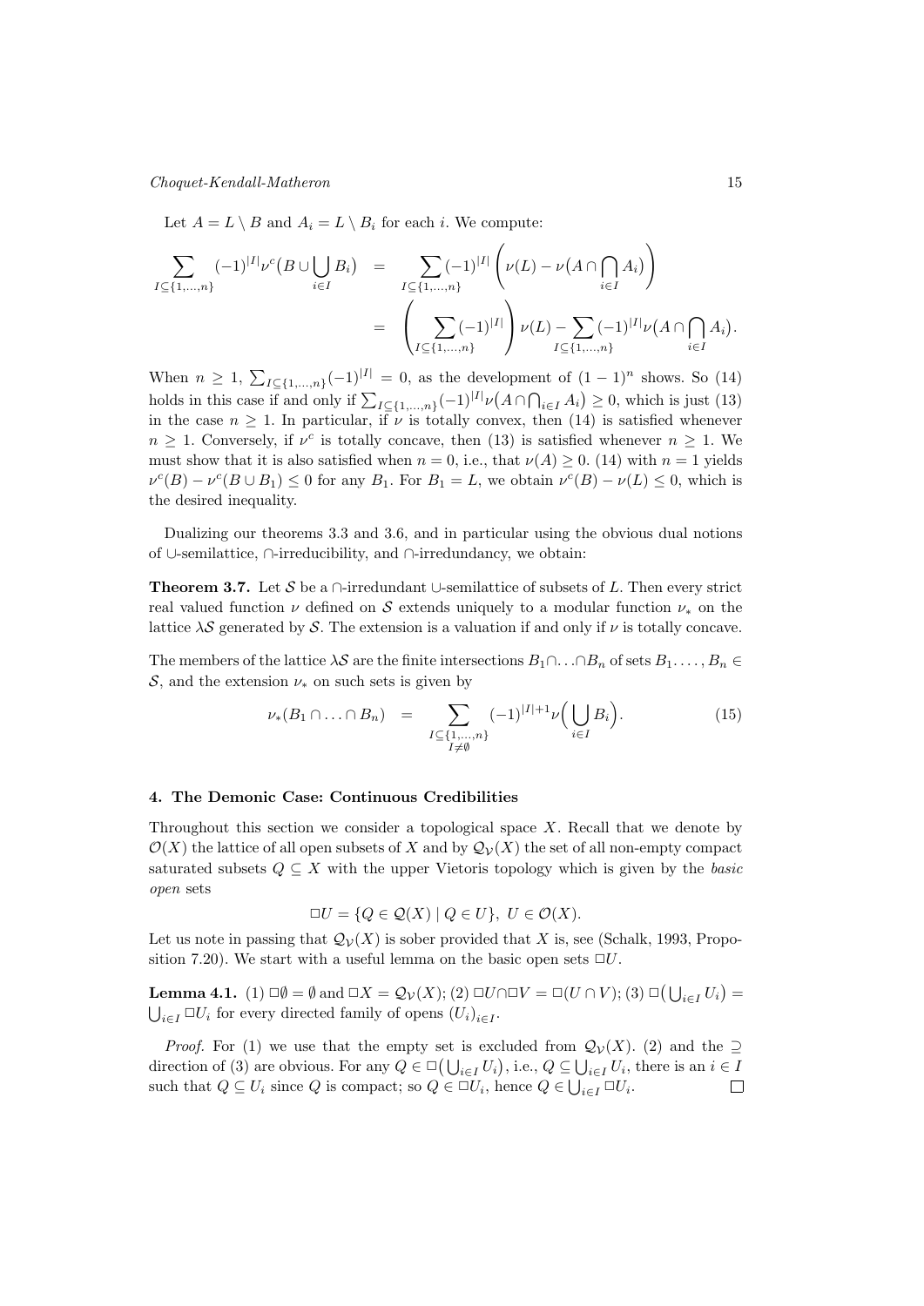Let $A = L \setminus B$ and $A_i = L \setminus B_i$ for each $i$. We compute:

$$
\begin{aligned}
\sum_{I \subseteq \{1,\ldots,n\}} (-1)^{|I|} \nu^c\big(B \cup \bigcup_{i \in I} B_i\big) &= \sum_{I \subseteq \{1,\ldots,n\}} (-1)^{|I|} \left( \nu(L) - \nu\big(A \cap \bigcap_{i \in I} A_i\big) \right) \\
&= \left( \sum_{I \subseteq \{1,\ldots,n\}} (-1)^{|I|} \right) \nu(L) - \sum_{I \subseteq \{1,\ldots,n\}} (-1)^{|I|} \nu\big(A \cap \bigcap_{i \in I} A_i\big).
\end{aligned}
$$

When $n \geq 1$, $\sum_{I \subseteq \{1,\ldots,n\}} (-1)^{|I|} = 0$, as the development of $(1-1)^n$ shows. So (14) holds in this case if and only if $\sum_{I \subseteq \{1,\ldots,n\}} (-1)^{|I|} \nu\big(A \cap \bigcap_{i \in I} A_i\big) \geq 0$, which is just (13) in the case $n \geq 1$. In particular, if $\nu$ is totally convex, then (14) is satisfied whenever $n \geq 1$. Conversely, if $\nu^c$ is totally concave, then (13) is satisfied whenever $n \geq 1$. We must show that it is also satisfied when $n = 0$, i.e., that $\nu(A) \geq 0$. (14) with $n = 1$ yields $\nu^c(B) - \nu^c(B \cup B_1) \leq 0$ for any $B_1$. For $B_1 = L$, we obtain $\nu^c(B) - \nu(L) \leq 0$, which is the desired inequality.

Dualizing our theorems 3.3 and 3.6, and in particular using the obvious dual notions of $\cup$-semilattice, $\cap$-irreducibility, and $\cap$-irredundancy, we obtain:

**Theorem 3.7.** Let $\mathcal{S}$ be a $\cap$-irredundant $\cup$-semilattice of subsets of $L$. Then every strict real valued function $\nu$ defined on $\mathcal{S}$ extends uniquely to a modular function $\nu_*$ on the lattice $\lambda\mathcal{S}$ generated by $\mathcal{S}$. The extension is a valuation if and only if $\nu$ is totally concave.

The members of the lattice $\lambda\mathcal{S}$ are the finite intersections $B_1 \cap \ldots \cap B_n$ of sets $B_1, \ldots, B_n \in \mathcal{S}$, and the extension $\nu_*$ on such sets is given by

$$
\nu_*(B_1 \cap \ldots \cap B_n) = \sum_{\substack{I \subseteq \{1,\ldots,n\} \\ I \neq \emptyset}} (-1)^{|I|+1} \nu\Big(\bigcup_{i \in I} B_i\Big). \tag{15}
$$

#### 4. The Demonic Case: Continuous Credibilities

Throughout this section we consider a topological space $X$. Recall that we denote by $\mathcal{O}(X)$ the lattice of all open subsets of $X$ and by $\mathcal{Q}_{\mathcal{V}}(X)$ the set of all non-empty compact saturated subsets $Q \subseteq X$ with the upper Vietoris topology which is given by the *basic open* sets

$$
\Box U = \{Q \in \mathcal{Q}(X) \mid Q \in U\}, \; U \in \mathcal{O}(X).
$$

Let us note in passing that $\mathcal{Q}_{\mathcal{V}}(X)$ is sober provided that $X$ is, see (Schalk, 1993, Proposition 7.20). We start with a useful lemma on the basic open sets $\Box U$.

**Lemma 4.1.** (1) $\Box\emptyset = \emptyset$ and $\Box X = \mathcal{Q}_{\mathcal{V}}(X)$; (2) $\Box U \cap \Box V = \Box(U \cap V)$; (3) $\Box\big(\bigcup_{i \in I} U_i\big) = \bigcup_{i \in I} \Box U_i$ for every directed family of opens $(U_i)_{i \in I}$.

*Proof.* For (1) we use that the empty set is excluded from $\mathcal{Q}_{\mathcal{V}}(X)$. (2) and the $\supseteq$ direction of (3) are obvious. For any $Q \in \Box\big(\bigcup_{i \in I} U_i\big)$, i.e., $Q \subseteq \bigcup_{i \in I} U_i$, there is an $i \in I$ such that $Q \subseteq U_i$ since $Q$ is compact; so $Q \in \Box U_i$, hence $Q \in \bigcup_{i \in I} \Box U_i$. $\square$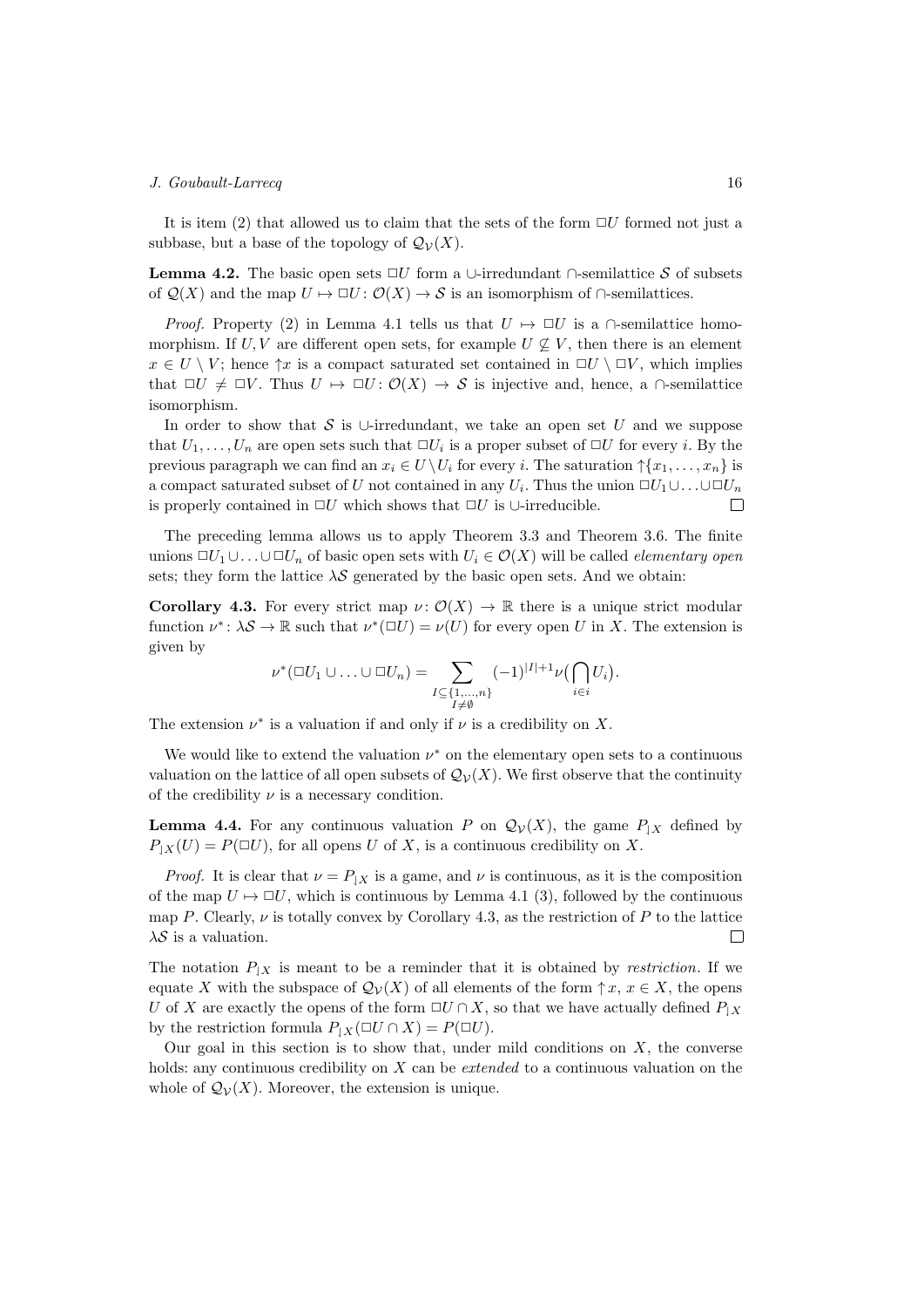It is item (2) that allowed us to claim that the sets of the form $\Box U$ formed not just a subbase, but a base of the topology of $\mathcal{Q}_\mathcal{V}(X)$.

**Lemma 4.2.** The basic open sets $\Box U$ form a $\cup$-irredundant $\cap$-semilattice $\mathcal{S}$ of subsets of $\mathcal{Q}(X)$ and the map $U \mapsto \Box U \colon \mathcal{O}(X) \to \mathcal{S}$ is an isomorphism of $\cap$-semilattices.

*Proof.* Property (2) in Lemma 4.1 tells us that $U \mapsto \Box U$ is a $\cap$-semilattice homomorphism. If $U, V$ are different open sets, for example $U \not\subseteq V$, then there is an element $x \in U \setminus V$; hence $\uparrow x$ is a compact saturated set contained in $\Box U \setminus \Box V$, which implies that $\Box U \neq \Box V$. Thus $U \mapsto \Box U \colon \mathcal{O}(X) \to \mathcal{S}$ is injective and, hence, a $\cap$-semilattice isomorphism.

In order to show that $\mathcal{S}$ is $\cup$-irredundant, we take an open set $U$ and we suppose that $U_1, \ldots, U_n$ are open sets such that $\Box U_i$ is a proper subset of $\Box U$ for every $i$. By the previous paragraph we can find an $x_i \in U \setminus U_i$ for every $i$. The saturation $\uparrow\{x_1, \ldots, x_n\}$ is a compact saturated subset of $U$ not contained in any $U_i$. Thus the union $\Box U_1 \cup \ldots \cup \Box U_n$ is properly contained in $\Box U$ which shows that $\Box U$ is $\cup$-irreducible. $\Box$

The preceding lemma allows us to apply Theorem 3.3 and Theorem 3.6. The finite unions $\Box U_1 \cup \ldots \cup \Box U_n$ of basic open sets with $U_i \in \mathcal{O}(X)$ will be called *elementary open* sets; they form the lattice $\lambda\mathcal{S}$ generated by the basic open sets. And we obtain:

**Corollary 4.3.** For every strict map $\nu \colon \mathcal{O}(X) \to \mathbb{R}$ there is a unique strict modular function $\nu^* \colon \lambda\mathcal{S} \to \mathbb{R}$ such that $\nu^*(\Box U) = \nu(U)$ for every open $U$ in $X$. The extension is given by

$$\nu^*(\Box U_1 \cup \ldots \cup \Box U_n) = \sum_{\substack{I \subseteq \{1,\ldots,n\} \\ I \neq \emptyset}} (-1)^{|I|+1} \nu\big(\bigcap_{i \in i} U_i\big).$$

The extension $\nu^*$ is a valuation if and only if $\nu$ is a credibility on $X$.

We would like to extend the valuation $\nu^*$ on the elementary open sets to a continuous valuation on the lattice of all open subsets of $\mathcal{Q}_\mathcal{V}(X)$. We first observe that the continuity of the credibility $\nu$ is a necessary condition.

**Lemma 4.4.** For any continuous valuation $P$ on $\mathcal{Q}_\mathcal{V}(X)$, the game $P_{\rceil X}$ defined by $P_{\rceil X}(U) = P(\Box U)$, for all opens $U$ of $X$, is a continuous credibility on $X$.

*Proof.* It is clear that $\nu = P_{\rceil X}$ is a game, and $\nu$ is continuous, as it is the composition of the map $U \mapsto \Box U$, which is continuous by Lemma 4.1 (3), followed by the continuous map $P$. Clearly, $\nu$ is totally convex by Corollary 4.3, as the restriction of $P$ to the lattice $\lambda\mathcal{S}$ is a valuation. $\Box$

The notation $P_{\rceil X}$ is meant to be a reminder that it is obtained by *restriction*. If we equate $X$ with the subspace of $\mathcal{Q}_\mathcal{V}(X)$ of all elements of the form $\uparrow x$, $x \in X$, the opens $U$ of $X$ are exactly the opens of the form $\Box U \cap X$, so that we have actually defined $P_{\rceil X}$ by the restriction formula $P_{\rceil X}(\Box U \cap X) = P(\Box U)$.

Our goal in this section is to show that, under mild conditions on $X$, the converse holds: any continuous credibility on $X$ can be *extended* to a continuous valuation on the whole of $\mathcal{Q}_\mathcal{V}(X)$. Moreover, the extension is unique.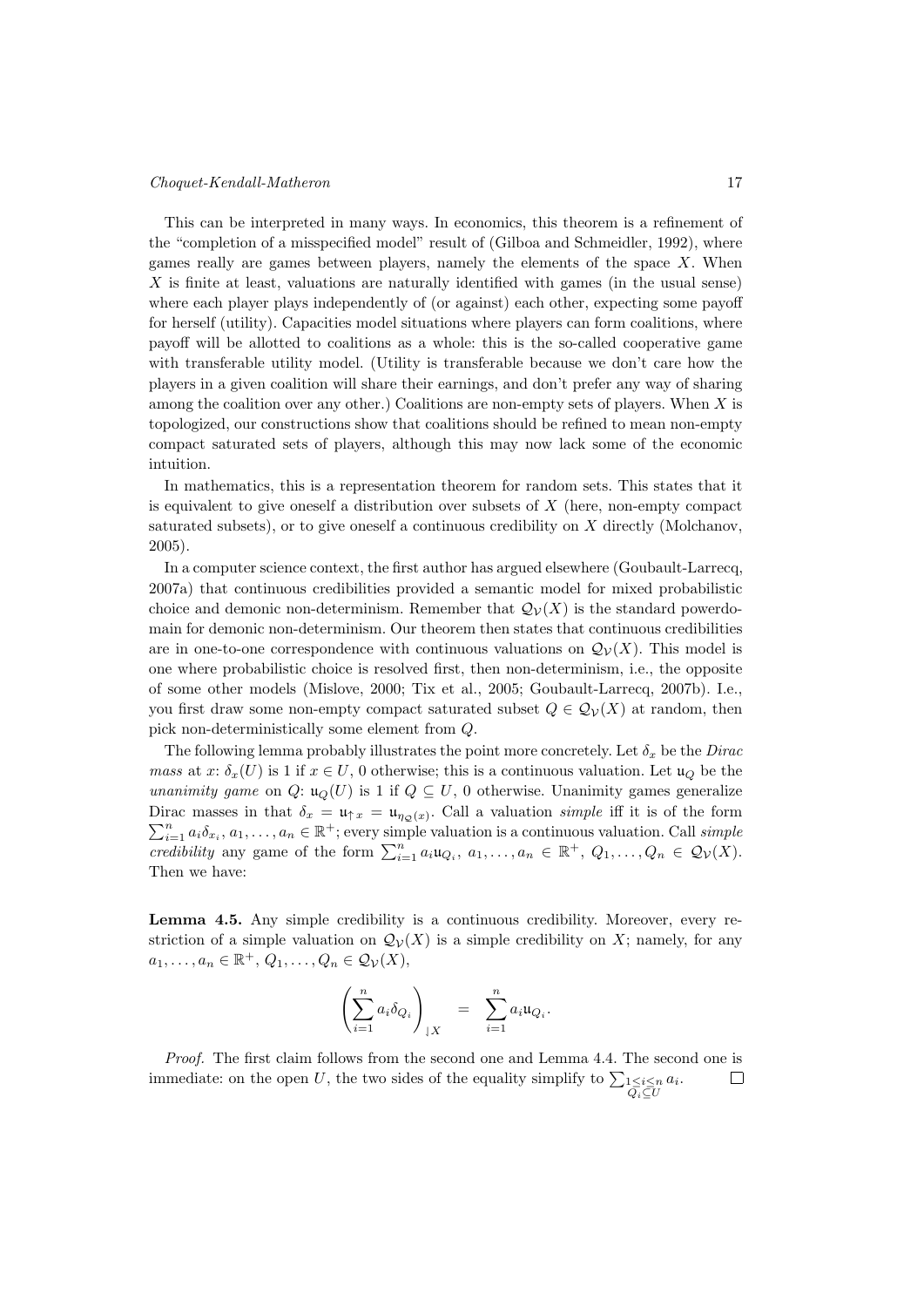This can be interpreted in many ways. In economics, this theorem is a refinement of the "completion of a misspecified model" result of (Gilboa and Schmeidler, 1992), where games really are games between players, namely the elements of the space $X$. When $X$ is finite at least, valuations are naturally identified with games (in the usual sense) where each player plays independently of (or against) each other, expecting some payoff for herself (utility). Capacities model situations where players can form coalitions, where payoff will be allotted to coalitions as a whole: this is the so-called cooperative game with transferable utility model. (Utility is transferable because we don't care how the players in a given coalition will share their earnings, and don't prefer any way of sharing among the coalition over any other.) Coalitions are non-empty sets of players. When $X$ is topologized, our constructions show that coalitions should be refined to mean non-empty compact saturated sets of players, although this may now lack some of the economic intuition.

In mathematics, this is a representation theorem for random sets. This states that it is equivalent to give oneself a distribution over subsets of $X$ (here, non-empty compact saturated subsets), or to give oneself a continuous credibility on $X$ directly (Molchanov, 2005).

In a computer science context, the first author has argued elsewhere (Goubault-Larrecq, 2007a) that continuous credibilities provided a semantic model for mixed probabilistic choice and demonic non-determinism. Remember that $\mathcal{Q}_{\mathcal{V}}(X)$ is the standard powerdomain for demonic non-determinism. Our theorem then states that continuous credibilities are in one-to-one correspondence with continuous valuations on $\mathcal{Q}_{\mathcal{V}}(X)$. This model is one where probabilistic choice is resolved first, then non-determinism, i.e., the opposite of some other models (Mislove, 2000; Tix et al., 2005; Goubault-Larrecq, 2007b). I.e., you first draw some non-empty compact saturated subset $Q \in \mathcal{Q}_{\mathcal{V}}(X)$ at random, then pick non-deterministically some element from $Q$.

The following lemma probably illustrates the point more concretely. Let $\delta_x$ be the *Dirac mass* at $x$: $\delta_x(U)$ is 1 if $x \in U$, 0 otherwise; this is a continuous valuation. Let $\mathfrak{u}_Q$ be the *unanimity game* on $Q$: $\mathfrak{u}_Q(U)$ is 1 if $Q \subseteq U$, 0 otherwise. Unanimity games generalize Dirac masses in that $\delta_x = \mathfrak{u}_{\uparrow x} = \mathfrak{u}_{\eta_{\mathcal{Q}}(x)}$. Call a valuation *simple* iff it is of the form $\sum_{i=1}^n a_i \delta_{x_i}$, $a_1, \ldots, a_n \in \mathbb{R}^+$; every simple valuation is a continuous valuation. Call *simple credibility* any game of the form $\sum_{i=1}^n a_i \mathfrak{u}_{Q_i}$, $a_1, \ldots, a_n \in \mathbb{R}^+$, $Q_1, \ldots, Q_n \in \mathcal{Q}_{\mathcal{V}}(X)$. Then we have:

**Lemma 4.5.** Any simple credibility is a continuous credibility. Moreover, every restriction of a simple valuation on $\mathcal{Q}_{\mathcal{V}}(X)$ is a simple credibility on $X$; namely, for any $a_1, \ldots, a_n \in \mathbb{R}^+$, $Q_1, \ldots, Q_n \in \mathcal{Q}_{\mathcal{V}}(X)$,

$$\left(\sum_{i=1}^n a_i \delta_{Q_i}\right)_{|X} = \sum_{i=1}^n a_i \mathfrak{u}_{Q_i}.$$

*Proof.* The first claim follows from the second one and Lemma 4.4. The second one is immediate: on the open $U$, the two sides of the equality simplify to $\sum_{\substack{1 \leq i \leq n \\ Q_i \subseteq U}} a_i$. $\square$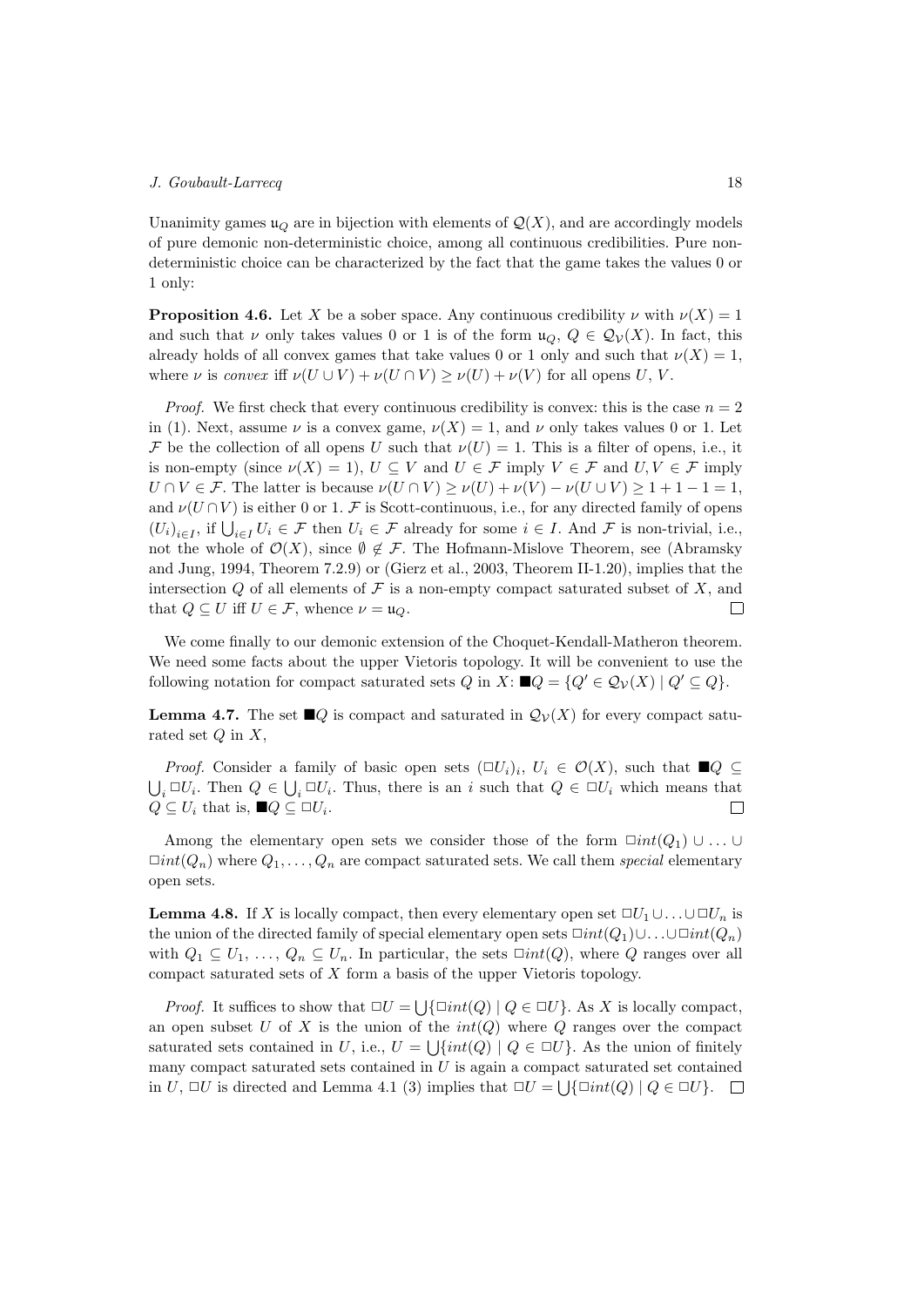Unanimity games $\mathfrak{u}_Q$ are in bijection with elements of $\mathcal{Q}(X)$, and are accordingly models of pure demonic non-deterministic choice, among all continuous credibilities. Pure non-deterministic choice can be characterized by the fact that the game takes the values 0 or 1 only:

**Proposition 4.6.** Let $X$ be a sober space. Any continuous credibility $\nu$ with $\nu(X) = 1$ and such that $\nu$ only takes values 0 or 1 is of the form $\mathfrak{u}_Q$, $Q \in \mathcal{Q}_\mathcal{V}(X)$. In fact, this already holds of all convex games that take values 0 or 1 only and such that $\nu(X) = 1$, where $\nu$ is *convex* iff $\nu(U \cup V) + \nu(U \cap V) \geq \nu(U) + \nu(V)$ for all opens $U$, $V$.

*Proof.* We first check that every continuous credibility is convex: this is the case $n = 2$ in (1). Next, assume $\nu$ is a convex game, $\nu(X) = 1$, and $\nu$ only takes values 0 or 1. Let $\mathcal{F}$ be the collection of all opens $U$ such that $\nu(U) = 1$. This is a filter of opens, i.e., it is non-empty (since $\nu(X) = 1$), $U \subseteq V$ and $U \in \mathcal{F}$ imply $V \in \mathcal{F}$ and $U, V \in \mathcal{F}$ imply $U \cap V \in \mathcal{F}$. The latter is because $\nu(U \cap V) \geq \nu(U) + \nu(V) - \nu(U \cup V) \geq 1 + 1 - 1 = 1$, and $\nu(U \cap V)$ is either 0 or 1. $\mathcal{F}$ is Scott-continuous, i.e., for any directed family of opens $(U_i)_{i \in I}$, if $\bigcup_{i \in I} U_i \in \mathcal{F}$ then $U_i \in \mathcal{F}$ already for some $i \in I$. And $\mathcal{F}$ is non-trivial, i.e., not the whole of $\mathcal{O}(X)$, since $\emptyset \notin \mathcal{F}$. The Hofmann-Mislove Theorem, see (Abramsky and Jung, 1994, Theorem 7.2.9) or (Gierz et al., 2003, Theorem II-1.20), implies that the intersection $Q$ of all elements of $\mathcal{F}$ is a non-empty compact saturated subset of $X$, and that $Q \subseteq U$ iff $U \in \mathcal{F}$, whence $\nu = \mathfrak{u}_Q$. $\square$

We come finally to our demonic extension of the Choquet-Kendall-Matheron theorem. We need some facts about the upper Vietoris topology. It will be convenient to use the following notation for compact saturated sets $Q$ in $X$: $\blacksquare Q = \{Q' \in \mathcal{Q}_\mathcal{V}(X) \mid Q' \subseteq Q\}$.

**Lemma 4.7.** The set $\blacksquare Q$ is compact and saturated in $\mathcal{Q}_\mathcal{V}(X)$ for every compact saturated set $Q$ in $X$,

*Proof.* Consider a family of basic open sets $(\Box U_i)_i$, $U_i \in \mathcal{O}(X)$, such that $\blacksquare Q \subseteq \bigcup_i \Box U_i$. Then $Q \in \bigcup_i \Box U_i$. Thus, there is an $i$ such that $Q \in \Box U_i$ which means that $Q \subseteq U_i$ that is, $\blacksquare Q \subseteq \Box U_i$. $\square$

Among the elementary open sets we consider those of the form $\Box int(Q_1) \cup \ldots \cup \Box int(Q_n)$ where $Q_1, \ldots, Q_n$ are compact saturated sets. We call them *special* elementary open sets.

**Lemma 4.8.** If $X$ is locally compact, then every elementary open set $\Box U_1 \cup \ldots \cup \Box U_n$ is the union of the directed family of special elementary open sets $\Box int(Q_1) \cup \ldots \cup \Box int(Q_n)$ with $Q_1 \subseteq U_1, \ldots, Q_n \subseteq U_n$. In particular, the sets $\Box int(Q)$, where $Q$ ranges over all compact saturated sets of $X$ form a basis of the upper Vietoris topology.

*Proof.* It suffices to show that $\Box U = \bigcup\{\Box int(Q) \mid Q \in \Box U\}$. As $X$ is locally compact, an open subset $U$ of $X$ is the union of the $int(Q)$ where $Q$ ranges over the compact saturated sets contained in $U$, i.e., $U = \bigcup\{int(Q) \mid Q \in \Box U\}$. As the union of finitely many compact saturated sets contained in $U$ is again a compact saturated set contained in $U$, $\Box U$ is directed and Lemma 4.1 (3) implies that $\Box U = \bigcup\{\Box int(Q) \mid Q \in \Box U\}$. $\square$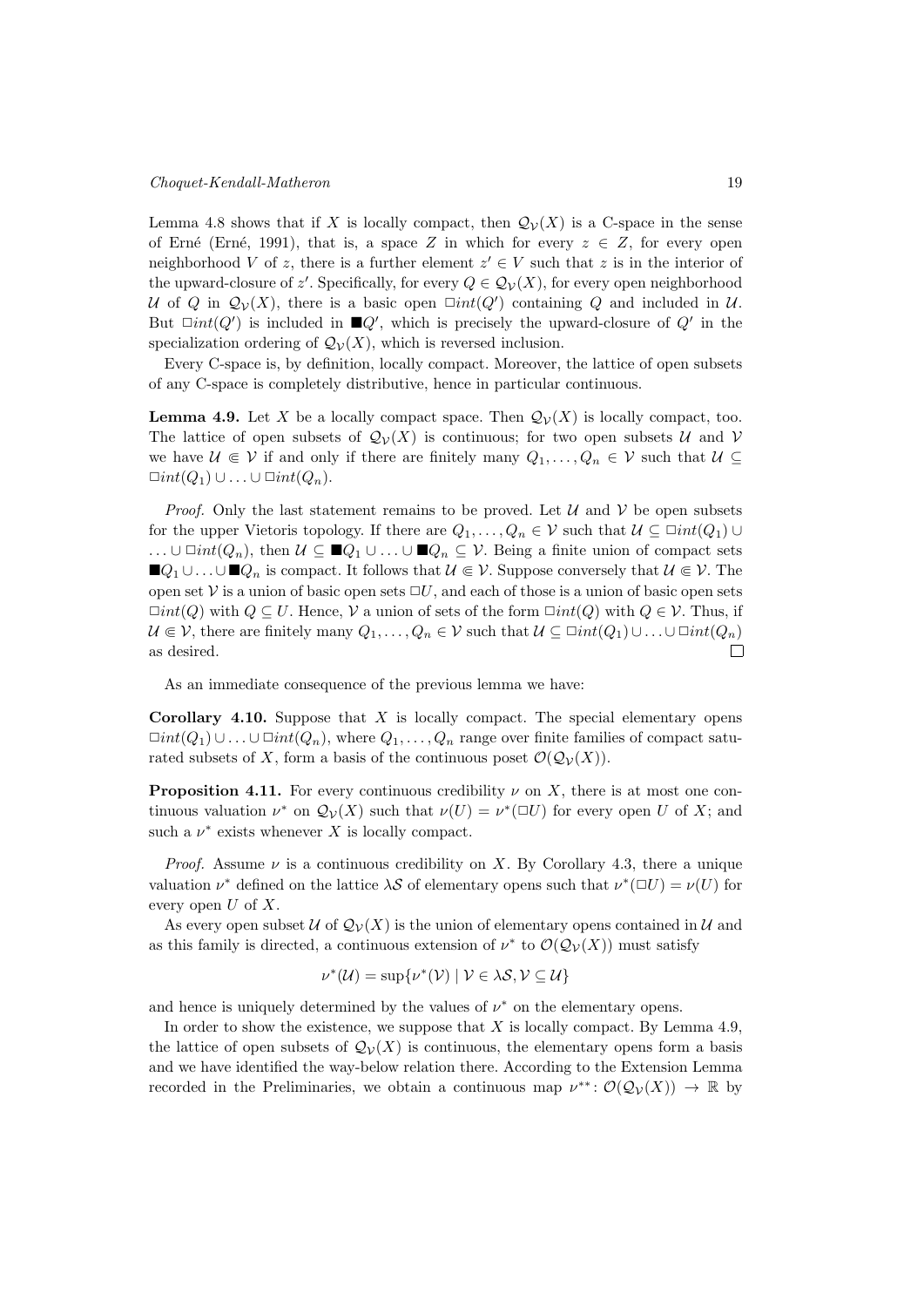Lemma 4.8 shows that if $X$ is locally compact, then $\mathcal{Q}_\mathcal{V}(X)$ is a C-space in the sense of Erné (Erné, 1991), that is, a space $Z$ in which for every $z \in Z$, for every open neighborhood $V$ of $z$, there is a further element $z' \in V$ such that $z$ is in the interior of the upward-closure of $z'$. Specifically, for every $Q \in \mathcal{Q}_\mathcal{V}(X)$, for every open neighborhood $\mathcal{U}$ of $Q$ in $\mathcal{Q}_\mathcal{V}(X)$, there is a basic open $\Box int(Q')$ containing $Q$ and included in $\mathcal{U}$. But $\Box int(Q')$ is included in $\blacksquare Q'$, which is precisely the upward-closure of $Q'$ in the specialization ordering of $\mathcal{Q}_\mathcal{V}(X)$, which is reversed inclusion.

Every C-space is, by definition, locally compact. Moreover, the lattice of open subsets of any C-space is completely distributive, hence in particular continuous.

**Lemma 4.9.** Let $X$ be a locally compact space. Then $\mathcal{Q}_\mathcal{V}(X)$ is locally compact, too. The lattice of open subsets of $\mathcal{Q}_\mathcal{V}(X)$ is continuous; for two open subsets $\mathcal{U}$ and $\mathcal{V}$ we have $\mathcal{U} \Subset \mathcal{V}$ if and only if there are finitely many $Q_1, \ldots, Q_n \in \mathcal{V}$ such that $\mathcal{U} \subseteq \Box int(Q_1) \cup \ldots \cup \Box int(Q_n)$.

*Proof.* Only the last statement remains to be proved. Let $\mathcal{U}$ and $\mathcal{V}$ be open subsets for the upper Vietoris topology. If there are $Q_1, \ldots, Q_n \in \mathcal{V}$ such that $\mathcal{U} \subseteq \Box int(Q_1) \cup \ldots \cup \Box int(Q_n)$, then $\mathcal{U} \subseteq \blacksquare Q_1 \cup \ldots \cup \blacksquare Q_n \subseteq \mathcal{V}$. Being a finite union of compact sets $\blacksquare Q_1 \cup \ldots \cup \blacksquare Q_n$ is compact. It follows that $\mathcal{U} \Subset \mathcal{V}$. Suppose conversely that $\mathcal{U} \Subset \mathcal{V}$. The open set $\mathcal{V}$ is a union of basic open sets $\Box U$, and each of those is a union of basic open sets $\Box int(Q)$ with $Q \subseteq U$. Hence, $\mathcal{V}$ a union of sets of the form $\Box int(Q)$ with $Q \in \mathcal{V}$. Thus, if $\mathcal{U} \Subset \mathcal{V}$, there are finitely many $Q_1, \ldots, Q_n \in \mathcal{V}$ such that $\mathcal{U} \subseteq \Box int(Q_1) \cup \ldots \cup \Box int(Q_n)$ as desired. $\square$

As an immediate consequence of the previous lemma we have:

**Corollary 4.10.** Suppose that $X$ is locally compact. The special elementary opens $\Box int(Q_1) \cup \ldots \cup \Box int(Q_n)$, where $Q_1, \ldots, Q_n$ range over finite families of compact saturated subsets of $X$, form a basis of the continuous poset $\mathcal{O}(\mathcal{Q}_\mathcal{V}(X))$.

**Proposition 4.11.** For every continuous credibility $\nu$ on $X$, there is at most one continuous valuation $\nu^*$ on $\mathcal{Q}_\mathcal{V}(X)$ such that $\nu(U) = \nu^*(\Box U)$ for every open $U$ of $X$; and such a $\nu^*$ exists whenever $X$ is locally compact.

*Proof.* Assume $\nu$ is a continuous credibility on $X$. By Corollary 4.3, there a unique valuation $\nu^*$ defined on the lattice $\lambda\mathcal{S}$ of elementary opens such that $\nu^*(\Box U) = \nu(U)$ for every open $U$ of $X$.

As every open subset $\mathcal{U}$ of $\mathcal{Q}_\mathcal{V}(X)$ is the union of elementary opens contained in $\mathcal{U}$ and as this family is directed, a continuous extension of $\nu^*$ to $\mathcal{O}(\mathcal{Q}_\mathcal{V}(X))$ must satisfy

$$\nu^*(\mathcal{U}) = \sup\{\nu^*(\mathcal{V}) \mid \mathcal{V} \in \lambda\mathcal{S}, \mathcal{V} \subseteq \mathcal{U}\}$$

and hence is uniquely determined by the values of $\nu^*$ on the elementary opens.

In order to show the existence, we suppose that $X$ is locally compact. By Lemma 4.9, the lattice of open subsets of $\mathcal{Q}_\mathcal{V}(X)$ is continuous, the elementary opens form a basis and we have identified the way-below relation there. According to the Extension Lemma recorded in the Preliminaries, we obtain a continuous map $\nu^{**} \colon \mathcal{O}(\mathcal{Q}_\mathcal{V}(X)) \to \mathbb{R}$ by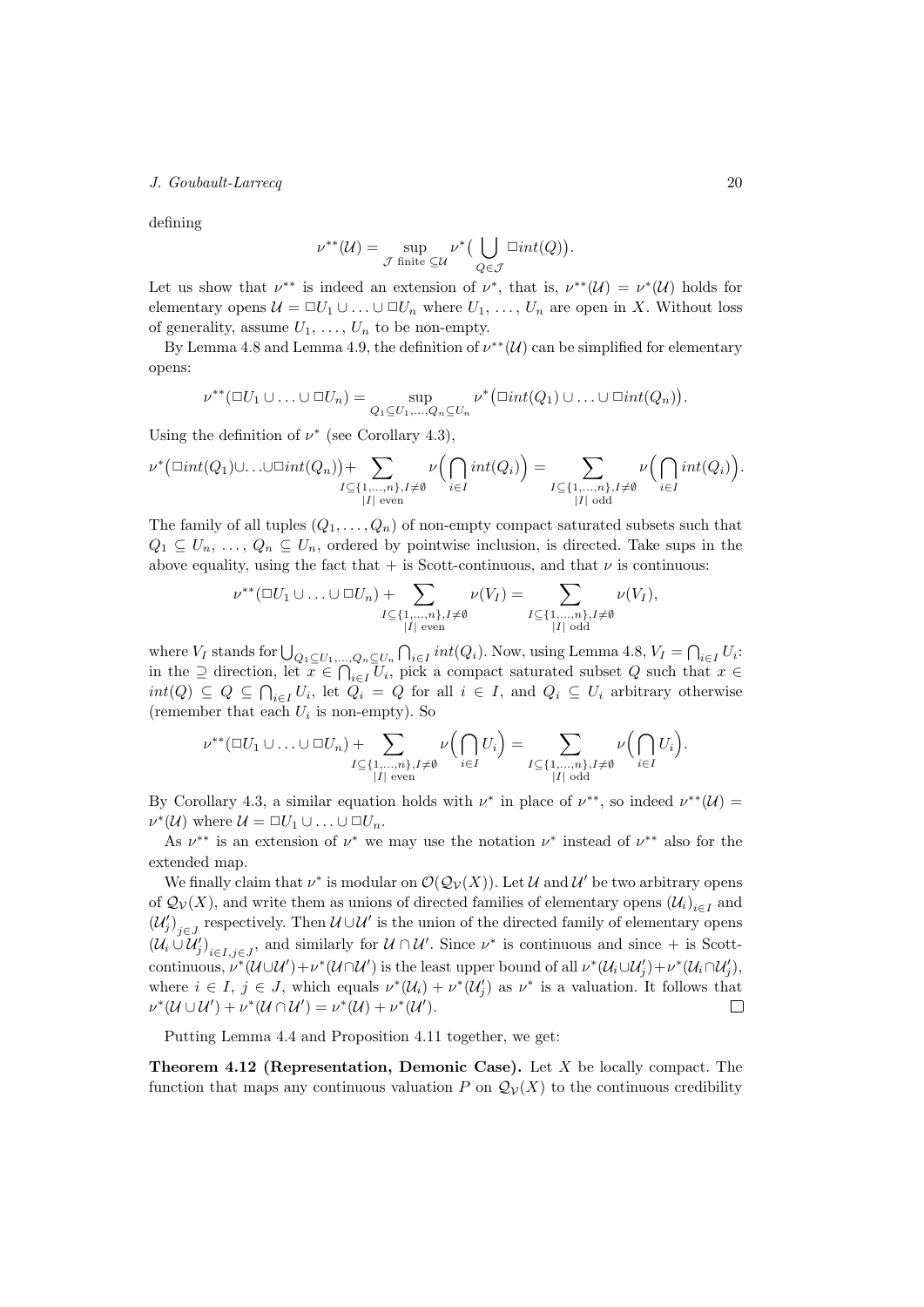defining

$$\nu^{**}(\mathcal{U}) = \sup_{\mathcal{J} \text{ finite } \subseteq \mathcal{U}} \nu^*\big( \bigcup_{Q \in \mathcal{J}} \Box int(Q)\big).$$

Let us show that $\nu^{**}$ is indeed an extension of $\nu^*$, that is, $\nu^{**}(\mathcal{U}) = \nu^*(\mathcal{U})$ holds for elementary opens $\mathcal{U} = \Box U_1 \cup \ldots \cup \Box U_n$ where $U_1, \ldots, U_n$ are open in $X$. Without loss of generality, assume $U_1, \ldots, U_n$ to be non-empty.

By Lemma 4.8 and Lemma 4.9, the definition of $\nu^{**}(\mathcal{U})$ can be simplified for elementary opens:

$$\nu^{**}(\Box U_1 \cup \ldots \cup \Box U_n) = \sup_{Q_1 \subseteq U_1, \ldots, Q_n \subseteq U_n} \nu^*\big(\Box int(Q_1) \cup \ldots \cup \Box int(Q_n)\big).$$

Using the definition of $\nu^*$ (see Corollary 4.3),

$$\nu^*\big(\Box int(Q_1) \cup \ldots \cup \Box int(Q_n)\big) + \sum_{\substack{I \subseteq \{1,\ldots,n\}, I \neq \emptyset \\ |I| \text{ even}}} \nu\Big(\bigcap_{i \in I} int(Q_i)\Big) = \sum_{\substack{I \subseteq \{1,\ldots,n\}, I \neq \emptyset \\ |I| \text{ odd}}} \nu\Big(\bigcap_{i \in I} int(Q_i)\Big).$$

The family of all tuples $(Q_1, \ldots, Q_n)$ of non-empty compact saturated subsets such that $Q_1 \subseteq U_n, \ldots, Q_n \subseteq U_n$, ordered by pointwise inclusion, is directed. Take sups in the above equality, using the fact that $+$ is Scott-continuous, and that $\nu$ is continuous:

$$\nu^{**}(\Box U_1 \cup \ldots \cup \Box U_n) + \sum_{\substack{I \subseteq \{1,\ldots,n\}, I \neq \emptyset \\ |I| \text{ even}}} \nu(V_I) = \sum_{\substack{I \subseteq \{1,\ldots,n\}, I \neq \emptyset \\ |I| \text{ odd}}} \nu(V_I),$$

where $V_I$ stands for $\bigcup_{Q_1 \subseteq U_1, \ldots, Q_n \subseteq U_n} \bigcap_{i \in I} int(Q_i)$. Now, using Lemma 4.8, $V_I = \bigcap_{i \in I} U_i$: in the $\supseteq$ direction, let $x \in \bigcap_{i \in I} U_i$, pick a compact saturated subset $Q$ such that $x \in int(Q) \subseteq Q \subseteq \bigcap_{i \in I} U_i$, let $Q_i = Q$ for all $i \in I$, and $Q_i \subseteq U_i$ arbitrary otherwise (remember that each $U_i$ is non-empty). So

$$\nu^{**}(\Box U_1 \cup \ldots \cup \Box U_n) + \sum_{\substack{I \subseteq \{1,\ldots,n\}, I \neq \emptyset \\ |I| \text{ even}}} \nu\Big(\bigcap_{i \in I} U_i\Big) = \sum_{\substack{I \subseteq \{1,\ldots,n\}, I \neq \emptyset \\ |I| \text{ odd}}} \nu\Big(\bigcap_{i \in I} U_i\Big).$$

By Corollary 4.3, a similar equation holds with $\nu^*$ in place of $\nu^{**}$, so indeed $\nu^{**}(\mathcal{U}) = \nu^*(\mathcal{U})$ where $\mathcal{U} = \Box U_1 \cup \ldots \cup \Box U_n$.

As $\nu^{**}$ is an extension of $\nu^*$ we may use the notation $\nu^*$ instead of $\nu^{**}$ also for the extended map.

We finally claim that $\nu^*$ is modular on $\mathcal{O}(\mathcal{Q}_\mathcal{V}(X))$. Let $\mathcal{U}$ and $\mathcal{U}'$ be two arbitrary opens of $\mathcal{Q}_\mathcal{V}(X)$, and write them as unions of directed families of elementary opens $(\mathcal{U}_i)_{i \in I}$ and $(\mathcal{U}'_j)_{j \in J}$ respectively. Then $\mathcal{U} \cup \mathcal{U}'$ is the union of the directed family of elementary opens $(\mathcal{U}_i \cup \mathcal{U}'_j)_{i \in I, j \in J}$, and similarly for $\mathcal{U} \cap \mathcal{U}'$. Since $\nu^*$ is continuous and since $+$ is Scott-continuous, $\nu^*(\mathcal{U} \cup \mathcal{U}') + \nu^*(\mathcal{U} \cap \mathcal{U}')$ is the least upper bound of all $\nu^*(\mathcal{U}_i \cup \mathcal{U}'_j) + \nu^*(\mathcal{U}_i \cap \mathcal{U}'_j)$, where $i \in I$, $j \in J$, which equals $\nu^*(\mathcal{U}_i) + \nu^*(\mathcal{U}'_j)$ as $\nu^*$ is a valuation. It follows that $\nu^*(\mathcal{U} \cup \mathcal{U}') + \nu^*(\mathcal{U} \cap \mathcal{U}') = \nu^*(\mathcal{U}) + \nu^*(\mathcal{U}')$. $\square$

Putting Lemma 4.4 and Proposition 4.11 together, we get:

**Theorem 4.12 (Representation, Demonic Case).** Let $X$ be locally compact. The function that maps any continuous valuation $P$ on $\mathcal{Q}_\mathcal{V}(X)$ to the continuous credibility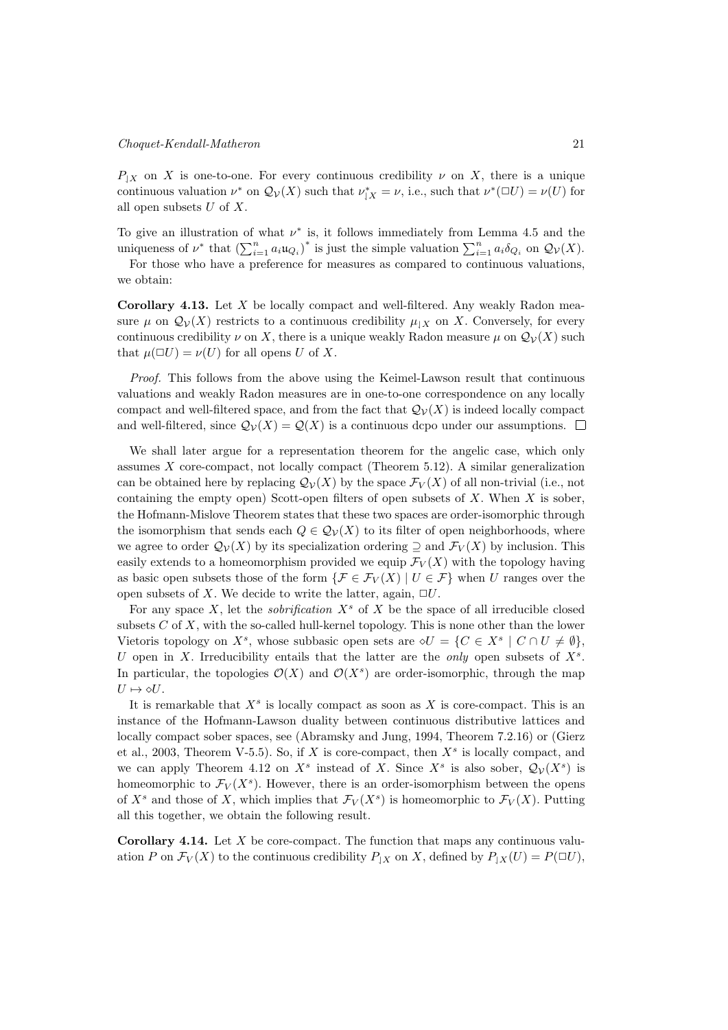$P_{|X}$ on $X$ is one-to-one. For every continuous credibility $\nu$ on $X$, there is a unique continuous valuation $\nu^*$ on $\mathcal{Q}_{\mathcal{V}}(X)$ such that $\nu^*_{|X} = \nu$, i.e., such that $\nu^*(\Box U) = \nu(U)$ for all open subsets $U$ of $X$.

To give an illustration of what $\nu^*$ is, it follows immediately from Lemma 4.5 and the uniqueness of $\nu^*$ that $\left(\sum_{i=1}^n a_i \mathfrak{u}_{Q_i}\right)^*$ is just the simple valuation $\sum_{i=1}^n a_i \delta_{Q_i}$ on $\mathcal{Q}_{\mathcal{V}}(X)$.

For those who have a preference for measures as compared to continuous valuations, we obtain:

**Corollary 4.13.** Let $X$ be locally compact and well-filtered. Any weakly Radon measure $\mu$ on $\mathcal{Q}_{\mathcal{V}}(X)$ restricts to a continuous credibility $\mu_{|X}$ on $X$. Conversely, for every continuous credibility $\nu$ on $X$, there is a unique weakly Radon measure $\mu$ on $\mathcal{Q}_{\mathcal{V}}(X)$ such that $\mu(\Box U) = \nu(U)$ for all opens $U$ of $X$.

*Proof.* This follows from the above using the Keimel-Lawson result that continuous valuations and weakly Radon measures are in one-to-one correspondence on any locally compact and well-filtered space, and from the fact that $\mathcal{Q}_{\mathcal{V}}(X)$ is indeed locally compact and well-filtered, since $\mathcal{Q}_{\mathcal{V}}(X) = \mathcal{Q}(X)$ is a continuous dcpo under our assumptions. $\square$

We shall later argue for a representation theorem for the angelic case, which only assumes $X$ core-compact, not locally compact (Theorem 5.12). A similar generalization can be obtained here by replacing $\mathcal{Q}_{\mathcal{V}}(X)$ by the space $\mathcal{F}_V(X)$ of all non-trivial (i.e., not containing the empty open) Scott-open filters of open subsets of $X$. When $X$ is sober, the Hofmann-Mislove Theorem states that these two spaces are order-isomorphic through the isomorphism that sends each $Q \in \mathcal{Q}_{\mathcal{V}}(X)$ to its filter of open neighborhoods, where we agree to order $\mathcal{Q}_{\mathcal{V}}(X)$ by its specialization ordering $\supseteq$ and $\mathcal{F}_V(X)$ by inclusion. This easily extends to a homeomorphism provided we equip $\mathcal{F}_V(X)$ with the topology having as basic open subsets those of the form $\{\mathcal{F} \in \mathcal{F}_V(X) \mid U \in \mathcal{F}\}$ when $U$ ranges over the open subsets of $X$. We decide to write the latter, again, $\Box U$.

For any space $X$, let the *sobrification* $X^s$ of $X$ be the space of all irreducible closed subsets $C$ of $X$, with the so-called hull-kernel topology. This is none other than the lower Vietoris topology on $X^s$, whose subbasic open sets are $\diamond U = \{C \in X^s \mid C \cap U \neq \emptyset\}$, $U$ open in $X$. Irreducibility entails that the latter are the *only* open subsets of $X^s$. In particular, the topologies $\mathcal{O}(X)$ and $\mathcal{O}(X^s)$ are order-isomorphic, through the map $U \mapsto \diamond U$.

It is remarkable that $X^s$ is locally compact as soon as $X$ is core-compact. This is an instance of the Hofmann-Lawson duality between continuous distributive lattices and locally compact sober spaces, see (Abramsky and Jung, 1994, Theorem 7.2.16) or (Gierz et al., 2003, Theorem V-5.5). So, if $X$ is core-compact, then $X^s$ is locally compact, and we can apply Theorem 4.12 on $X^s$ instead of $X$. Since $X^s$ is also sober, $\mathcal{Q}_{\mathcal{V}}(X^s)$ is homeomorphic to $\mathcal{F}_V(X^s)$. However, there is an order-isomorphism between the opens of $X^s$ and those of $X$, which implies that $\mathcal{F}_V(X^s)$ is homeomorphic to $\mathcal{F}_V(X)$. Putting all this together, we obtain the following result.

**Corollary 4.14.** Let $X$ be core-compact. The function that maps any continuous valuation $P$ on $\mathcal{F}_V(X)$ to the continuous credibility $P_{|X}$ on $X$, defined by $P_{|X}(U) = P(\Box U)$,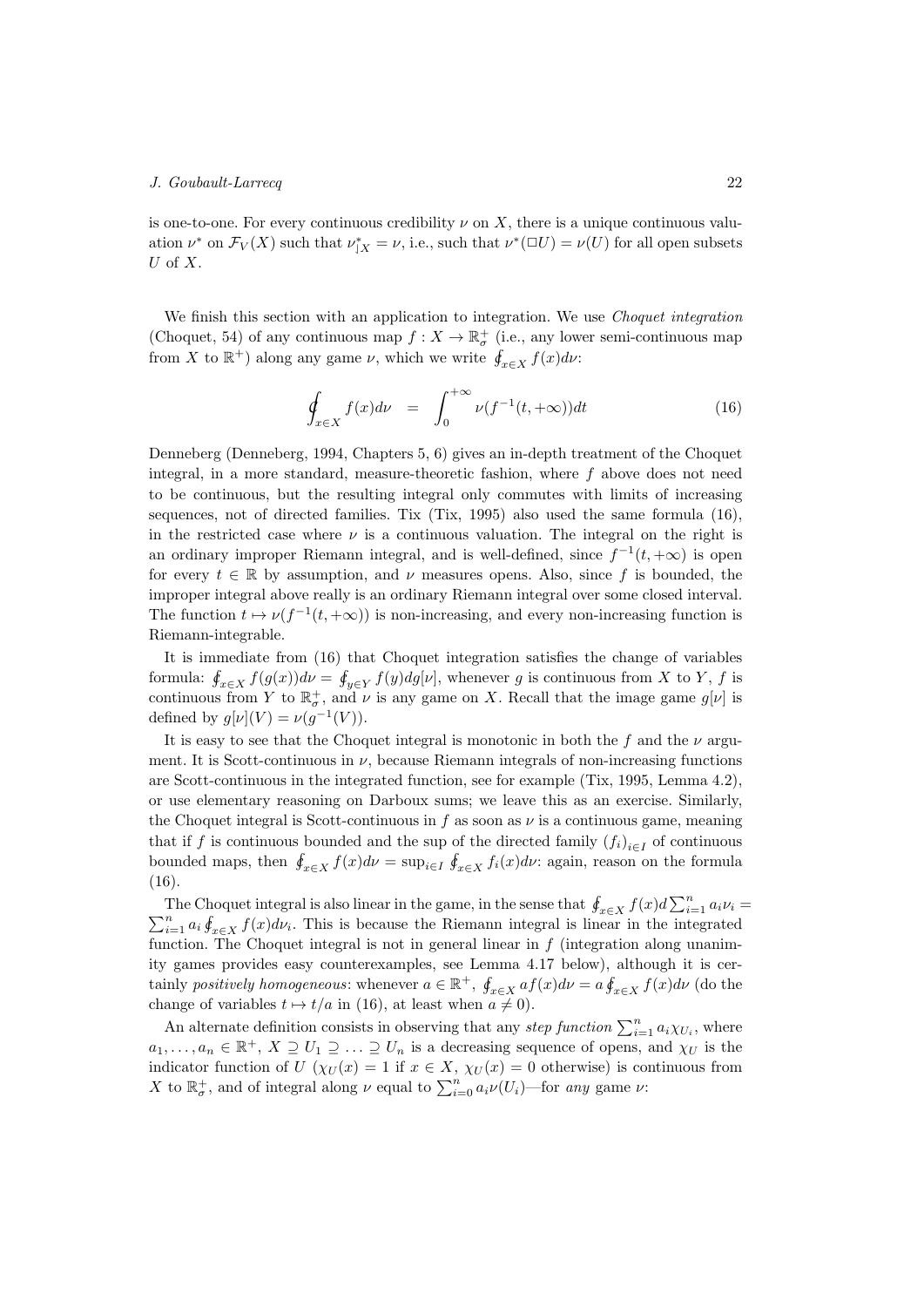is one-to-one. For every continuous credibility $\nu$ on $X$, there is a unique continuous valuation $\nu^*$ on $\mathcal{F}_V(X)$ such that $\nu^*_{|X} = \nu$, i.e., such that $\nu^*(\Box U) = \nu(U)$ for all open subsets $U$ of $X$.

We finish this section with an application to integration. We use *Choquet integration* (Choquet, 54) of any continuous map $f : X \to \mathbb{R}^+_\sigma$ (i.e., any lower semi-continuous map from $X$ to $\mathbb{R}^+$) along any game $\nu$, which we write $\oint_{x\in X} f(x)d\nu$:

$$\oint_{x\in X} f(x)d\nu \quad = \quad \int_0^{+\infty} \nu(f^{-1}(t,+\infty))dt \tag{16}$$

Denneberg (Denneberg, 1994, Chapters 5, 6) gives an in-depth treatment of the Choquet integral, in a more standard, measure-theoretic fashion, where $f$ above does not need to be continuous, but the resulting integral only commutes with limits of increasing sequences, not of directed families. Tix (Tix, 1995) also used the same formula (16), in the restricted case where $\nu$ is a continuous valuation. The integral on the right is an ordinary improper Riemann integral, and is well-defined, since $f^{-1}(t,+\infty)$ is open for every $t \in \mathbb{R}$ by assumption, and $\nu$ measures opens. Also, since $f$ is bounded, the improper integral above really is an ordinary Riemann integral over some closed interval. The function $t \mapsto \nu(f^{-1}(t,+\infty))$ is non-increasing, and every non-increasing function is Riemann-integrable.

It is immediate from (16) that Choquet integration satisfies the change of variables formula: $\oint_{x\in X} f(g(x))d\nu = \oint_{y\in Y} f(y)dg[\nu]$, whenever $g$ is continuous from $X$ to $Y$, $f$ is continuous from $Y$ to $\mathbb{R}^+_\sigma$, and $\nu$ is any game on $X$. Recall that the image game $g[\nu]$ is defined by $g[\nu](V) = \nu(g^{-1}(V))$.

It is easy to see that the Choquet integral is monotonic in both the $f$ and the $\nu$ argument. It is Scott-continuous in $\nu$, because Riemann integrals of non-increasing functions are Scott-continuous in the integrated function, see for example (Tix, 1995, Lemma 4.2), or use elementary reasoning on Darboux sums; we leave this as an exercise. Similarly, the Choquet integral is Scott-continuous in $f$ as soon as $\nu$ is a continuous game, meaning that if $f$ is continuous bounded and the sup of the directed family $(f_i)_{i\in I}$ of continuous bounded maps, then $\oint_{x\in X} f(x)d\nu = \sup_{i\in I} \oint_{x\in X} f_i(x)d\nu$: again, reason on the formula (16).

The Choquet integral is also linear in the game, in the sense that $\oint_{x\in X} f(x)d\sum_{i=1}^n a_i\nu_i = \sum_{i=1}^n a_i \oint_{x\in X} f(x)d\nu_i$. This is because the Riemann integral is linear in the integrated function. The Choquet integral is not in general linear in $f$ (integration along unanimity games provides easy counterexamples, see Lemma 4.17 below), although it is certainly *positively homogeneous*: whenever $a \in \mathbb{R}^+$, $\oint_{x\in X} af(x)d\nu = a\oint_{x\in X} f(x)d\nu$ (do the change of variables $t \mapsto t/a$ in (16), at least when $a \neq 0$).

An alternate definition consists in observing that any *step function* $\sum_{i=1}^n a_i\chi_{U_i}$, where $a_1, \ldots, a_n \in \mathbb{R}^+$, $X \supseteq U_1 \supseteq \ldots \supseteq U_n$ is a decreasing sequence of opens, and $\chi_U$ is the indicator function of $U$ ($\chi_U(x) = 1$ if $x \in X$, $\chi_U(x) = 0$ otherwise) is continuous from $X$ to $\mathbb{R}^+_\sigma$, and of integral along $\nu$ equal to $\sum_{i=0}^n a_i\nu(U_i)$—for *any* game $\nu$: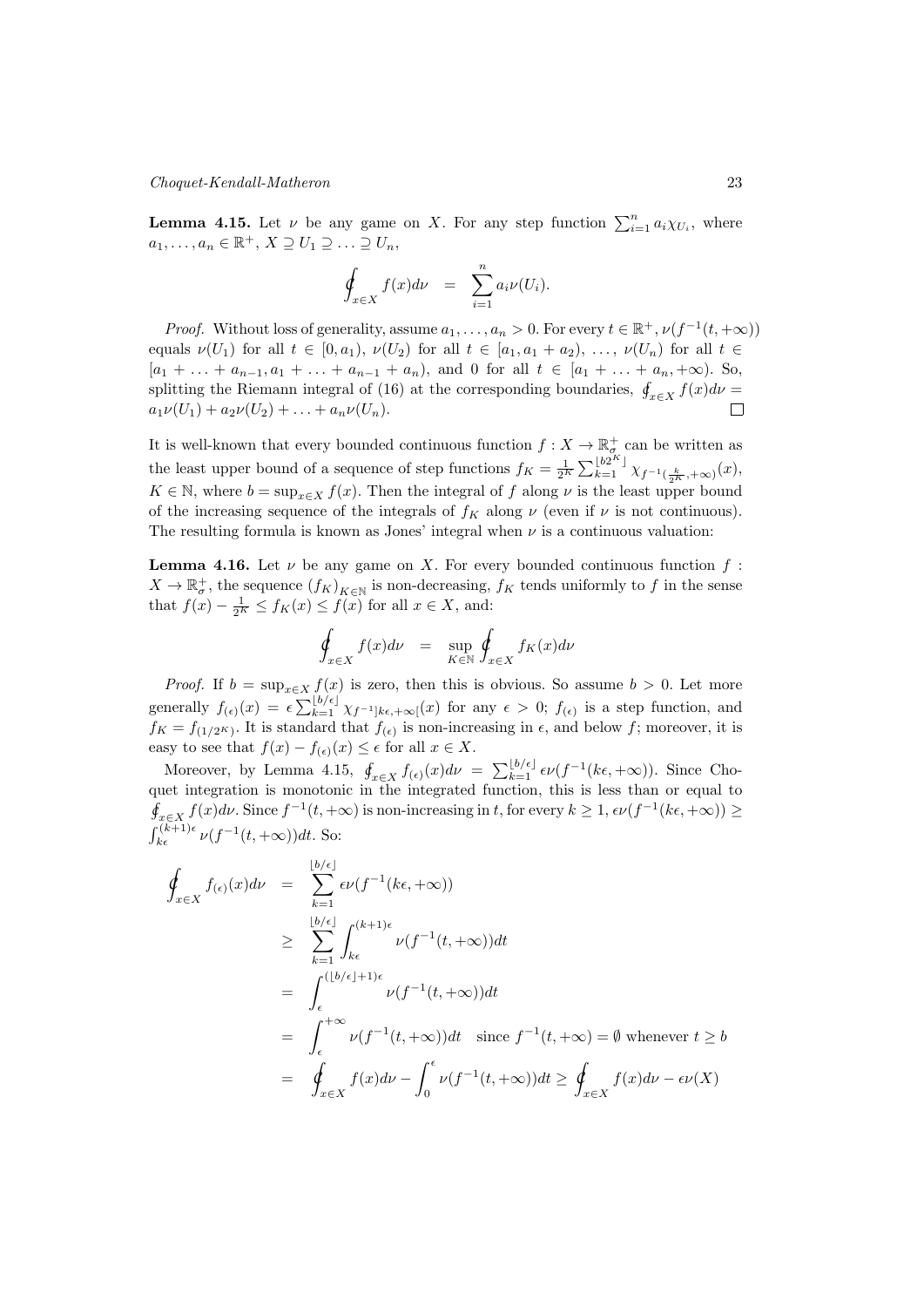**Lemma 4.15.** Let $\nu$ be any game on $X$. For any step function $\sum_{i=1}^n a_i \chi_{U_i}$, where $a_1, \ldots, a_n \in \mathbb{R}^+$, $X \supseteq U_1 \supseteq \ldots \supseteq U_n$,

$$\oint_{x \in X} f(x) d\nu \quad = \quad \sum_{i=1}^n a_i \nu(U_i).$$

*Proof.* Without loss of generality, assume $a_1, \ldots, a_n > 0$. For every $t \in \mathbb{R}^+$, $\nu(f^{-1}(t, +\infty))$ equals $\nu(U_1)$ for all $t \in [0, a_1)$, $\nu(U_2)$ for all $t \in [a_1, a_1 + a_2)$, $\ldots$, $\nu(U_n)$ for all $t \in [a_1 + \ldots + a_{n-1}, a_1 + \ldots + a_{n-1} + a_n)$, and 0 for all $t \in [a_1 + \ldots + a_n, +\infty)$. So, splitting the Riemann integral of (16) at the corresponding boundaries, $\oint_{x \in X} f(x) d\nu = a_1 \nu(U_1) + a_2 \nu(U_2) + \ldots + a_n \nu(U_n)$. $\square$

It is well-known that every bounded continuous function $f : X \to \mathbb{R}^+_\sigma$ can be written as the least upper bound of a sequence of step functions $f_K = \frac{1}{2^K} \sum_{k=1}^{\lfloor b 2^K \rfloor} \chi_{f^{-1}(\frac{k}{2^K}, +\infty)}(x)$, $K \in \mathbb{N}$, where $b = \sup_{x \in X} f(x)$. Then the integral of $f$ along $\nu$ is the least upper bound of the increasing sequence of the integrals of $f_K$ along $\nu$ (even if $\nu$ is not continuous). The resulting formula is known as Jones' integral when $\nu$ is a continuous valuation:

**Lemma 4.16.** Let $\nu$ be any game on $X$. For every bounded continuous function $f : X \to \mathbb{R}^+_\sigma$, the sequence $(f_K)_{K \in \mathbb{N}}$ is non-decreasing, $f_K$ tends uniformly to $f$ in the sense that $f(x) - \frac{1}{2^K} \leq f_K(x) \leq f(x)$ for all $x \in X$, and:

$$\oint_{x \in X} f(x) d\nu \quad = \quad \sup_{K \in \mathbb{N}} \oint_{x \in X} f_K(x) d\nu$$

*Proof.* If $b = \sup_{x \in X} f(x)$ is zero, then this is obvious. So assume $b > 0$. Let more generally $f_{(\epsilon)}(x) = \epsilon \sum_{k=1}^{\lfloor b/\epsilon \rfloor} \chi_{f^{-1}]k\epsilon, +\infty[}(x)$ for any $\epsilon > 0$; $f_{(\epsilon)}$ is a step function, and $f_K = f_{(1/2^K)}$. It is standard that $f_{(\epsilon)}$ is non-increasing in $\epsilon$, and below $f$; moreover, it is easy to see that $f(x) - f_{(\epsilon)}(x) \leq \epsilon$ for all $x \in X$.

Moreover, by Lemma 4.15, $\oint_{x \in X} f_{(\epsilon)}(x) d\nu = \sum_{k=1}^{\lfloor b/\epsilon \rfloor} \epsilon \nu(f^{-1}(k\epsilon, +\infty))$. Since Choquet integration is monotonic in the integrated function, this is less than or equal to $\oint_{x \in X} f(x) d\nu$. Since $f^{-1}(t, +\infty)$ is non-increasing in $t$, for every $k \geq 1$, $\epsilon \nu(f^{-1}(k\epsilon, +\infty)) \geq \int_{k\epsilon}^{(k+1)\epsilon} \nu(f^{-1}(t, +\infty)) dt$. So:

$$\begin{aligned}
\oint_{x \in X} f_{(\epsilon)}(x) d\nu &= \sum_{k=1}^{\lfloor b/\epsilon \rfloor} \epsilon \nu(f^{-1}(k\epsilon, +\infty)) \\
&\geq \sum_{k=1}^{\lfloor b/\epsilon \rfloor} \int_{k\epsilon}^{(k+1)\epsilon} \nu(f^{-1}(t, +\infty)) dt \\
&= \int_{\epsilon}^{(\lfloor b/\epsilon \rfloor + 1)\epsilon} \nu(f^{-1}(t, +\infty)) dt \\
&= \int_{\epsilon}^{+\infty} \nu(f^{-1}(t, +\infty)) dt \quad \text{since } f^{-1}(t, +\infty) = \emptyset \text{ whenever } t \geq b \\
&= \oint_{x \in X} f(x) d\nu - \int_0^{\epsilon} \nu(f^{-1}(t, +\infty)) dt \geq \oint_{x \in X} f(x) d\nu - \epsilon \nu(X)
\end{aligned}$$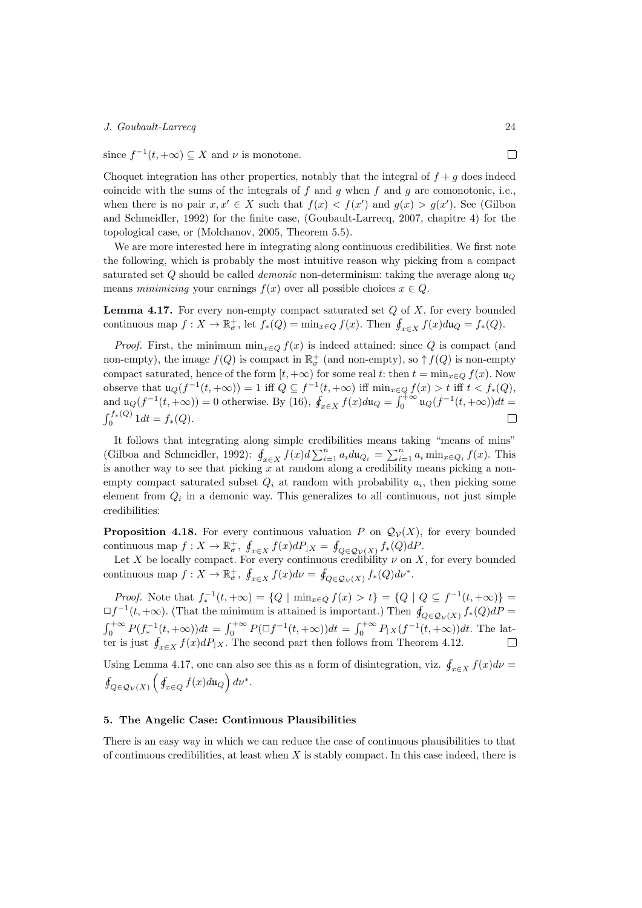since $f^{-1}(t, +\infty) \subseteq X$ and $\nu$ is monotone. $\square$

Choquet integration has other properties, notably that the integral of $f + g$ does indeed coincide with the sums of the integrals of $f$ and $g$ when $f$ and $g$ are comonotonic, i.e., when there is no pair $x, x' \in X$ such that $f(x) < f(x')$ and $g(x) > g(x')$. See (Gilboa and Schmeidler, 1992) for the finite case, (Goubault-Larrecq, 2007, chapitre 4) for the topological case, or (Molchanov, 2005, Theorem 5.5).

We are more interested here in integrating along continuous credibilities. We first note the following, which is probably the most intuitive reason why picking from a compact saturated set $Q$ should be called *demonic* non-determinism: taking the average along $\mathfrak{u}_Q$ means *minimizing* your earnings $f(x)$ over all possible choices $x \in Q$.

**Lemma 4.17.** For every non-empty compact saturated set $Q$ of $X$, for every bounded continuous map $f : X \to \mathbb{R}^+_\sigma$, let $f_*(Q) = \min_{x \in Q} f(x)$. Then $\oint_{x \in X} f(x) d\mathfrak{u}_Q = f_*(Q)$.

*Proof.* First, the minimum $\min_{x \in Q} f(x)$ is indeed attained: since $Q$ is compact (and non-empty), the image $f(Q)$ is compact in $\mathbb{R}^+_\sigma$ (and non-empty), so $\uparrow f(Q)$ is non-empty compact saturated, hence of the form $[t, +\infty)$ for some real $t$: then $t = \min_{x \in Q} f(x)$. Now observe that $\mathfrak{u}_Q(f^{-1}(t, +\infty)) = 1$ iff $Q \subseteq f^{-1}(t, +\infty)$ iff $\min_{x \in Q} f(x) > t$ iff $t < f_*(Q)$, and $\mathfrak{u}_Q(f^{-1}(t, +\infty)) = 0$ otherwise. By (16), $\oint_{x \in X} f(x) d\mathfrak{u}_Q = \int_0^{+\infty} \mathfrak{u}_Q(f^{-1}(t, +\infty)) dt = \int_0^{f_*(Q)} 1 dt = f_*(Q)$. $\square$

It follows that integrating along simple credibilities means taking "means of mins" (Gilboa and Schmeidler, 1992): $\oint_{x \in X} f(x) d \sum_{i=1}^n a_i d\mathfrak{u}_{Q_i} = \sum_{i=1}^n a_i \min_{x \in Q_i} f(x)$. This is another way to see that picking $x$ at random along a credibility means picking a non-empty compact saturated subset $Q_i$ at random with probability $a_i$, then picking some element from $Q_i$ in a demonic way. This generalizes to all continuous, not just simple credibilities:

**Proposition 4.18.** For every continuous valuation $P$ on $\mathcal{Q}_\mathcal{V}(X)$, for every bounded continuous map $f : X \to \mathbb{R}^+_\sigma$, $\oint_{x \in X} f(x) dP_{|X} = \oint_{Q \in \mathcal{Q}_\mathcal{V}(X)} f_*(Q) dP$.

Let $X$ be locally compact. For every continuous credibility $\nu$ on $X$, for every bounded continuous map $f : X \to \mathbb{R}^+_\sigma$, $\oint_{x \in X} f(x) d\nu = \oint_{Q \in \mathcal{Q}_\mathcal{V}(X)} f_*(Q) d\nu^*$.

*Proof.* Note that $f_*^{-1}(t, +\infty) = \{Q \mid \min_{x \in Q} f(x) > t\} = \{Q \mid Q \subseteq f^{-1}(t, +\infty)\} = \Box f^{-1}(t, +\infty)$. (That the minimum is attained is important.) Then $\oint_{Q \in \mathcal{Q}_\mathcal{V}(X)} f_*(Q) dP = \int_0^{+\infty} P(f_*^{-1}(t, +\infty)) dt = \int_0^{+\infty} P(\Box f^{-1}(t, +\infty)) dt = \int_0^{+\infty} P_{|X}(f^{-1}(t, +\infty)) dt$. The latter is just $\oint_{x \in X} f(x) dP_{|X}$. The second part then follows from Theorem 4.12. $\square$

Using Lemma 4.17, one can also see this as a form of disintegration, viz. $\oint_{x \in X} f(x) d\nu = \oint_{Q \in \mathcal{Q}_\mathcal{V}(X)} \left( \oint_{x \in Q} f(x) d\mathfrak{u}_Q \right) d\nu^*$.

## 5. The Angelic Case: Continuous Plausibilities

There is an easy way in which we can reduce the case of continuous plausibilities to that of continuous credibilities, at least when $X$ is stably compact. In this case indeed, there is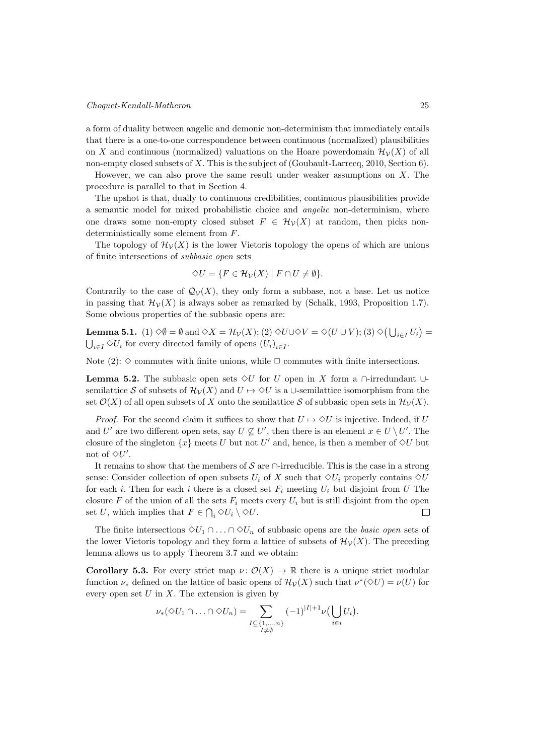a form of duality between angelic and demonic non-determinism that immediately entails that there is a one-to-one correspondence between continuous (normalized) plausibilities on $X$ and continuous (normalized) valuations on the Hoare powerdomain $\mathcal{H}_{\mathcal{V}}(X)$ of all non-empty closed subsets of $X$. This is the subject of (Goubault-Larrecq, 2010, Section 6).

However, we can also prove the same result under weaker assumptions on $X$. The procedure is parallel to that in Section 4.

The upshot is that, dually to continuous credibilities, continuous plausibilities provide a semantic model for mixed probabilistic choice and *angelic* non-determinism, where one draws some non-empty closed subset $F \in \mathcal{H}_{\mathcal{V}}(X)$ at random, then picks non-deterministically some element from $F$.

The topology of $\mathcal{H}_{\mathcal{V}}(X)$ is the lower Vietoris topology the opens of which are unions of finite intersections of *subbasic open* sets

$$\Diamond U = \{F \in \mathcal{H}_{\mathcal{V}}(X) \mid F \cap U \neq \emptyset\}.$$

Contrarily to the case of $\mathcal{Q}_{\mathcal{V}}(X)$, they only form a subbase, not a base. Let us notice in passing that $\mathcal{H}_{\mathcal{V}}(X)$ is always sober as remarked by (Schalk, 1993, Proposition 1.7). Some obvious properties of the subbasic opens are:

**Lemma 5.1.** (1) $\Diamond\emptyset = \emptyset$ and $\Diamond X = \mathcal{H}_{\mathcal{V}}(X)$; (2) $\Diamond U \cup \Diamond V = \Diamond(U \cup V)$; (3) $\Diamond\big(\bigcup_{i\in I} U_i\big) = \bigcup_{i\in I} \Diamond U_i$ for every directed family of opens $(U_i)_{i\in I}$.

Note (2): $\Diamond$ commutes with finite unions, while $\Box$ commutes with finite intersections.

**Lemma 5.2.** The subbasic open sets $\Diamond U$ for $U$ open in $X$ form a $\cap$-irredundant $\cup$-semilattice $\mathcal{S}$ of subsets of $\mathcal{H}_{\mathcal{V}}(X)$ and $U \mapsto \Diamond U$ is a $\cup$-semilattice isomorphism from the set $\mathcal{O}(X)$ of all open subsets of $X$ onto the semilattice $\mathcal{S}$ of subbasic open sets in $\mathcal{H}_{\mathcal{V}}(X)$.

*Proof.* For the second claim it suffices to show that $U \mapsto \Diamond U$ is injective. Indeed, if $U$ and $U'$ are two different open sets, say $U \not\subseteq U'$, then there is an element $x \in U \setminus U'$. The closure of the singleton $\{x\}$ meets $U$ but not $U'$ and, hence, is then a member of $\Diamond U$ but not of $\Diamond U'$.

It remains to show that the members of $\mathcal{S}$ are $\cap$-irreducible. This is the case in a strong sense: Consider collection of open subsets $U_i$ of $X$ such that $\Diamond U_i$ properly contains $\Diamond U$ for each $i$. Then for each $i$ there is a closed set $F_i$ meeting $U_i$ but disjoint from $U$ The closure $F$ of the union of all the sets $F_i$ meets every $U_i$ but is still disjoint from the open set $U$, which implies that $F \in \bigcap_i \Diamond U_i \setminus \Diamond U$. $\square$

The finite intersections $\Diamond U_1 \cap \ldots \cap \Diamond U_n$ of subbasic opens are the *basic open* sets of the lower Vietoris topology and they form a lattice of subsets of $\mathcal{H}_{\mathcal{V}}(X)$. The preceding lemma allows us to apply Theorem 3.7 and we obtain:

**Corollary 5.3.** For every strict map $\nu \colon \mathcal{O}(X) \to \mathbb{R}$ there is a unique strict modular function $\nu_*$ defined on the lattice of basic opens of $\mathcal{H}_{\mathcal{V}}(X)$ such that $\nu^*(\Diamond U) = \nu(U)$ for every open set $U$ in $X$. The extension is given by

$$\nu_*(\Diamond U_1 \cap \ldots \cap \Diamond U_n) = \sum_{\substack{I\subseteq\{1,\ldots,n\}\\ I\neq\emptyset}} (-1)^{|I|+1} \nu\big(\bigcup_{i\in i} U_i\big).$$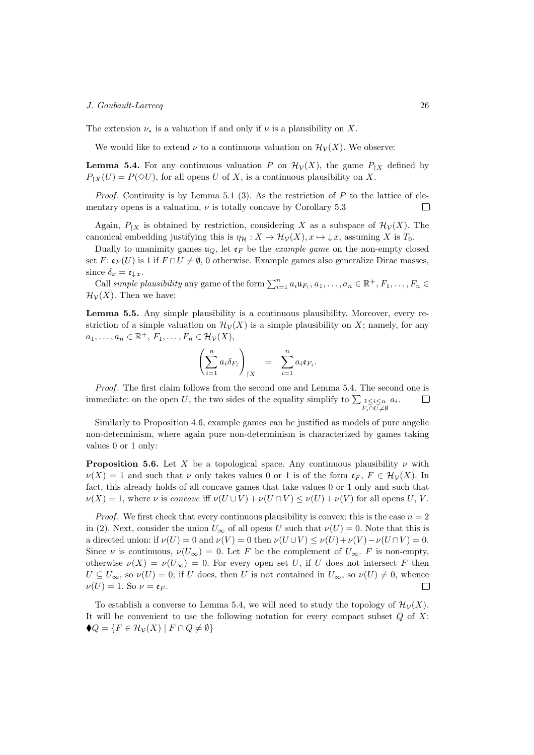The extension $\nu_*$ is a valuation if and only if $\nu$ is a plausibility on $X$.

We would like to extend $\nu$ to a continuous valuation on $\mathcal{H}_\mathcal{V}(X)$. We observe:

**Lemma 5.4.** For any continuous valuation $P$ on $\mathcal{H}_\mathcal{V}(X)$, the game $P_{|X}$ defined by $P_{|X}(U) = P(\Diamond U)$, for all opens $U$ of $X$, is a continuous plausibility on $X$.

*Proof.* Continuity is by Lemma 5.1 (3). As the restriction of $P$ to the lattice of elementary opens is a valuation, $\nu$ is totally concave by Corollary 5.3 $\square$

Again, $P_{|X}$ is obtained by restriction, considering $X$ as a subspace of $\mathcal{H}_\mathcal{V}(X)$. The canonical embedding justifying this is $\eta_\mathcal{H} : X \to \mathcal{H}_\mathcal{V}(X), x \mapsto \downarrow x$, assuming $X$ is $T_0$.

Dually to unanimity games $\mathfrak{u}_Q$, let $\mathfrak{e}_F$ be the *example game* on the non-empty closed set $F$: $\mathfrak{e}_F(U)$ is 1 if $F \cap U \neq \emptyset$, 0 otherwise. Example games also generalize Dirac masses, since $\delta_x = \mathfrak{e}_{\downarrow x}$.

Call *simple plausibility* any game of the form $\sum_{i=1}^n a_i \mathfrak{u}_{F_i}$, $a_1, \ldots, a_n \in \mathbb{R}^+$, $F_1, \ldots, F_n \in \mathcal{H}_\mathcal{V}(X)$. Then we have:

**Lemma 5.5.** Any simple plausibility is a continuous plausibility. Moreover, every restriction of a simple valuation on $\mathcal{H}_\mathcal{V}(X)$ is a simple plausibility on $X$; namely, for any $a_1, \ldots, a_n \in \mathbb{R}^+$, $F_1, \ldots, F_n \in \mathcal{H}_\mathcal{V}(X)$,

$$\left( \sum_{i=1}^n a_i \delta_{F_i} \right)_{|X} = \sum_{i=1}^n a_i \mathfrak{e}_{F_i}.$$

*Proof.* The first claim follows from the second one and Lemma 5.4. The second one is immediate: on the open $U$, the two sides of the equality simplify to $\sum_{\substack{1 \le i \le n \\ F_i \cap U \neq \emptyset}} a_i$. $\square$

Similarly to Proposition 4.6, example games can be justified as models of pure angelic non-determinism, where again pure non-determinism is characterized by games taking values 0 or 1 only:

**Proposition 5.6.** Let $X$ be a topological space. Any continuous plausibility $\nu$ with $\nu(X) = 1$ and such that $\nu$ only takes values 0 or 1 is of the form $\mathfrak{e}_F$, $F \in \mathcal{H}_\mathcal{V}(X)$. In fact, this already holds of all concave games that take values 0 or 1 only and such that $\nu(X) = 1$, where $\nu$ is *concave* iff $\nu(U \cup V) + \nu(U \cap V) \le \nu(U) + \nu(V)$ for all opens $U$, $V$.

*Proof.* We first check that every continuous plausibility is convex: this is the case $n = 2$ in (2). Next, consider the union $U_\infty$ of all opens $U$ such that $\nu(U) = 0$. Note that this is a directed union: if $\nu(U) = 0$ and $\nu(V) = 0$ then $\nu(U \cup V) \le \nu(U) + \nu(V) - \nu(U \cap V) = 0$. Since $\nu$ is continuous, $\nu(U_\infty) = 0$. Let $F$ be the complement of $U_\infty$. $F$ is non-empty, otherwise $\nu(X) = \nu(U_\infty) = 0$. For every open set $U$, if $U$ does not intersect $F$ then $U \subseteq U_\infty$, so $\nu(U) = 0$; if $U$ does, then $U$ is not contained in $U_\infty$, so $\nu(U) \neq 0$, whence $\nu(U) = 1$. So $\nu = \mathfrak{e}_F$. $\square$

To establish a converse to Lemma 5.4, we will need to study the topology of $\mathcal{H}_\mathcal{V}(X)$. It will be convenient to use the following notation for every compact subset $Q$ of $X$: $\blacklozenge Q = \{F \in \mathcal{H}_\mathcal{V}(X) \mid F \cap Q \neq \emptyset\}$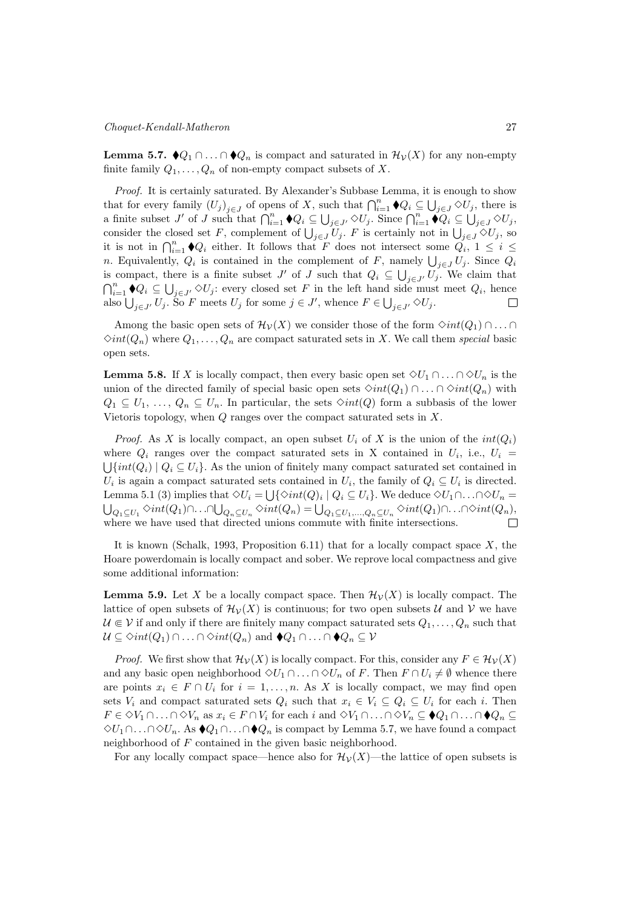**Lemma 5.7.** $\blacklozenge Q_1 \cap \ldots \cap \blacklozenge Q_n$ is compact and saturated in $\mathcal{H}_{\mathcal{V}}(X)$ for any non-empty finite family $Q_1, \ldots, Q_n$ of non-empty compact subsets of $X$.

*Proof.* It is certainly saturated. By Alexander's Subbase Lemma, it is enough to show that for every family $(U_j)_{j \in J}$ of opens of $X$, such that $\bigcap_{i=1}^n \blacklozenge Q_i \subseteq \bigcup_{j \in J} \Diamond U_j$, there is a finite subset $J'$ of $J$ such that $\bigcap_{i=1}^n \blacklozenge Q_i \subseteq \bigcup_{j \in J'} \Diamond U_j$. Since $\bigcap_{i=1}^n \blacklozenge Q_i \subseteq \bigcup_{j \in J} \Diamond U_j$, consider the closed set $F$, complement of $\bigcup_{j \in J} U_j$. $F$ is certainly not in $\bigcup_{j \in J} \Diamond U_j$, so it is not in $\bigcap_{i=1}^n \blacklozenge Q_i$ either. It follows that $F$ does not intersect some $Q_i$, $1 \leq i \leq n$. Equivalently, $Q_i$ is contained in the complement of $F$, namely $\bigcup_{j \in J} U_j$. Since $Q_i$ is compact, there is a finite subset $J'$ of $J$ such that $Q_i \subseteq \bigcup_{j \in J'} U_j$. We claim that $\bigcap_{i=1}^n \blacklozenge Q_i \subseteq \bigcup_{j \in J'} \Diamond U_j$: every closed set $F$ in the left hand side must meet $Q_i$, hence also $\bigcup_{j \in J'} U_j$. So $F$ meets $U_j$ for some $j \in J'$, whence $F \in \bigcup_{j \in J'} \Diamond U_j$. $\square$

Among the basic open sets of $\mathcal{H}_{\mathcal{V}}(X)$ we consider those of the form $\Diamond int(Q_1) \cap \ldots \cap \Diamond int(Q_n)$ where $Q_1, \ldots, Q_n$ are compact saturated sets in $X$. We call them *special* basic open sets.

**Lemma 5.8.** If $X$ is locally compact, then every basic open set $\Diamond U_1 \cap \ldots \cap \Diamond U_n$ is the union of the directed family of special basic open sets $\Diamond int(Q_1) \cap \ldots \cap \Diamond int(Q_n)$ with $Q_1 \subseteq U_1, \ldots, Q_n \subseteq U_n$. In particular, the sets $\Diamond int(Q)$ form a subbasis of the lower Vietoris topology, when $Q$ ranges over the compact saturated sets in $X$.

*Proof.* As $X$ is locally compact, an open subset $U_i$ of $X$ is the union of the $int(Q_i)$ where $Q_i$ ranges over the compact saturated sets in X contained in $U_i$, i.e., $U_i = \bigcup \{int(Q_i) \mid Q_i \subseteq U_i\}$. As the union of finitely many compact saturated set contained in $U_i$ is again a compact saturated sets contained in $U_i$, the family of $Q_i \subseteq U_i$ is directed. Lemma 5.1 (3) implies that $\Diamond U_i = \bigcup \{\Diamond int(Q)_i \mid Q_i \subseteq U_i\}$. We deduce $\Diamond U_1 \cap \ldots \cap \Diamond U_n = \bigcup_{Q_1 \subseteq U_1} \Diamond int(Q_1) \cap \ldots \cap \bigcup_{Q_n \subseteq U_n} \Diamond int(Q_n) = \bigcup_{Q_1 \subseteq U_1, \ldots, Q_n \subseteq U_n} \Diamond int(Q_1) \cap \ldots \cap \Diamond int(Q_n)$, where we have used that directed unions commute with finite intersections. $\square$

It is known (Schalk, 1993, Proposition 6.11) that for a locally compact space $X$, the Hoare powerdomain is locally compact and sober. We reprove local compactness and give some additional information:

**Lemma 5.9.** Let $X$ be a locally compact space. Then $\mathcal{H}_{\mathcal{V}}(X)$ is locally compact. The lattice of open subsets of $\mathcal{H}_{\mathcal{V}}(X)$ is continuous; for two open subsets $\mathcal{U}$ and $\mathcal{V}$ we have $\mathcal{U} \Subset \mathcal{V}$ if and only if there are finitely many compact saturated sets $Q_1, \ldots, Q_n$ such that $\mathcal{U} \subseteq \Diamond int(Q_1) \cap \ldots \cap \Diamond int(Q_n)$ and $\blacklozenge Q_1 \cap \ldots \cap \blacklozenge Q_n \subseteq \mathcal{V}$

*Proof.* We first show that $\mathcal{H}_{\mathcal{V}}(X)$ is locally compact. For this, consider any $F \in \mathcal{H}_{\mathcal{V}}(X)$ and any basic open neighborhood $\Diamond U_1 \cap \ldots \cap \Diamond U_n$ of $F$. Then $F \cap U_i \neq \emptyset$ whence there are points $x_i \in F \cap U_i$ for $i = 1, \ldots, n$. As $X$ is locally compact, we may find open sets $V_i$ and compact saturated sets $Q_i$ such that $x_i \in V_i \subseteq Q_i \subseteq U_i$ for each $i$. Then $F \in \Diamond V_1 \cap \ldots \cap \Diamond V_n$ as $x_i \in F \cap V_i$ for each $i$ and $\Diamond V_1 \cap \ldots \cap \Diamond V_n \subseteq \blacklozenge Q_1 \cap \ldots \cap \blacklozenge Q_n \subseteq \Diamond U_1 \cap \ldots \cap \Diamond U_n$. As $\blacklozenge Q_1 \cap \ldots \cap \blacklozenge Q_n$ is compact by Lemma 5.7, we have found a compact neighborhood of $F$ contained in the given basic neighborhood.

For any locally compact space—hence also for $\mathcal{H}_{\mathcal{V}}(X)$—the lattice of open subsets is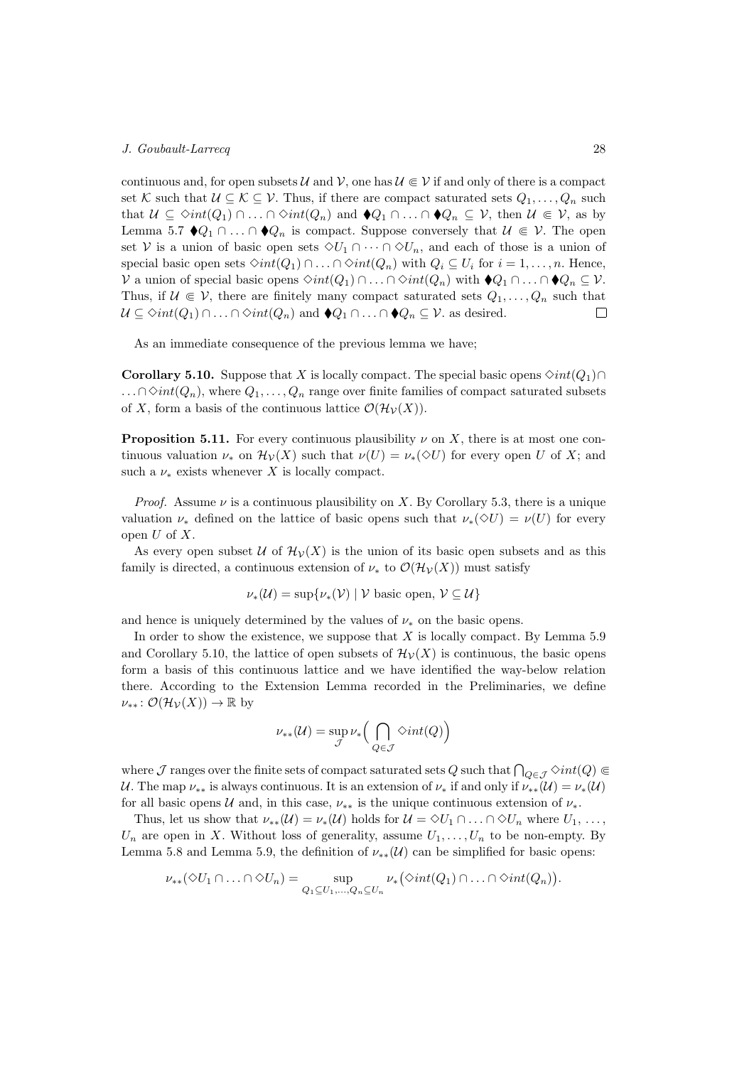continuous and, for open subsets $\mathcal{U}$ and $\mathcal{V}$, one has $\mathcal{U} \Subset \mathcal{V}$ if and only of there is a compact set $\mathcal{K}$ such that $\mathcal{U} \subseteq \mathcal{K} \subseteq \mathcal{V}$. Thus, if there are compact saturated sets $Q_1, \ldots, Q_n$ such that $\mathcal{U} \subseteq \Diamond int(Q_1) \cap \ldots \cap \Diamond int(Q_n)$ and $\blacklozenge Q_1 \cap \ldots \cap \blacklozenge Q_n \subseteq \mathcal{V}$, then $\mathcal{U} \Subset \mathcal{V}$, as by Lemma 5.7 $\blacklozenge Q_1 \cap \ldots \cap \blacklozenge Q_n$ is compact. Suppose conversely that $\mathcal{U} \Subset \mathcal{V}$. The open set $\mathcal{V}$ is a union of basic open sets $\Diamond U_1 \cap \cdots \cap \Diamond U_n$, and each of those is a union of special basic open sets $\Diamond int(Q_1) \cap \ldots \cap \Diamond int(Q_n)$ with $Q_i \subseteq U_i$ for $i = 1, \ldots, n$. Hence, $\mathcal{V}$ a union of special basic opens $\Diamond int(Q_1) \cap \ldots \cap \Diamond int(Q_n)$ with $\blacklozenge Q_1 \cap \ldots \cap \blacklozenge Q_n \subseteq \mathcal{V}$. Thus, if $\mathcal{U} \Subset \mathcal{V}$, there are finitely many compact saturated sets $Q_1, \ldots, Q_n$ such that $\mathcal{U} \subseteq \Diamond int(Q_1) \cap \ldots \cap \Diamond int(Q_n)$ and $\blacklozenge Q_1 \cap \ldots \cap \blacklozenge Q_n \subseteq \mathcal{V}$. as desired. $\square$

As an immediate consequence of the previous lemma we have;

**Corollary 5.10.** Suppose that $X$ is locally compact. The special basic opens $\Diamond int(Q_1) \cap \ldots \cap \Diamond int(Q_n)$, where $Q_1, \ldots, Q_n$ range over finite families of compact saturated subsets of $X$, form a basis of the continuous lattice $\mathcal{O}(\mathcal{H}_\mathcal{V}(X))$.

**Proposition 5.11.** For every continuous plausibility $\nu$ on $X$, there is at most one continuous valuation $\nu_*$ on $\mathcal{H}_\mathcal{V}(X)$ such that $\nu(U) = \nu_*(\Diamond U)$ for every open $U$ of $X$; and such a $\nu_*$ exists whenever $X$ is locally compact.

*Proof.* Assume $\nu$ is a continuous plausibility on $X$. By Corollary 5.3, there is a unique valuation $\nu_*$ defined on the lattice of basic opens such that $\nu_*(\Diamond U) = \nu(U)$ for every open $U$ of $X$.

As every open subset $\mathcal{U}$ of $\mathcal{H}_\mathcal{V}(X)$ is the union of its basic open subsets and as this family is directed, a continuous extension of $\nu_*$ to $\mathcal{O}(\mathcal{H}_\mathcal{V}(X))$ must satisfy

$$\nu_*(\mathcal{U}) = \sup\{\nu_*(\mathcal{V}) \mid \mathcal{V} \text{ basic open}, \mathcal{V} \subseteq \mathcal{U}\}$$

and hence is uniquely determined by the values of $\nu_*$ on the basic opens.

In order to show the existence, we suppose that $X$ is locally compact. By Lemma 5.9 and Corollary 5.10, the lattice of open subsets of $\mathcal{H}_\mathcal{V}(X)$ is continuous, the basic opens form a basis of this continuous lattice and we have identified the way-below relation there. According to the Extension Lemma recorded in the Preliminaries, we define $\nu_{**}\colon \mathcal{O}(\mathcal{H}_\mathcal{V}(X)) \to \mathbb{R}$ by

$$\nu_{**}(\mathcal{U}) = \sup_{\mathcal{J}} \nu_*\Big( \bigcap_{Q \in \mathcal{J}} \Diamond int(Q) \Big)$$

where $\mathcal{J}$ ranges over the finite sets of compact saturated sets $Q$ such that $\bigcap_{Q\in\mathcal{J}} \Diamond int(Q) \Subset \mathcal{U}$. The map $\nu_{**}$ is always continuous. It is an extension of $\nu_*$ if and only if $\nu_{**}(\mathcal{U}) = \nu_*(\mathcal{U})$ for all basic opens $\mathcal{U}$ and, in this case, $\nu_{**}$ is the unique continuous extension of $\nu_*$.

Thus, let us show that $\nu_{**}(\mathcal{U}) = \nu_*(\mathcal{U})$ holds for $\mathcal{U} = \Diamond U_1 \cap \ldots \cap \Diamond U_n$ where $U_1, \ldots, U_n$ are open in $X$. Without loss of generality, assume $U_1, \ldots, U_n$ to be non-empty. By Lemma 5.8 and Lemma 5.9, the definition of $\nu_{**}(\mathcal{U})$ can be simplified for basic opens:

$$\nu_{**}(\Diamond U_1 \cap \ldots \cap \Diamond U_n) = \sup_{Q_1 \subseteq U_1, \ldots, Q_n \subseteq U_n} \nu_*\big(\Diamond int(Q_1) \cap \ldots \cap \Diamond int(Q_n)\big).$$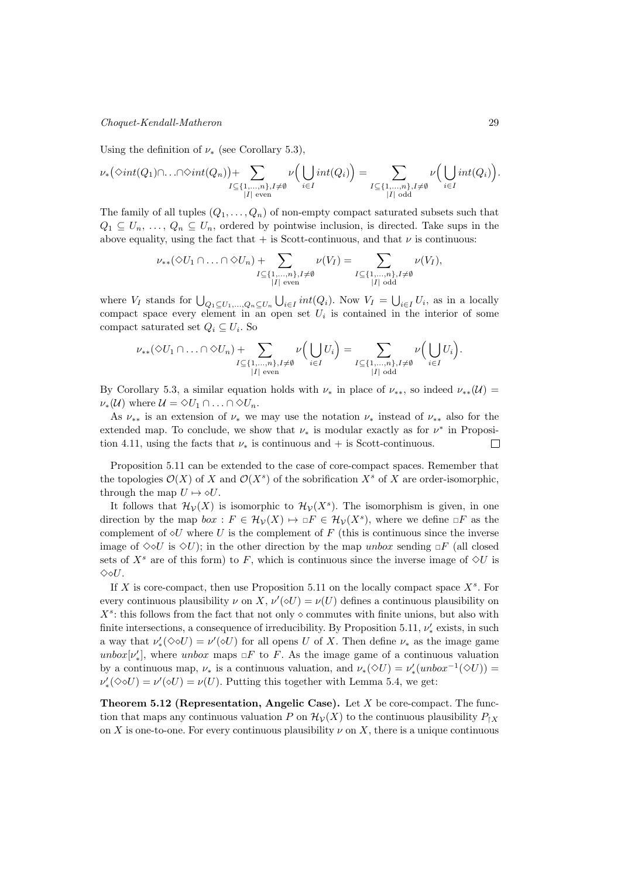Using the definition of $\nu_*$ (see Corollary 5.3),

$$\nu_*\big(\Diamond int(Q_1)\cap\ldots\cap\Diamond int(Q_n)\big)+\sum_{\substack{I\subseteq\{1,\ldots,n\},I\neq\emptyset\\|I|\text{ even}}}\nu\Big(\bigcup_{i\in I}int(Q_i)\Big)=\sum_{\substack{I\subseteq\{1,\ldots,n\},I\neq\emptyset\\|I|\text{ odd}}}\nu\Big(\bigcup_{i\in I}int(Q_i)\Big).$$

The family of all tuples $(Q_1,\ldots,Q_n)$ of non-empty compact saturated subsets such that $Q_1\subseteq U_n$, ..., $Q_n\subseteq U_n$, ordered by pointwise inclusion, is directed. Take sups in the above equality, using the fact that $+$ is Scott-continuous, and that $\nu$ is continuous:

$$\nu_{**}(\Diamond U_1\cap\ldots\cap\Diamond U_n)+\sum_{\substack{I\subseteq\{1,\ldots,n\},I\neq\emptyset\\|I|\text{ even}}}\nu(V_I)=\sum_{\substack{I\subseteq\{1,\ldots,n\},I\neq\emptyset\\|I|\text{ odd}}}\nu(V_I),$$

where $V_I$ stands for $\bigcup_{Q_1\subseteq U_1,\ldots,Q_n\subseteq U_n}\bigcup_{i\in I}int(Q_i)$. Now $V_I=\bigcup_{i\in I}U_i$, as in a locally compact space every element in an open set $U_i$ is contained in the interior of some compact saturated set $Q_i\subseteq U_i$. So

$$\nu_{**}(\Diamond U_1\cap\ldots\cap\Diamond U_n)+\sum_{\substack{I\subseteq\{1,\ldots,n\},I\neq\emptyset\\|I|\text{ even}}}\nu\Big(\bigcup_{i\in I}U_i\Big)=\sum_{\substack{I\subseteq\{1,\ldots,n\},I\neq\emptyset\\|I|\text{ odd}}}\nu\Big(\bigcup_{i\in I}U_i\Big).$$

By Corollary 5.3, a similar equation holds with $\nu_*$ in place of $\nu_{**}$, so indeed $\nu_{**}(\mathcal{U})=\nu_*(\mathcal{U})$ where $\mathcal{U}=\Diamond U_1\cap\ldots\cap\Diamond U_n$.

As $\nu_{**}$ is an extension of $\nu_*$ we may use the notation $\nu_*$ instead of $\nu_{**}$ also for the extended map. To conclude, we show that $\nu_*$ is modular exactly as for $\nu^*$ in Proposition 4.11, using the facts that $\nu_*$ is continuous and $+$ is Scott-continuous. $\square$

Proposition 5.11 can be extended to the case of core-compact spaces. Remember that the topologies $\mathcal{O}(X)$ of $X$ and $\mathcal{O}(X^s)$ of the sobrification $X^s$ of $X$ are order-isomorphic, through the map $U\mapsto\diamond U$.

It follows that $\mathcal{H}_\mathcal{V}(X)$ is isomorphic to $\mathcal{H}_\mathcal{V}(X^s)$. The isomorphism is given, in one direction by the map $box: F\in\mathcal{H}_\mathcal{V}(X)\mapsto\square F\in\mathcal{H}_\mathcal{V}(X^s)$, where we define $\square F$ as the complement of $\diamond U$ where $U$ is the complement of $F$ (this is continuous since the inverse image of $\Diamond\diamond U$ is $\Diamond U$); in the other direction by the map *unbox* sending $\square F$ (all closed sets of $X^s$ are of this form) to $F$, which is continuous since the inverse image of $\Diamond U$ is $\Diamond\diamond U$.

If $X$ is core-compact, then use Proposition 5.11 on the locally compact space $X^s$. For every continuous plausibility $\nu$ on $X$, $\nu'(\diamond U)=\nu(U)$ defines a continuous plausibility on $X^s$: this follows from the fact that not only $\diamond$ commutes with finite unions, but also with finite intersections, a consequence of irreducibility. By Proposition 5.11, $\nu'_*$ exists, in such a way that $\nu'_*(\Diamond\diamond U)=\nu'(\diamond U)$ for all opens $U$ of $X$. Then define $\nu_*$ as the image game $unbox[\nu'_*]$, where *unbox* maps $\square F$ to $F$. As the image game of a continuous valuation by a continuous map, $\nu_*$ is a continuous valuation, and $\nu_*(\Diamond U)=\nu'_*(unbox^{-1}(\Diamond U))=\nu'_*(\Diamond\diamond U)=\nu'(\diamond U)=\nu(U)$. Putting this together with Lemma 5.4, we get:

**Theorem 5.12 (Representation, Angelic Case).** Let $X$ be core-compact. The function that maps any continuous valuation $P$ on $\mathcal{H}_\mathcal{V}(X)$ to the continuous plausibility $P_{\upharpoonright X}$ on $X$ is one-to-one. For every continuous plausibility $\nu$ on $X$, there is a unique continuous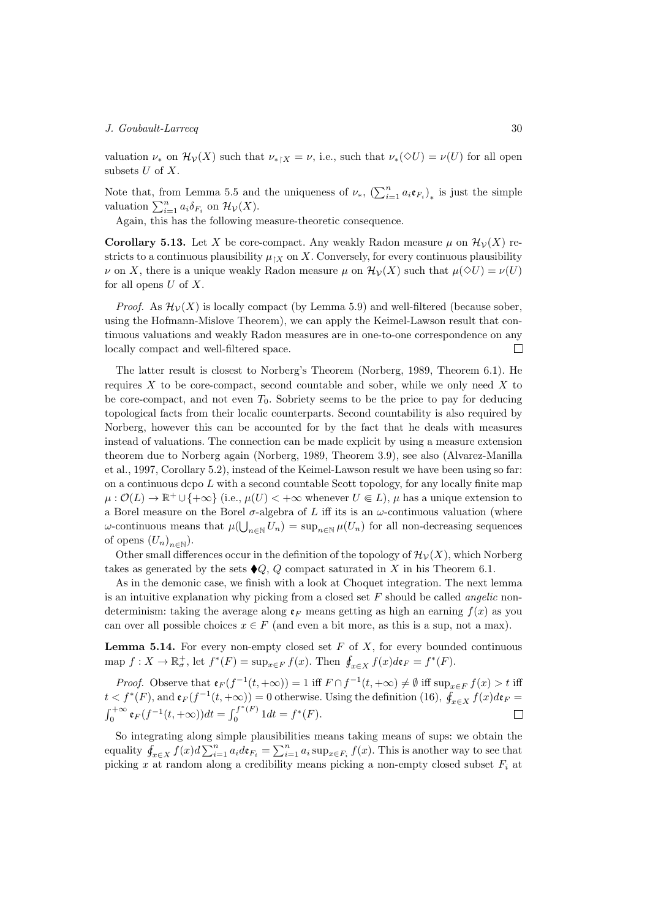valuation $\nu_*$ on $\mathcal{H}_\mathcal{V}(X)$ such that $\nu_{*|X} = \nu$, i.e., such that $\nu_*(\Diamond U) = \nu(U)$ for all open subsets $U$ of $X$.

Note that, from Lemma 5.5 and the uniqueness of $\nu_*$, $(\sum_{i=1}^n a_i \mathfrak{e}_{F_i})_*$ is just the simple valuation $\sum_{i=1}^n a_i \delta_{F_i}$ on $\mathcal{H}_\mathcal{V}(X)$.

Again, this has the following measure-theoretic consequence.

**Corollary 5.13.** Let $X$ be core-compact. Any weakly Radon measure $\mu$ on $\mathcal{H}_\mathcal{V}(X)$ restricts to a continuous plausibility $\mu_{|X}$ on $X$. Conversely, for every continuous plausibility $\nu$ on $X$, there is a unique weakly Radon measure $\mu$ on $\mathcal{H}_\mathcal{V}(X)$ such that $\mu(\Diamond U) = \nu(U)$ for all opens $U$ of $X$.

*Proof.* As $\mathcal{H}_\mathcal{V}(X)$ is locally compact (by Lemma 5.9) and well-filtered (because sober, using the Hofmann-Mislove Theorem), we can apply the Keimel-Lawson result that continuous valuations and weakly Radon measures are in one-to-one correspondence on any locally compact and well-filtered space. $\square$

The latter result is closest to Norberg's Theorem (Norberg, 1989, Theorem 6.1). He requires $X$ to be core-compact, second countable and sober, while we only need $X$ to be core-compact, and not even $T_0$. Sobriety seems to be the price to pay for deducing topological facts from their localic counterparts. Second countability is also required by Norberg, however this can be accounted for by the fact that he deals with measures instead of valuations. The connection can be made explicit by using a measure extension theorem due to Norberg again (Norberg, 1989, Theorem 3.9), see also (Alvarez-Manilla et al., 1997, Corollary 5.2), instead of the Keimel-Lawson result we have been using so far: on a continuous dcpo $L$ with a second countable Scott topology, for any locally finite map $\mu : \mathcal{O}(L) \to \mathbb{R}^+ \cup \{+\infty\}$ (i.e., $\mu(U) < +\infty$ whenever $U \Subset L$), $\mu$ has a unique extension to a Borel measure on the Borel $\sigma$-algebra of $L$ iff its is an $\omega$-continuous valuation (where $\omega$-continuous means that $\mu(\bigcup_{n\in\mathbb{N}} U_n) = \sup_{n\in\mathbb{N}} \mu(U_n)$ for all non-decreasing sequences of opens $(U_n)_{n\in\mathbb{N}}$).

Other small differences occur in the definition of the topology of $\mathcal{H}_\mathcal{V}(X)$, which Norberg takes as generated by the sets $\blacklozenge Q$, $Q$ compact saturated in $X$ in his Theorem 6.1.

As in the demonic case, we finish with a look at Choquet integration. The next lemma is an intuitive explanation why picking from a closed set $F$ should be called *angelic* non-determinism: taking the average along $\mathfrak{e}_F$ means getting as high an earning $f(x)$ as you can over all possible choices $x \in F$ (and even a bit more, as this is a sup, not a max).

**Lemma 5.14.** For every non-empty closed set $F$ of $X$, for every bounded continuous map $f : X \to \mathbb{R}^+_\sigma$, let $f^*(F) = \sup_{x\in F} f(x)$. Then $\oint_{x\in X} f(x) d\mathfrak{e}_F = f^*(F)$.

*Proof.* Observe that $\mathfrak{e}_F(f^{-1}(t, +\infty)) = 1$ iff $F \cap f^{-1}(t, +\infty) \neq \emptyset$ iff $\sup_{x\in F} f(x) > t$ iff $t < f^*(F)$, and $\mathfrak{e}_F(f^{-1}(t, +\infty)) = 0$ otherwise. Using the definition (16), $\oint_{x\in X} f(x) d\mathfrak{e}_F = \int_0^{+\infty} \mathfrak{e}_F(f^{-1}(t, +\infty)) dt = \int_0^{f^*(F)} 1 dt = f^*(F)$. $\square$

So integrating along simple plausibilities means taking means of sups: we obtain the equality $\oint_{x\in X} f(x) d \sum_{i=1}^n a_i d\mathfrak{e}_{F_i} = \sum_{i=1}^n a_i \sup_{x\in F_i} f(x)$. This is another way to see that picking $x$ at random along a credibility means picking a non-empty closed subset $F_i$ at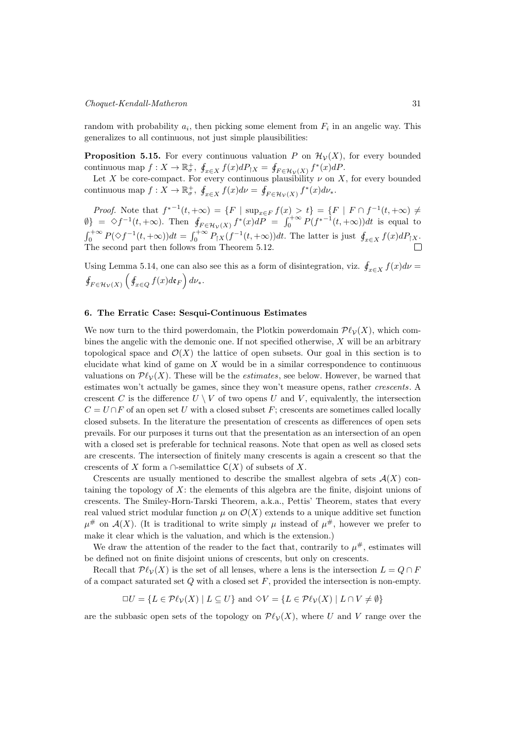random with probability $a_i$, then picking some element from $F_i$ in an angelic way. This generalizes to all continuous, not just simple plausibilities:

**Proposition 5.15.** For every continuous valuation $P$ on $\mathcal{H}_\mathcal{V}(X)$, for every bounded continuous map $f : X \to \mathbb{R}^+_\sigma$, $\oint_{x\in X} f(x) dP_{\upharpoonright X} = \oint_{F\in\mathcal{H}_\mathcal{V}(X)} f^*(x) dP$.

Let $X$ be core-compact. For every continuous plausibility $\nu$ on $X$, for every bounded continuous map $f : X \to \mathbb{R}^+_\sigma$, $\oint_{x\in X} f(x) d\nu = \oint_{F\in\mathcal{H}_\mathcal{V}(X)} f^*(x) d\nu_*$.

*Proof.* Note that ${f^*}^{-1}(t, +\infty) = \{F \mid \sup_{x\in F} f(x) > t\} = \{F \mid F \cap f^{-1}(t, +\infty) \neq \emptyset\} = \Diamond f^{-1}(t, +\infty)$. Then $\oint_{F\in\mathcal{H}_\mathcal{V}(X)} f^*(x) dP = \int_0^{+\infty} P({f^*}^{-1}(t, +\infty)) dt$ is equal to $\int_0^{+\infty} P(\Diamond f^{-1}(t, +\infty)) dt = \int_0^{+\infty} P_{\upharpoonright X}(f^{-1}(t, +\infty)) dt$. The latter is just $\oint_{x\in X} f(x) dP_{\upharpoonright X}$. The second part then follows from Theorem 5.12. $\square$

Using Lemma 5.14, one can also see this as a form of disintegration, viz. $\oint_{x\in X} f(x) d\nu = \oint_{F\in\mathcal{H}_\mathcal{V}(X)} \left( \oint_{x\in Q} f(x) d\mathfrak{e}_F \right) d\nu_*$.

## 6. The Erratic Case: Sesqui-Continuous Estimates

We now turn to the third powerdomain, the Plotkin powerdomain $\mathcal{P}\ell_\mathcal{V}(X)$, which combines the angelic with the demonic one. If not specified otherwise, $X$ will be an arbitrary topological space and $\mathcal{O}(X)$ the lattice of open subsets. Our goal in this section is to elucidate what kind of game on $X$ would be in a similar correspondence to continuous valuations on $\mathcal{P}\ell_\mathcal{V}(X)$. These will be the *estimates*, see below. However, be warned that estimates won't actually be games, since they won't measure opens, rather *crescents*. A crescent $C$ is the difference $U \setminus V$ of two opens $U$ and $V$, equivalently, the intersection $C = U \cap F$ of an open set $U$ with a closed subset $F$; crescents are sometimes called locally closed subsets. In the literature the presentation of crescents as differences of open sets prevails. For our purposes it turns out that the presentation as an intersection of an open with a closed set is preferable for technical reasons. Note that open as well as closed sets are crescents. The intersection of finitely many crescents is again a crescent so that the crescents of $X$ form a $\cap$-semilattice $\mathsf{C}(X)$ of subsets of $X$.

Crescents are usually mentioned to describe the smallest algebra of sets $\mathcal{A}(X)$ containing the topology of $X$: the elements of this algebra are the finite, disjoint unions of crescents. The Smiley-Horn-Tarski Theorem, a.k.a., Pettis' Theorem, states that every real valued strict modular function $\mu$ on $\mathcal{O}(X)$ extends to a unique additive set function $\mu^\#$ on $\mathcal{A}(X)$. (It is traditional to write simply $\mu$ instead of $\mu^\#$, however we prefer to make it clear which is the valuation, and which is the extension.)

We draw the attention of the reader to the fact that, contrarily to $\mu^\#$, estimates will be defined not on finite disjoint unions of crescents, but only on crescents.

Recall that $\mathcal{P}\ell_\mathcal{V}(X)$ is the set of all lenses, where a lens is the intersection $L = Q \cap F$ of a compact saturated set $Q$ with a closed set $F$, provided the intersection is non-empty.

$$\Box U = \{L \in \mathcal{P}\ell_\mathcal{V}(X) \mid L \subseteq U\} \text{ and } \Diamond V = \{L \in \mathcal{P}\ell_\mathcal{V}(X) \mid L \cap V \neq \emptyset\}$$

are the subbasic open sets of the topology on $\mathcal{P}\ell_\mathcal{V}(X)$, where $U$ and $V$ range over the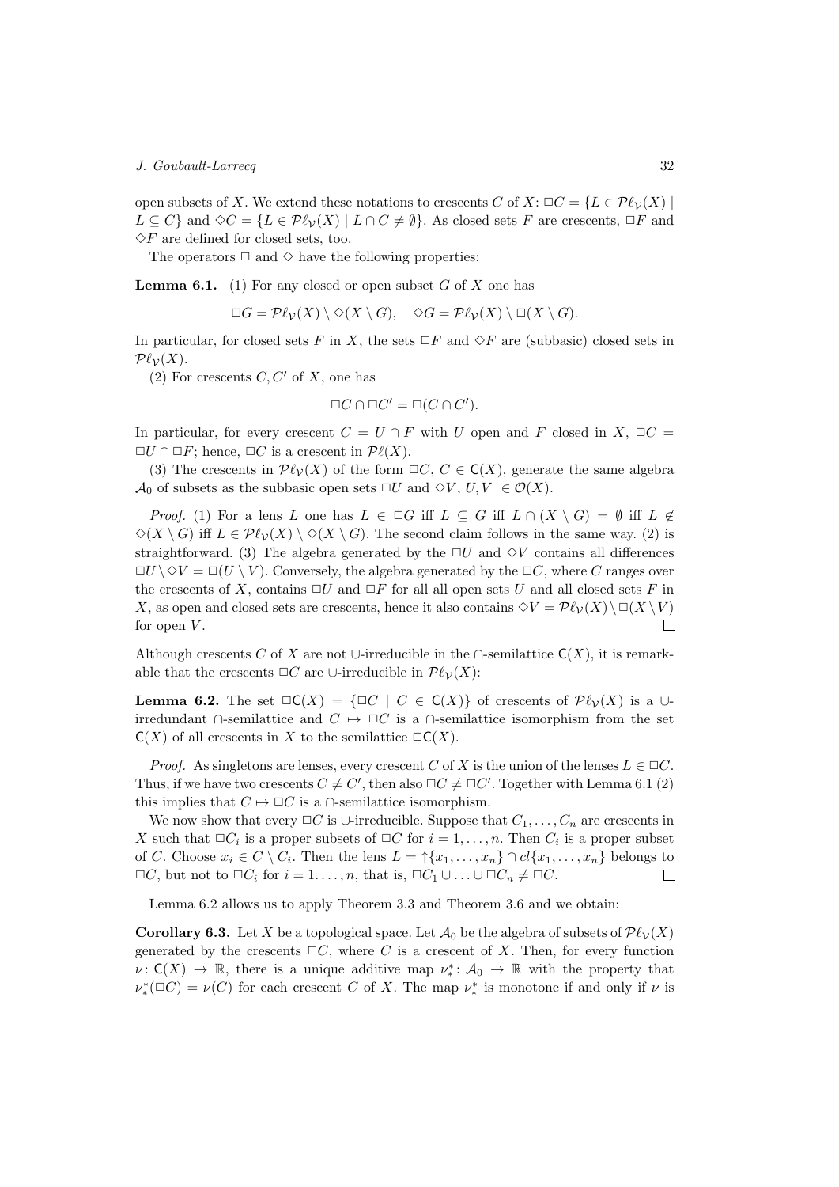open subsets of $X$. We extend these notations to crescents $C$ of $X$: $\Box C = \{L \in \mathcal{P}\ell_{\mathcal{V}}(X) \mid L \subseteq C\}$ and $\Diamond C = \{L \in \mathcal{P}\ell_{\mathcal{V}}(X) \mid L \cap C \neq \emptyset\}$. As closed sets $F$ are crescents, $\Box F$ and $\Diamond F$ are defined for closed sets, too.

The operators $\Box$ and $\Diamond$ have the following properties:

**Lemma 6.1.** (1) For any closed or open subset $G$ of $X$ one has

$$\Box G = \mathcal{P}\ell_{\mathcal{V}}(X) \setminus \Diamond(X \setminus G), \quad \Diamond G = \mathcal{P}\ell_{\mathcal{V}}(X) \setminus \Box(X \setminus G).$$

In particular, for closed sets $F$ in $X$, the sets $\Box F$ and $\Diamond F$ are (subbasic) closed sets in $\mathcal{P}\ell_{\mathcal{V}}(X)$.

(2) For crescents $C, C'$ of $X$, one has

$$\Box C \cap \Box C' = \Box(C \cap C').$$

In particular, for every crescent $C = U \cap F$ with $U$ open and $F$ closed in $X$, $\Box C = \Box U \cap \Box F$; hence, $\Box C$ is a crescent in $\mathcal{P}\ell(X)$.

(3) The crescents in $\mathcal{P}\ell_{\mathcal{V}}(X)$ of the form $\Box C$, $C \in \mathsf{C}(X)$, generate the same algebra $\mathcal{A}_0$ of subsets as the subbasic open sets $\Box U$ and $\Diamond V$, $U, V \in \mathcal{O}(X)$.

*Proof.* (1) For a lens $L$ one has $L \in \Box G$ iff $L \subseteq G$ iff $L \cap (X \setminus G) = \emptyset$ iff $L \notin \Diamond(X \setminus G)$ iff $L \in \mathcal{P}\ell_{\mathcal{V}}(X) \setminus \Diamond(X \setminus G)$. The second claim follows in the same way. (2) is straightforward. (3) The algebra generated by the $\Box U$ and $\Diamond V$ contains all differences $\Box U \setminus \Diamond V = \Box(U \setminus V)$. Conversely, the algebra generated by the $\Box C$, where $C$ ranges over the crescents of $X$, contains $\Box U$ and $\Box F$ for all all open sets $U$ and all closed sets $F$ in $X$, as open and closed sets are crescents, hence it also contains $\Diamond V = \mathcal{P}\ell_{\mathcal{V}}(X) \setminus \Box(X \setminus V)$ for open $V$. $\square$

Although crescents $C$ of $X$ are not $\cup$-irreducible in the $\cap$-semilattice $\mathsf{C}(X)$, it is remarkable that the crescents $\Box C$ are $\cup$-irreducible in $\mathcal{P}\ell_{\mathcal{V}}(X)$:

**Lemma 6.2.** The set $\Box\mathsf{C}(X) = \{\Box C \mid C \in \mathsf{C}(X)\}$ of crescents of $\mathcal{P}\ell_{\mathcal{V}}(X)$ is a $\cup$-irredundant $\cap$-semilattice and $C \mapsto \Box C$ is a $\cap$-semilattice isomorphism from the set $\mathsf{C}(X)$ of all crescents in $X$ to the semilattice $\Box\mathsf{C}(X)$.

*Proof.* As singletons are lenses, every crescent $C$ of $X$ is the union of the lenses $L \in \Box C$. Thus, if we have two crescents $C \neq C'$, then also $\Box C \neq \Box C'$. Together with Lemma 6.1 (2) this implies that $C \mapsto \Box C$ is a $\cap$-semilattice isomorphism.

We now show that every $\Box C$ is $\cup$-irreducible. Suppose that $C_1, \ldots, C_n$ are crescents in $X$ such that $\Box C_i$ is a proper subsets of $\Box C$ for $i = 1, \ldots, n$. Then $C_i$ is a proper subset of $C$. Choose $x_i \in C \setminus C_i$. Then the lens $L = \uparrow\{x_1, \ldots, x_n\} \cap cl\{x_1, \ldots, x_n\}$ belongs to $\Box C$, but not to $\Box C_i$ for $i = 1 \ldots, n$, that is, $\Box C_1 \cup \ldots \cup \Box C_n \neq \Box C$. $\square$

Lemma 6.2 allows us to apply Theorem 3.3 and Theorem 3.6 and we obtain:

**Corollary 6.3.** Let $X$ be a topological space. Let $\mathcal{A}_0$ be the algebra of subsets of $\mathcal{P}\ell_{\mathcal{V}}(X)$ generated by the crescents $\Box C$, where $C$ is a crescent of $X$. Then, for every function $\nu\colon \mathsf{C}(X) \to \mathbb{R}$, there is a unique additive map $\nu_*^*\colon \mathcal{A}_0 \to \mathbb{R}$ with the property that $\nu_*^*(\Box C) = \nu(C)$ for each crescent $C$ of $X$. The map $\nu_*^*$ is monotone if and only if $\nu$ is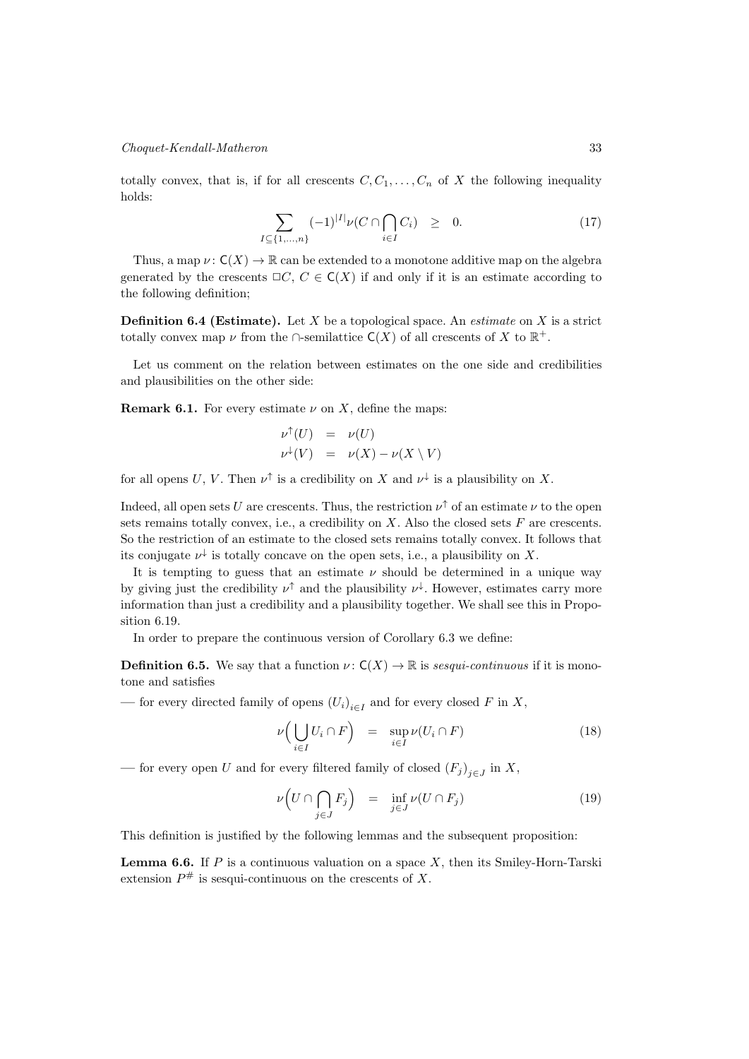totally convex, that is, if for all crescents $C, C_1, \ldots, C_n$ of $X$ the following inequality holds:

$$\sum_{I \subseteq \{1,\ldots,n\}} (-1)^{|I|} \nu(C \cap \bigcap_{i \in I} C_i) \quad \geq \quad 0. \tag{17}$$

Thus, a map $\nu \colon \mathsf{C}(X) \to \mathbb{R}$ can be extended to a monotone additive map on the algebra generated by the crescents $\Box C$, $C \in \mathsf{C}(X)$ if and only if it is an estimate according to the following definition;

**Definition 6.4 (Estimate).** Let $X$ be a topological space. An *estimate* on $X$ is a strict totally convex map $\nu$ from the $\cap$-semilattice $\mathsf{C}(X)$ of all crescents of $X$ to $\mathbb{R}^+$.

Let us comment on the relation between estimates on the one side and credibilities and plausibilities on the other side:

**Remark 6.1.** For every estimate $\nu$ on $X$, define the maps:

$$\begin{aligned} \nu^{\uparrow}(U) &= \nu(U) \\ \nu^{\downarrow}(V) &= \nu(X) - \nu(X \setminus V) \end{aligned}$$

for all opens $U$, $V$. Then $\nu^{\uparrow}$ is a credibility on $X$ and $\nu^{\downarrow}$ is a plausibility on $X$.

Indeed, all open sets $U$ are crescents. Thus, the restriction $\nu^{\uparrow}$ of an estimate $\nu$ to the open sets remains totally convex, i.e., a credibility on $X$. Also the closed sets $F$ are crescents. So the restriction of an estimate to the closed sets remains totally convex. It follows that its conjugate $\nu^{\downarrow}$ is totally concave on the open sets, i.e., a plausibility on $X$.

It is tempting to guess that an estimate $\nu$ should be determined in a unique way by giving just the credibility $\nu^{\uparrow}$ and the plausibility $\nu^{\downarrow}$. However, estimates carry more information than just a credibility and a plausibility together. We shall see this in Proposition 6.19.

In order to prepare the continuous version of Corollary 6.3 we define:

**Definition 6.5.** We say that a function $\nu \colon \mathsf{C}(X) \to \mathbb{R}$ is *sesqui-continuous* if it is monotone and satisfies

— for every directed family of opens $(U_i)_{i \in I}$ and for every closed $F$ in $X$,

$$\nu\Big(\bigcup_{i \in I} U_i \cap F\Big) \quad = \quad \sup_{i \in I} \nu(U_i \cap F) \tag{18}$$

— for every open $U$ and for every filtered family of closed $(F_j)_{j \in J}$ in $X$,

$$\nu\Big(U \cap \bigcap_{j \in J} F_j\Big) \quad = \quad \inf_{j \in J} \nu(U \cap F_j) \tag{19}$$

This definition is justified by the following lemmas and the subsequent proposition:

**Lemma 6.6.** If $P$ is a continuous valuation on a space $X$, then its Smiley-Horn-Tarski extension $P^{\#}$ is sesqui-continuous on the crescents of $X$.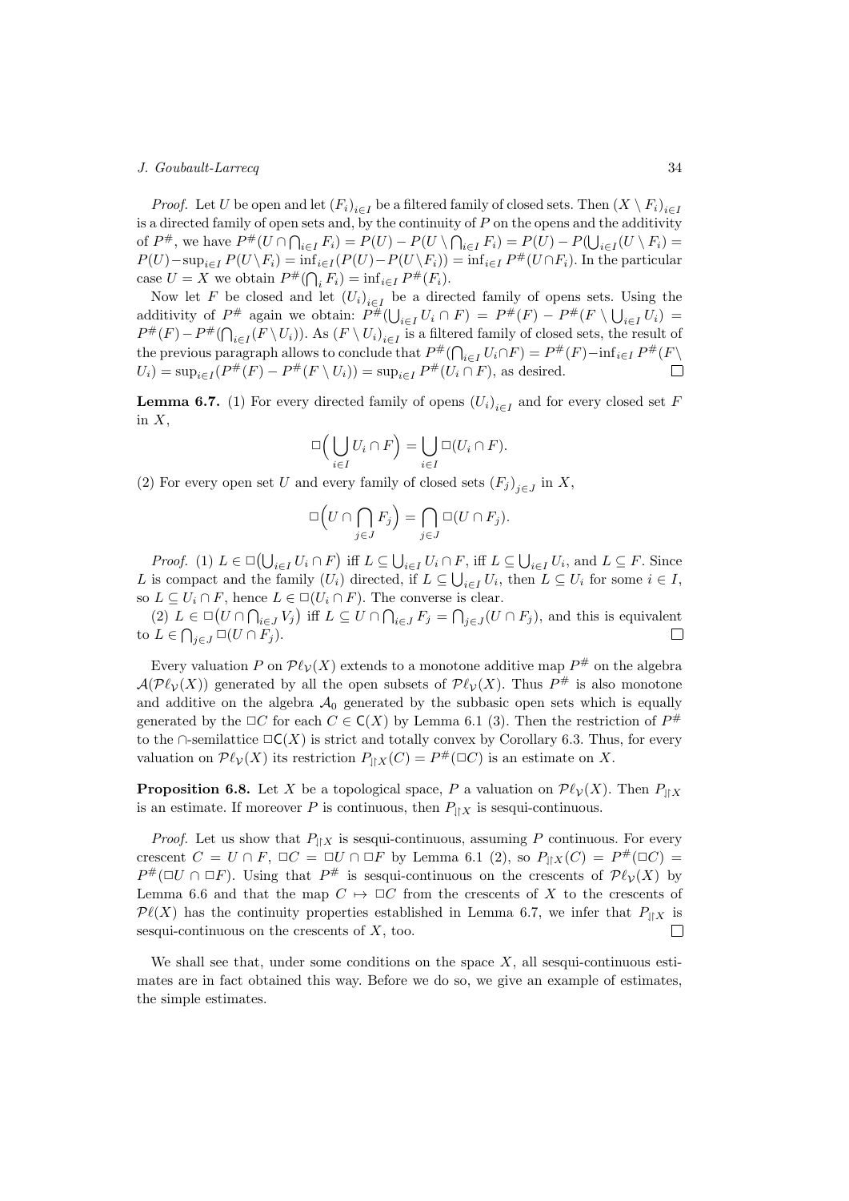*Proof.* Let $U$ be open and let $(F_i)_{i\in I}$ be a filtered family of closed sets. Then $(X \setminus F_i)_{i\in I}$ is a directed family of open sets and, by the continuity of $P$ on the opens and the additivity of $P^\#$, we have $P^\#(U \cap \bigcap_{i\in I} F_i) = P(U) - P(U \setminus \bigcap_{i\in I} F_i) = P(U) - P(\bigcup_{i\in I}(U \setminus F_i) = P(U) - \sup_{i\in I} P(U\setminus F_i) = \inf_{i\in I}(P(U) - P(U\setminus F_i)) = \inf_{i\in I} P^\#(U\cap F_i)$. In the particular case $U = X$ we obtain $P^\#(\bigcap_i F_i) = \inf_{i\in I} P^\#(F_i)$.

Now let $F$ be closed and let $(U_i)_{i\in I}$ be a directed family of opens sets. Using the additivity of $P^\#$ again we obtain: $P^\#(\bigcup_{i\in I} U_i \cap F) = P^\#(F) - P^\#(F \setminus \bigcup_{i\in I} U_i) = P^\#(F) - P^\#(\bigcap_{i\in I}(F\setminus U_i))$. As $(F \setminus U_i)_{i\in I}$ is a filtered family of closed sets, the result of the previous paragraph allows to conclude that $P^\#(\bigcap_{i\in I} U_i \cap F) = P^\#(F) - \inf_{i\in I} P^\#(F\setminus U_i) = \sup_{i\in I}(P^\#(F) - P^\#(F\setminus U_i)) = \sup_{i\in I} P^\#(U_i \cap F)$, as desired. □

**Lemma 6.7.** (1) For every directed family of opens $(U_i)_{i\in I}$ and for every closed set $F$ in $X$,

$$\Box\Big(\bigcup_{i\in I} U_i \cap F\Big) = \bigcup_{i\in I} \Box(U_i \cap F).$$

(2) For every open set $U$ and every family of closed sets $(F_j)_{j\in J}$ in $X$,

$$\Box\Big(U \cap \bigcap_{j\in J} F_j\Big) = \bigcap_{j\in J} \Box(U \cap F_j).$$

*Proof.* (1) $L \in \Box\big(\bigcup_{i\in I} U_i \cap F\big)$ iff $L \subseteq \bigcup_{i\in I} U_i \cap F$, iff $L \subseteq \bigcup_{i\in I} U_i$, and $L \subseteq F$. Since $L$ is compact and the family $(U_i)$ directed, if $L \subseteq \bigcup_{i\in I} U_i$, then $L \subseteq U_i$ for some $i \in I$, so $L \subseteq U_i \cap F$, hence $L \in \Box(U_i \cap F)$. The converse is clear.

(2) $L \in \Box\big(U \cap \bigcap_{i\in J} V_j\big)$ iff $L \subseteq U \cap \bigcap_{i\in J} F_j = \bigcap_{j\in J}(U \cap F_j)$, and this is equivalent to $L \in \bigcap_{j\in J} \Box(U \cap F_j)$. □

Every valuation $P$ on $\mathcal{P}\ell_{\mathcal{V}}(X)$ extends to a monotone additive map $P^\#$ on the algebra $\mathcal{A}(\mathcal{P}\ell_{\mathcal{V}}(X))$ generated by all the open subsets of $\mathcal{P}\ell_{\mathcal{V}}(X)$. Thus $P^\#$ is also monotone and additive on the algebra $\mathcal{A}_0$ generated by the subbasic open sets which is equally generated by the $\Box C$ for each $C \in \mathsf{C}(X)$ by Lemma 6.1 (3). Then the restriction of $P^\#$ to the $\cap$-semilattice $\Box\mathsf{C}(X)$ is strict and totally convex by Corollary 6.3. Thus, for every valuation on $\mathcal{P}\ell_{\mathcal{V}}(X)$ its restriction $P_{|\!\upharpoonright X}(C) = P^\#(\Box C)$ is an estimate on $X$.

**Proposition 6.8.** Let $X$ be a topological space, $P$ a valuation on $\mathcal{P}\ell_{\mathcal{V}}(X)$. Then $P_{|\!\upharpoonright X}$ is an estimate. If moreover $P$ is continuous, then $P_{|\!\upharpoonright X}$ is sesqui-continuous.

*Proof.* Let us show that $P_{|\!\upharpoonright X}$ is sesqui-continuous, assuming $P$ continuous. For every crescent $C = U \cap F$, $\Box C = \Box U \cap \Box F$ by Lemma 6.1 (2), so $P_{|\!\upharpoonright X}(C) = P^\#(\Box C) = P^\#(\Box U \cap \Box F)$. Using that $P^\#$ is sesqui-continuous on the crescents of $\mathcal{P}\ell_{\mathcal{V}}(X)$ by Lemma 6.6 and that the map $C \mapsto \Box C$ from the crescents of $X$ to the crescents of $\mathcal{P}\ell(X)$ has the continuity properties established in Lemma 6.7, we infer that $P_{|\!\upharpoonright X}$ is sesqui-continuous on the crescents of $X$, too. □

We shall see that, under some conditions on the space $X$, all sesqui-continuous estimates are in fact obtained this way. Before we do so, we give an example of estimates, the simple estimates.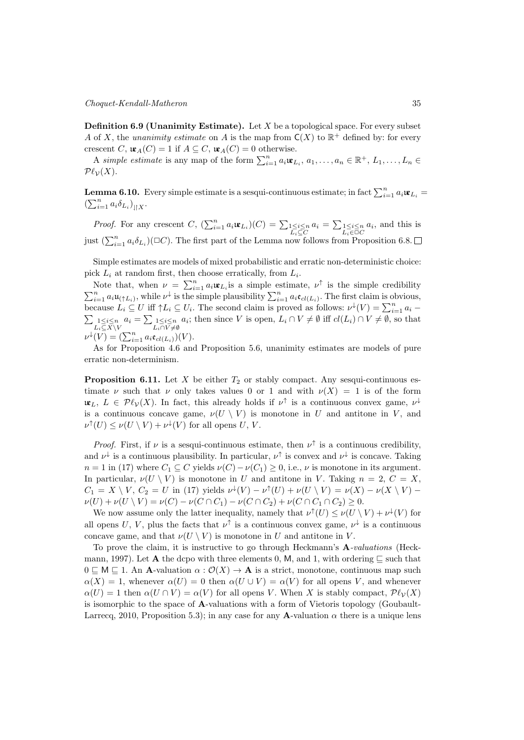**Definition 6.9 (Unanimity Estimate).** Let $X$ be a topological space. For every subset $A$ of $X$, the *unanimity estimate* on $A$ is the map from $\mathsf{C}(X)$ to $\mathbb{R}^+$ defined by: for every crescent $C$, $\mathfrak{ue}_A(C) = 1$ if $A \subseteq C$, $\mathfrak{ue}_A(C) = 0$ otherwise.

A *simple estimate* is any map of the form $\sum_{i=1}^n a_i \mathfrak{ue}_{L_i}$, $a_1, \ldots, a_n \in \mathbb{R}^+$, $L_1, \ldots, L_n \in \mathcal{P}\ell_{\mathcal{V}}(X)$.

**Lemma 6.10.** Every simple estimate is a sesqui-continuous estimate; in fact $\sum_{i=1}^n a_i \mathfrak{ue}_{L_i} = (\sum_{i=1}^n a_i \delta_{L_i})_{|\natural X}$.

*Proof.* For any crescent $C$, $(\sum_{i=1}^n a_i \mathfrak{ue}_{L_i})(C) = \sum_{\substack{1 \leq i \leq n \\ L_i \subseteq C}} a_i = \sum_{\substack{1 \leq i \leq n \\ L_i \in \Box C}} a_i$, and this is just $(\sum_{i=1}^n a_i \delta_{L_i})(\Box C)$. The first part of the Lemma now follows from Proposition 6.8. $\Box$

Simple estimates are models of mixed probabilistic and erratic non-deterministic choice: pick $L_i$ at random first, then choose erratically, from $L_i$.

Note that, when $\nu = \sum_{i=1}^n a_i \mathfrak{ue}_{L_i}$ is a simple estimate, $\nu^\uparrow$ is the simple credibility $\sum_{i=1}^n a_i \mathfrak{u}_{(\uparrow L_i)}$, while $\nu^\downarrow$ is the simple plausibility $\sum_{i=1}^n a_i \mathfrak{e}_{cl(L_i)}$. The first claim is obvious, because $L_i \subseteq U$ iff $\uparrow L_i \subseteq U_i$. The second claim is proved as follows: $\nu^\downarrow(V) = \sum_{i=1}^n a_i - \sum_{\substack{1 \leq i \leq n \\ L_i \subseteq X \setminus V}} a_i = \sum_{\substack{1 \leq i \leq n \\ L_i \cap V \neq \emptyset}} a_i$; then since $V$ is open, $L_i \cap V \neq \emptyset$ iff $cl(L_i) \cap V \neq \emptyset$, so that $\nu^\downarrow(V) = (\sum_{i=1}^n a_i \mathfrak{e}_{cl(L_i)})(V)$.

As for Proposition 4.6 and Proposition 5.6, unanimity estimates are models of pure erratic non-determinism.

**Proposition 6.11.** Let $X$ be either $T_2$ or stably compact. Any sesqui-continuous estimate $\nu$ such that $\nu$ only takes values 0 or 1 and with $\nu(X) = 1$ is of the form $\mathfrak{ue}_L$, $L \in \mathcal{P}\ell_{\mathcal{V}}(X)$. In fact, this already holds if $\nu^\uparrow$ is a continuous convex game, $\nu^\downarrow$ is a continuous concave game, $\nu(U \setminus V)$ is monotone in $U$ and antitone in $V$, and $\nu^\uparrow(U) \leq \nu(U \setminus V) + \nu^\downarrow(V)$ for all opens $U$, $V$.

*Proof.* First, if $\nu$ is a sesqui-continuous estimate, then $\nu^\uparrow$ is a continuous credibility, and $\nu^\downarrow$ is a continuous plausibility. In particular, $\nu^\uparrow$ is convex and $\nu^\downarrow$ is concave. Taking $n = 1$ in (17) where $C_1 \subseteq C$ yields $\nu(C) - \nu(C_1) \geq 0$, i.e., $\nu$ is monotone in its argument. In particular, $\nu(U \setminus V)$ is monotone in $U$ and antitone in $V$. Taking $n = 2$, $C = X$, $C_1 = X \setminus V$, $C_2 = U$ in (17) yields $\nu^\downarrow(V) - \nu^\uparrow(U) + \nu(U \setminus V) = \nu(X) - \nu(X \setminus V) - \nu(U) + \nu(U \setminus V) = \nu(C) - \nu(C \cap C_1) - \nu(C \cap C_2) + \nu(C \cap C_1 \cap C_2) \geq 0$.

We now assume only the latter inequality, namely that $\nu^\uparrow(U) \leq \nu(U \setminus V) + \nu^\downarrow(V)$ for all opens $U$, $V$, plus the facts that $\nu^\uparrow$ is a continuous convex game, $\nu^\downarrow$ is a continuous concave game, and that $\nu(U \setminus V)$ is monotone in $U$ and antitone in $V$.

To prove the claim, it is instructive to go through Heckmann's **A**-*valuations* (Heckmann, 1997). Let **A** the dcpo with three elements 0, M, and 1, with ordering $\sqsubseteq$ such that $0 \sqsubseteq \mathsf{M} \sqsubseteq 1$. An **A**-valuation $\alpha : \mathcal{O}(X) \to \mathbf{A}$ is a strict, monotone, continuous map such $\alpha(X) = 1$, whenever $\alpha(U) = 0$ then $\alpha(U \cup V) = \alpha(V)$ for all opens $V$, and whenever $\alpha(U) = 1$ then $\alpha(U \cap V) = \alpha(V)$ for all opens $V$. When $X$ is stably compact, $\mathcal{P}\ell_{\mathcal{V}}(X)$ is isomorphic to the space of **A**-valuations with a form of Vietoris topology (Goubault-Larrecq, 2010, Proposition 5.3); in any case for any **A**-valuation $\alpha$ there is a unique lens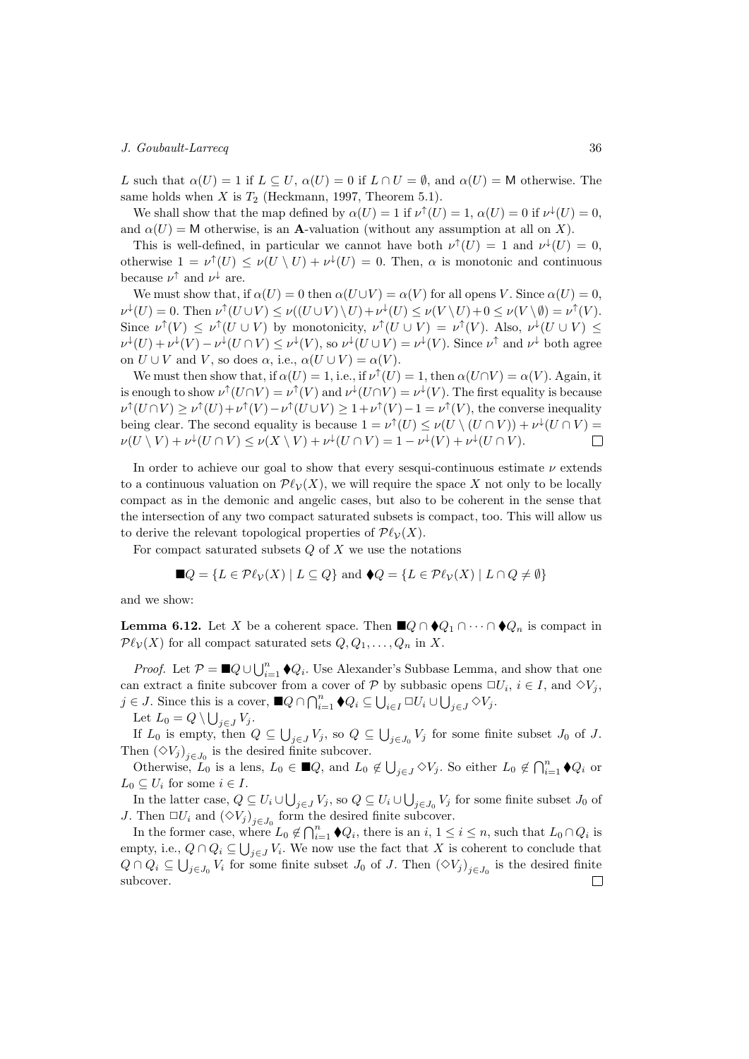$L$ such that $\alpha(U) = 1$ if $L \subseteq U$, $\alpha(U) = 0$ if $L \cap U = \emptyset$, and $\alpha(U) = \mathsf{M}$ otherwise. The same holds when $X$ is $T_2$ (Heckmann, 1997, Theorem 5.1).

We shall show that the map defined by $\alpha(U) = 1$ if $\nu^\uparrow(U) = 1$, $\alpha(U) = 0$ if $\nu^\downarrow(U) = 0$, and $\alpha(U) = \mathsf{M}$ otherwise, is an **A**-valuation (without any assumption at all on $X$).

This is well-defined, in particular we cannot have both $\nu^\uparrow(U) = 1$ and $\nu^\downarrow(U) = 0$, otherwise $1 = \nu^\uparrow(U) \leq \nu(U \setminus U) + \nu^\downarrow(U) = 0$. Then, $\alpha$ is monotonic and continuous because $\nu^\uparrow$ and $\nu^\downarrow$ are.

We must show that, if $\alpha(U) = 0$ then $\alpha(U \cup V) = \alpha(V)$ for all opens $V$. Since $\alpha(U) = 0$, $\nu^\downarrow(U) = 0$. Then $\nu^\uparrow(U \cup V) \leq \nu((U \cup V) \setminus U) + \nu^\downarrow(U) \leq \nu(V \setminus U) + 0 \leq \nu(V \setminus \emptyset) = \nu^\uparrow(V)$. Since $\nu^\uparrow(V) \leq \nu^\uparrow(U \cup V)$ by monotonicity, $\nu^\uparrow(U \cup V) = \nu^\uparrow(V)$. Also, $\nu^\downarrow(U \cup V) \leq \nu^\downarrow(U) + \nu^\downarrow(V) - \nu^\downarrow(U \cap V) \leq \nu^\downarrow(V)$, so $\nu^\downarrow(U \cup V) = \nu^\downarrow(V)$. Since $\nu^\uparrow$ and $\nu^\downarrow$ both agree on $U \cup V$ and $V$, so does $\alpha$, i.e., $\alpha(U \cup V) = \alpha(V)$.

We must then show that, if $\alpha(U) = 1$, i.e., if $\nu^\uparrow(U) = 1$, then $\alpha(U \cap V) = \alpha(V)$. Again, it is enough to show $\nu^\uparrow(U \cap V) = \nu^\uparrow(V)$ and $\nu^\downarrow(U \cap V) = \nu^\downarrow(V)$. The first equality is because $\nu^\uparrow(U \cap V) \geq \nu^\uparrow(U) + \nu^\uparrow(V) - \nu^\uparrow(U \cup V) \geq 1 + \nu^\uparrow(V) - 1 = \nu^\uparrow(V)$, the converse inequality being clear. The second equality is because $1 = \nu^\uparrow(U) \leq \nu(U \setminus (U \cap V)) + \nu^\downarrow(U \cap V) = \nu(U \setminus V) + \nu^\downarrow(U \cap V) \leq \nu(X \setminus V) + \nu^\downarrow(U \cap V) = 1 - \nu^\downarrow(V) + \nu^\downarrow(U \cap V)$. $\square$

In order to achieve our goal to show that every sesqui-continuous estimate $\nu$ extends to a continuous valuation on $\mathcal{P}\ell_{\mathcal{V}}(X)$, we will require the space $X$ not only to be locally compact as in the demonic and angelic cases, but also to be coherent in the sense that the intersection of any two compact saturated subsets is compact, too. This will allow us to derive the relevant topological properties of $\mathcal{P}\ell_{\mathcal{V}}(X)$.

For compact saturated subsets $Q$ of $X$ we use the notations

$$\blacksquare Q = \{L \in \mathcal{P}\ell_{\mathcal{V}}(X) \mid L \subseteq Q\} \text{ and } \blacklozenge Q = \{L \in \mathcal{P}\ell_{\mathcal{V}}(X) \mid L \cap Q \neq \emptyset\}$$

and we show:

**Lemma 6.12.** Let $X$ be a coherent space. Then $\blacksquare Q \cap \blacklozenge Q_1 \cap \cdots \cap \blacklozenge Q_n$ is compact in $\mathcal{P}\ell_{\mathcal{V}}(X)$ for all compact saturated sets $Q, Q_1, \ldots, Q_n$ in $X$.

*Proof.* Let $\mathcal{P} = \blacksquare Q \cup \bigcup_{i=1}^n \blacklozenge Q_i$. Use Alexander's Subbase Lemma, and show that one can extract a finite subcover from a cover of $\mathcal{P}$ by subbasic opens $\Box U_i$, $i \in I$, and $\Diamond V_j$, $j \in J$. Since this is a cover, $\blacksquare Q \cap \bigcap_{i=1}^n \blacklozenge Q_i \subseteq \bigcup_{i \in I} \Box U_i \cup \bigcup_{j \in J} \Diamond V_j$.

Let $L_0 = Q \setminus \bigcup_{j \in J} V_j$.

If $L_0$ is empty, then $Q \subseteq \bigcup_{j \in J} V_j$, so $Q \subseteq \bigcup_{j \in J_0} V_j$ for some finite subset $J_0$ of $J$. Then $(\Diamond V_j)_{j \in J_0}$ is the desired finite subcover.

Otherwise, $L_0$ is a lens, $L_0 \in \blacksquare Q$, and $L_0 \notin \bigcup_{j \in J} \Diamond V_j$. So either $L_0 \notin \bigcap_{i=1}^n \blacklozenge Q_i$ or $L_0 \subseteq U_i$ for some $i \in I$.

In the latter case, $Q \subseteq U_i \cup \bigcup_{j \in J} V_j$, so $Q \subseteq U_i \cup \bigcup_{j \in J_0} V_j$ for some finite subset $J_0$ of $J$. Then $\Box U_i$ and $(\Diamond V_j)_{j \in J_0}$ form the desired finite subcover.

In the former case, where $L_0 \notin \bigcap_{i=1}^n \blacklozenge Q_i$, there is an $i$, $1 \leq i \leq n$, such that $L_0 \cap Q_i$ is empty, i.e., $Q \cap Q_i \subseteq \bigcup_{j \in J} V_i$. We now use the fact that $X$ is coherent to conclude that $Q \cap Q_i \subseteq \bigcup_{j \in J_0} V_i$ for some finite subset $J_0$ of $J$. Then $(\Diamond V_j)_{j \in J_0}$ is the desired finite subcover. $\square$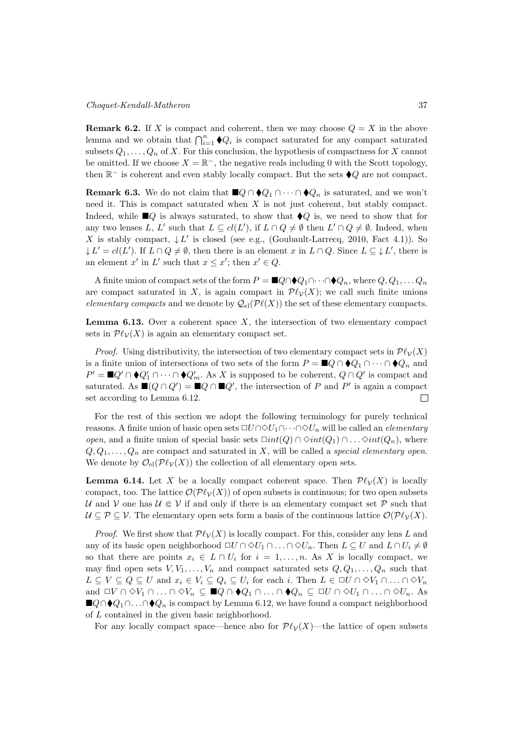**Remark 6.2.** If $X$ is compact and coherent, then we may choose $Q = X$ in the above lemma and we obtain that $\bigcap_{i=1}^{n} \blacklozenge Q_i$ is compact saturated for any compact saturated subsets $Q_1, \dots, Q_n$ of $X$. For this conclusion, the hypothesis of compactness for $X$ cannot be omitted. If we choose $X = \mathbb{R}^-$, the negative reals including 0 with the Scott topology, then $\mathbb{R}^-$ is coherent and even stably locally compact. But the sets $\blacklozenge Q$ are not compact.

**Remark 6.3.** We do not claim that $\blacksquare Q \cap \blacklozenge Q_1 \cap \cdots \cap \blacklozenge Q_n$ is saturated, and we won't need it. This is compact saturated when $X$ is not just coherent, but stably compact. Indeed, while $\blacksquare Q$ is always saturated, to show that $\blacklozenge Q$ is, we need to show that for any two lenses $L$, $L'$ such that $L \subseteq cl(L')$, if $L \cap Q \neq \emptyset$ then $L' \cap Q \neq \emptyset$. Indeed, when $X$ is stably compact, $\downarrow L'$ is closed (see e.g., (Goubault-Larrecq, 2010, Fact 4.1)). So $\downarrow L' = cl(L')$. If $L \cap Q \neq \emptyset$, then there is an element $x$ in $L \cap Q$. Since $L \subseteq \downarrow L'$, there is an element $x'$ in $L'$ such that $x \leq x'$; then $x' \in Q$.

A finite union of compact sets of the form $P = \blacksquare Q \cap \blacklozenge Q_1 \cap \cdots \cap \blacklozenge Q_n$, where $Q, Q_1, \dots Q_n$ are compact saturated in $X$, is again compact in $\mathcal{P}\ell_{\mathcal{V}}(X)$; we call such finite unions *elementary compacts* and we denote by $\mathcal{Q}_{\mathrm{el}}(\mathcal{P}\ell(X))$ the set of these elementary compacts.

**Lemma 6.13.** Over a coherent space $X$, the intersection of two elementary compact sets in $\mathcal{P}\ell_{\mathcal{V}}(X)$ is again an elementary compact set.

*Proof.* Using distributivity, the intersection of two elementary compact sets in $\mathcal{P}\ell_{\mathcal{V}}(X)$ is a finite union of intersections of two sets of the form $P = \blacksquare Q \cap \blacklozenge Q_1 \cap \cdots \cap \blacklozenge Q_n$ and $P' = \blacksquare Q' \cap \blacklozenge Q'_1 \cap \cdots \cap \blacklozenge Q'_m$. As $X$ is supposed to be coherent, $Q \cap Q'$ is compact and saturated. As $\blacksquare(Q \cap Q') = \blacksquare Q \cap \blacksquare Q'$, the intersection of $P$ and $P'$ is again a compact set according to Lemma 6.12. $\square$

For the rest of this section we adopt the following terminology for purely technical reasons. A finite union of basic open sets $\Box U \cap \Diamond U_1 \cap \cdots \cap \Diamond U_n$ will be called an *elementary open*, and a finite union of special basic sets $\Box int(Q) \cap \Diamond int(Q_1) \cap \ldots \Diamond int(Q_n)$, where $Q, Q_1, \dots, Q_n$ are compact and saturated in $X$, will be called a *special elementary open*. We denote by $\mathcal{O}_{\mathrm{el}}(\mathcal{P}\ell_{\mathcal{V}}(X))$ the collection of all elementary open sets.

**Lemma 6.14.** Let $X$ be a locally compact coherent space. Then $\mathcal{P}\ell_{\mathcal{V}}(X)$ is locally compact, too. The lattice $\mathcal{O}(\mathcal{P}\ell_{\mathcal{V}}(X))$ of open subsets is continuous; for two open subsets $\mathcal{U}$ and $\mathcal{V}$ one has $\mathcal{U} \Subset \mathcal{V}$ if and only if there is an elementary compact set $\mathcal{P}$ such that $\mathcal{U} \subseteq \mathcal{P} \subseteq \mathcal{V}$. The elementary open sets form a basis of the continuous lattice $\mathcal{O}(\mathcal{P}\ell_{\mathcal{V}}(X)$.

*Proof.* We first show that $\mathcal{P}\ell_{\mathcal{V}}(X)$ is locally compact. For this, consider any lens $L$ and any of its basic open neighborhood $\Box U \cap \Diamond U_1 \cap \ldots \cap \Diamond U_n$. Then $L \subseteq U$ and $L \cap U_i \neq \emptyset$ so that there are points $x_i \in L \cap U_i$ for $i = 1, \dots, n$. As $X$ is locally compact, we may find open sets $V, V_1, \dots, V_n$ and compact saturated sets $Q, Q_1, \dots, Q_n$ such that $L \subseteq V \subseteq Q \subseteq U$ and $x_i \in V_i \subseteq Q_i \subseteq U_i$ for each $i$. Then $L \in \Box U \cap \Diamond V_1 \cap \ldots \cap \Diamond V_n$ and $\Box V \cap \Diamond V_1 \cap \ldots \cap \Diamond V_n \subseteq \blacksquare Q \cap \blacklozenge Q_1 \cap \ldots \cap \blacklozenge Q_n \subseteq \Box U \cap \Diamond U_1 \cap \ldots \cap \Diamond U_n$. As $\blacksquare Q \cap \blacklozenge Q_1 \cap \ldots \cap \blacklozenge Q_n$ is compact by Lemma 6.12, we have found a compact neighborhood of $L$ contained in the given basic neighborhood.

For any locally compact space—hence also for $\mathcal{P}\ell_{\mathcal{V}}(X)$—the lattice of open subsets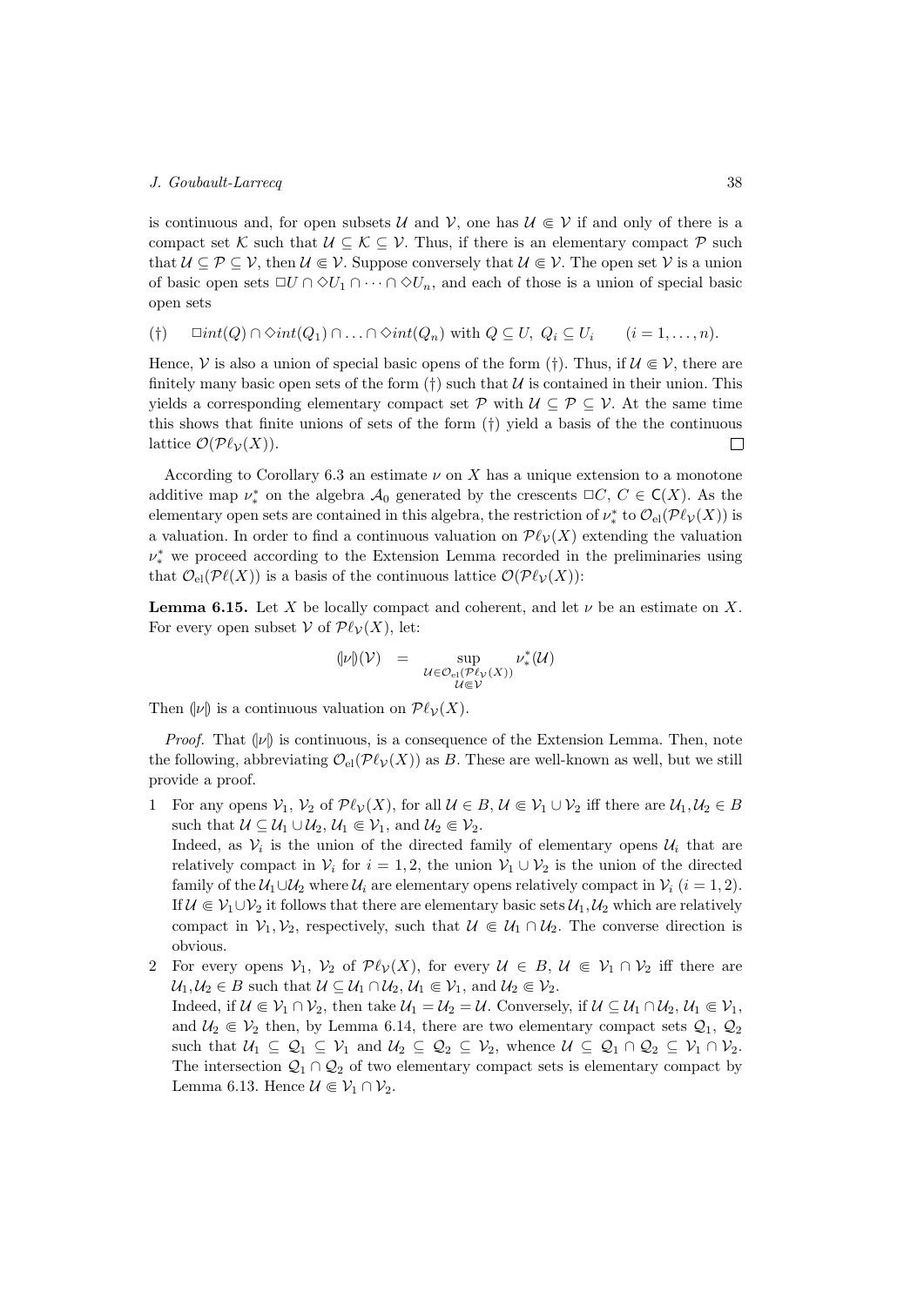is continuous and, for open subsets $\mathcal{U}$ and $\mathcal{V}$, one has $\mathcal{U} \Subset \mathcal{V}$ if and only of there is a compact set $\mathcal{K}$ such that $\mathcal{U} \subseteq \mathcal{K} \subseteq \mathcal{V}$. Thus, if there is an elementary compact $\mathcal{P}$ such that $\mathcal{U} \subseteq \mathcal{P} \subseteq \mathcal{V}$, then $\mathcal{U} \Subset \mathcal{V}$. Suppose conversely that $\mathcal{U} \Subset \mathcal{V}$. The open set $\mathcal{V}$ is a union of basic open sets $\Box U \cap \Diamond U_1 \cap \cdots \cap \Diamond U_n$, and each of those is a union of special basic open sets

$$(\dagger) \qquad \Box int(Q) \cap \Diamond int(Q_1) \cap \ldots \cap \Diamond int(Q_n) \text{ with } Q \subseteq U,\ Q_i \subseteq U_i \qquad (i = 1, \ldots, n).$$

Hence, $\mathcal{V}$ is also a union of special basic opens of the form (†). Thus, if $\mathcal{U} \Subset \mathcal{V}$, there are finitely many basic open sets of the form (†) such that $\mathcal{U}$ is contained in their union. This yields a corresponding elementary compact set $\mathcal{P}$ with $\mathcal{U} \subseteq \mathcal{P} \subseteq \mathcal{V}$. At the same time this shows that finite unions of sets of the form (†) yield a basis of the the continuous lattice $\mathcal{O}(\mathcal{P}\ell_{\mathcal{V}}(X))$. □

According to Corollary 6.3 an estimate $\nu$ on $X$ has a unique extension to a monotone additive map $\nu_*^*$ on the algebra $\mathcal{A}_0$ generated by the crescents $\Box C$, $C \in \mathsf{C}(X)$. As the elementary open sets are contained in this algebra, the restriction of $\nu_*^*$ to $\mathcal{O}_{\mathrm{el}}(\mathcal{P}\ell_{\mathcal{V}}(X))$ is a valuation. In order to find a continuous valuation on $\mathcal{P}\ell_{\mathcal{V}}(X)$ extending the valuation $\nu_*^*$ we proceed according to the Extension Lemma recorded in the preliminaries using that $\mathcal{O}_{\mathrm{el}}(\mathcal{P}\ell(X))$ is a basis of the continuous lattice $\mathcal{O}(\mathcal{P}\ell_{\mathcal{V}}(X))$:

**Lemma 6.15.** Let $X$ be locally compact and coherent, and let $\nu$ be an estimate on $X$. For every open subset $\mathcal{V}$ of $\mathcal{P}\ell_{\mathcal{V}}(X)$, let:

$$(\!|\nu|\!)(\mathcal{V}) \quad = \quad \sup_{\substack{\mathcal{U} \in \mathcal{O}_{\mathrm{el}}(\mathcal{P}\ell_{\mathcal{V}}(X)) \\ \mathcal{U} \Subset \mathcal{V}}} \nu_*^*(\mathcal{U})$$

Then $(\!|\nu|\!)$ is a continuous valuation on $\mathcal{P}\ell_{\mathcal{V}}(X)$.

*Proof.* That $(\!|\nu|\!)$ is continuous, is a consequence of the Extension Lemma. Then, note the following, abbreviating $\mathcal{O}_{\mathrm{el}}(\mathcal{P}\ell_{\mathcal{V}}(X))$ as $B$. These are well-known as well, but we still provide a proof.

1. For any opens $\mathcal{V}_1$, $\mathcal{V}_2$ of $\mathcal{P}\ell_{\mathcal{V}}(X)$, for all $\mathcal{U} \in B$, $\mathcal{U} \Subset \mathcal{V}_1 \cup \mathcal{V}_2$ iff there are $\mathcal{U}_1, \mathcal{U}_2 \in B$ such that $\mathcal{U} \subseteq \mathcal{U}_1 \cup \mathcal{U}_2$, $\mathcal{U}_1 \Subset \mathcal{V}_1$, and $\mathcal{U}_2 \Subset \mathcal{V}_2$.
   Indeed, as $\mathcal{V}_i$ is the union of the directed family of elementary opens $\mathcal{U}_i$ that are relatively compact in $\mathcal{V}_i$ for $i = 1, 2$, the union $\mathcal{V}_1 \cup \mathcal{V}_2$ is the union of the directed family of the $\mathcal{U}_1 \cup \mathcal{U}_2$ where $\mathcal{U}_i$ are elementary opens relatively compact in $\mathcal{V}_i$ $(i = 1, 2)$. If $\mathcal{U} \Subset \mathcal{V}_1 \cup \mathcal{V}_2$ it follows that there are elementary basic sets $\mathcal{U}_1, \mathcal{U}_2$ which are relatively compact in $\mathcal{V}_1, \mathcal{V}_2$, respectively, such that $\mathcal{U} \Subset \mathcal{U}_1 \cap \mathcal{U}_2$. The converse direction is obvious.
2. For every opens $\mathcal{V}_1$, $\mathcal{V}_2$ of $\mathcal{P}\ell_{\mathcal{V}}(X)$, for every $\mathcal{U} \in B$, $\mathcal{U} \Subset \mathcal{V}_1 \cap \mathcal{V}_2$ iff there are $\mathcal{U}_1, \mathcal{U}_2 \in B$ such that $\mathcal{U} \subseteq \mathcal{U}_1 \cap \mathcal{U}_2$, $\mathcal{U}_1 \Subset \mathcal{V}_1$, and $\mathcal{U}_2 \Subset \mathcal{V}_2$.
   Indeed, if $\mathcal{U} \Subset \mathcal{V}_1 \cap \mathcal{V}_2$, then take $\mathcal{U}_1 = \mathcal{U}_2 = \mathcal{U}$. Conversely, if $\mathcal{U} \subseteq \mathcal{U}_1 \cap \mathcal{U}_2$, $\mathcal{U}_1 \Subset \mathcal{V}_1$, and $\mathcal{U}_2 \Subset \mathcal{V}_2$ then, by Lemma 6.14, there are two elementary compact sets $\mathcal{Q}_1$, $\mathcal{Q}_2$ such that $\mathcal{U}_1 \subseteq \mathcal{Q}_1 \subseteq \mathcal{V}_1$ and $\mathcal{U}_2 \subseteq \mathcal{Q}_2 \subseteq \mathcal{V}_2$, whence $\mathcal{U} \subseteq \mathcal{Q}_1 \cap \mathcal{Q}_2 \subseteq \mathcal{V}_1 \cap \mathcal{V}_2$. The intersection $\mathcal{Q}_1 \cap \mathcal{Q}_2$ of two elementary compact sets is elementary compact by Lemma 6.13. Hence $\mathcal{U} \Subset \mathcal{V}_1 \cap \mathcal{V}_2$.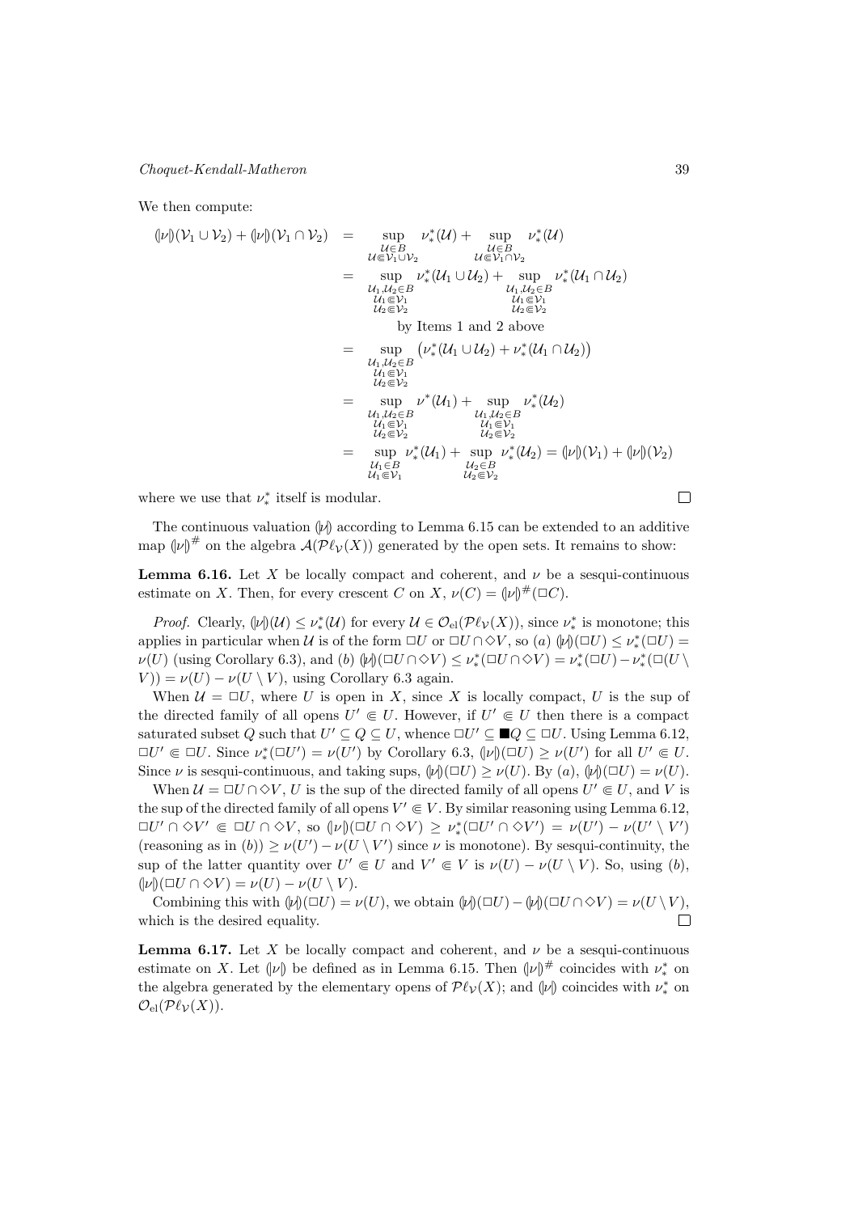We then compute:

$$
\begin{aligned}
(\!|\nu|\!)(\mathcal{V}_1 \cup \mathcal{V}_2) + (\!|\nu|\!)(\mathcal{V}_1 \cap \mathcal{V}_2) &= \sup_{\substack{\mathcal{U} \in B \\ \mathcal{U} \Subset \mathcal{V}_1 \cup \mathcal{V}_2}} \nu_*^*(\mathcal{U}) + \sup_{\substack{\mathcal{U} \in B \\ \mathcal{U} \Subset \mathcal{V}_1 \cap \mathcal{V}_2}} \nu_*^*(\mathcal{U}) \\
&= \sup_{\substack{\mathcal{U}_1, \mathcal{U}_2 \in B \\ \mathcal{U}_1 \Subset \mathcal{V}_1 \\ \mathcal{U}_2 \Subset \mathcal{V}_2}} \nu_*^*(\mathcal{U}_1 \cup \mathcal{U}_2) + \sup_{\substack{\mathcal{U}_1, \mathcal{U}_2 \in B \\ \mathcal{U}_1 \Subset \mathcal{V}_1 \\ \mathcal{U}_2 \Subset \mathcal{V}_2}} \nu_*^*(\mathcal{U}_1 \cap \mathcal{U}_2) \\
&\qquad \text{by Items 1 and 2 above} \\
&= \sup_{\substack{\mathcal{U}_1, \mathcal{U}_2 \in B \\ \mathcal{U}_1 \Subset \mathcal{V}_1 \\ \mathcal{U}_2 \Subset \mathcal{V}_2}} \left( \nu_*^*(\mathcal{U}_1 \cup \mathcal{U}_2) + \nu_*^*(\mathcal{U}_1 \cap \mathcal{U}_2) \right) \\
&= \sup_{\substack{\mathcal{U}_1, \mathcal{U}_2 \in B \\ \mathcal{U}_1 \Subset \mathcal{V}_1 \\ \mathcal{U}_2 \Subset \mathcal{V}_2}} \nu^*(\mathcal{U}_1) + \sup_{\substack{\mathcal{U}_1, \mathcal{U}_2 \in B \\ \mathcal{U}_1 \Subset \mathcal{V}_1 \\ \mathcal{U}_2 \Subset \mathcal{V}_2}} \nu_*^*(\mathcal{U}_2) \\
&= \sup_{\substack{\mathcal{U}_1 \in B \\ \mathcal{U}_1 \Subset \mathcal{V}_1}} \nu_*^*(\mathcal{U}_1) + \sup_{\substack{\mathcal{U}_2 \in B \\ \mathcal{U}_2 \Subset \mathcal{V}_2}} \nu_*^*(\mathcal{U}_2) = (\!|\nu|\!)(\mathcal{V}_1) + (\!|\nu|\!)(\mathcal{V}_2)
\end{aligned}
$$

where we use that $\nu_*^*$ itself is modular. ☐

The continuous valuation $(\!|\nu|\!)$ according to Lemma 6.15 can be extended to an additive map $(\!|\nu|\!)^{\#}$ on the algebra $\mathcal{A}(\mathcal{P}\ell_{\mathcal{V}}(X))$ generated by the open sets. It remains to show:

**Lemma 6.16.** Let $X$ be locally compact and coherent, and $\nu$ be a sesqui-continuous estimate on $X$. Then, for every crescent $C$ on $X$, $\nu(C) = (\!|\nu|\!)^{\#}(\Box C)$.

*Proof.* Clearly, $(\!|\nu|\!)(\mathcal{U}) \leq \nu_*^*(\mathcal{U})$ for every $\mathcal{U} \in \mathcal{O}_{\text{el}}(\mathcal{P}\ell_{\mathcal{V}}(X))$, since $\nu_*^*$ is monotone; this applies in particular when $\mathcal{U}$ is of the form $\Box U$ or $\Box U \cap \Diamond V$, so $(a)$ $(\!|\nu|\!)(\Box U) \leq \nu_*^*(\Box U) = \nu(U)$ (using Corollary 6.3), and $(b)$ $(\!|\nu|\!)(\Box U \cap \Diamond V) \leq \nu_*^*(\Box U \cap \Diamond V) = \nu_*^*(\Box U) - \nu_*^*(\Box(U \setminus V)) = \nu(U) - \nu(U \setminus V)$, using Corollary 6.3 again.

When $\mathcal{U} = \Box U$, where $U$ is open in $X$, since $X$ is locally compact, $U$ is the sup of the directed family of all opens $U' \Subset U$. However, if $U' \Subset U$ then there is a compact saturated subset $Q$ such that $U' \subseteq Q \subseteq U$, whence $\Box U' \subseteq \blacksquare Q \subseteq \Box U$. Using Lemma 6.12, $\Box U' \Subset \Box U$. Since $\nu_*^*(\Box U') = \nu(U')$ by Corollary 6.3, $(\!|\nu|\!)(\Box U) \geq \nu(U')$ for all $U' \Subset U$. Since $\nu$ is sesqui-continuous, and taking sups, $(\!|\nu|\!)(\Box U) \geq \nu(U)$. By $(a)$, $(\!|\nu|\!)(\Box U) = \nu(U)$.

When $\mathcal{U} = \Box U \cap \Diamond V$, $U$ is the sup of the directed family of all opens $U' \Subset U$, and $V$ is the sup of the directed family of all opens $V' \Subset V$. By similar reasoning using Lemma 6.12, $\Box U' \cap \Diamond V' \Subset \Box U \cap \Diamond V$, so $(\!|\nu|\!)(\Box U \cap \Diamond V) \geq \nu_*^*(\Box U' \cap \Diamond V') = \nu(U') - \nu(U' \setminus V')$ (reasoning as in $(b)$) $\geq \nu(U') - \nu(U \setminus V')$ since $\nu$ is monotone). By sesqui-continuity, the sup of the latter quantity over $U' \Subset U$ and $V' \Subset V$ is $\nu(U) - \nu(U \setminus V)$. So, using $(b)$, $(\!|\nu|\!)(\Box U \cap \Diamond V) = \nu(U) - \nu(U \setminus V)$.

Combining this with $(\!|\nu|\!)(\Box U) = \nu(U)$, we obtain $(\!|\nu|\!)(\Box U) - (\!|\nu|\!)(\Box U \cap \Diamond V) = \nu(U \setminus V)$, which is the desired equality. ☐

**Lemma 6.17.** Let $X$ be locally compact and coherent, and $\nu$ be a sesqui-continuous estimate on $X$. Let $(\!|\nu|\!)$ be defined as in Lemma 6.15. Then $(\!|\nu|\!)^{\#}$ coincides with $\nu_*^*$ on the algebra generated by the elementary opens of $\mathcal{P}\ell_{\mathcal{V}}(X)$; and $(\!|\nu|\!)$ coincides with $\nu_*^*$ on $\mathcal{O}_{\text{el}}(\mathcal{P}\ell_{\mathcal{V}}(X))$.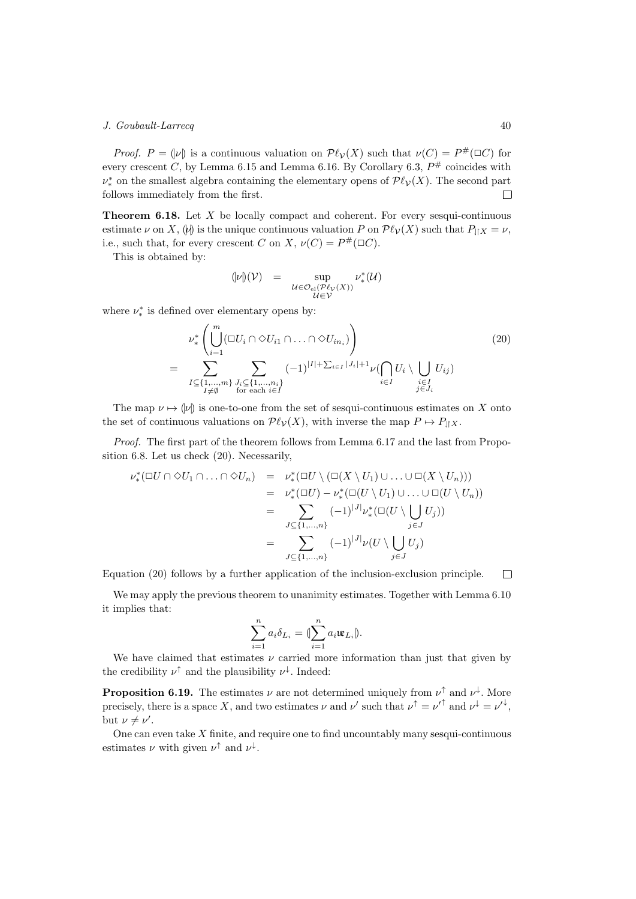*Proof.* $P = (\!|\nu|\!)$ is a continuous valuation on $\mathcal{P}\ell_{\mathcal{V}}(X)$ such that $\nu(C) = P^{\#}(\Box C)$ for every crescent $C$, by Lemma 6.15 and Lemma 6.16. By Corollary 6.3, $P^{\#}$ coincides with $\nu^*_*$ on the smallest algebra containing the elementary opens of $\mathcal{P}\ell_{\mathcal{V}}(X)$. The second part follows immediately from the first. $\square$

**Theorem 6.18.** Let $X$ be locally compact and coherent. For every sesqui-continuous estimate $\nu$ on $X$, $(\!|\nu|\!)$ is the unique continuous valuation $P$ on $\mathcal{P}\ell_{\mathcal{V}}(X)$ such that $P_{|\uparrow X} = \nu$, i.e., such that, for every crescent $C$ on $X$, $\nu(C) = P^{\#}(\Box C)$.

This is obtained by:

$$(\!|\nu|\!)(\mathcal{V}) \quad = \quad \sup_{\substack{\mathcal{U} \in \mathcal{O}_{\mathrm{el}}(\mathcal{P}\ell_{\mathcal{V}}(X)) \\ \mathcal{U} \Subset \mathcal{V}}} \nu^*_*(\mathcal{U})$$

where $\nu^*_*$ is defined over elementary opens by:

$$\begin{aligned} & \nu^*_*\left(\bigcup_{i=1}^{m} (\Box U_i \cap \Diamond U_{i1} \cap \ldots \cap \Diamond U_{in_i})\right) \\ = & \sum_{\substack{I \subseteq \{1,\ldots,m\} \\ I \neq \emptyset}} \sum_{\substack{J_i \subseteq \{1,\ldots,n_i\} \\ \text{for each } i \in I}} (-1)^{|I| + \sum_{i \in I} |J_i| + 1} \nu(\bigcap_{i \in I} U_i \setminus \bigcup_{\substack{i \in I \\ j \in J_i}} U_{ij}) \end{aligned} \tag{20}$$

The map $\nu \mapsto (\!|\nu|\!)$ is one-to-one from the set of sesqui-continuous estimates on $X$ onto the set of continuous valuations on $\mathcal{P}\ell_{\mathcal{V}}(X)$, with inverse the map $P \mapsto P_{|\uparrow X}$.

*Proof.* The first part of the theorem follows from Lemma 6.17 and the last from Proposition 6.8. Let us check (20). Necessarily,

$$\begin{aligned} \nu^*_*(\Box U \cap \Diamond U_1 \cap \ldots \cap \Diamond U_n) &= \nu^*_*(\Box U \setminus (\Box(X \setminus U_1) \cup \ldots \cup \Box(X \setminus U_n))) \\ &= \nu^*_*(\Box U) - \nu^*_*(\Box(U \setminus U_1) \cup \ldots \cup \Box(U \setminus U_n)) \\ &= \sum_{J \subseteq \{1,\ldots,n\}} (-1)^{|J|} \nu^*_*(\Box(U \setminus \bigcup_{j \in J} U_j)) \\ &= \sum_{J \subseteq \{1,\ldots,n\}} (-1)^{|J|} \nu(U \setminus \bigcup_{j \in J} U_j) \end{aligned}$$

Equation (20) follows by a further application of the inclusion-exclusion principle. $\square$

We may apply the previous theorem to unanimity estimates. Together with Lemma 6.10 it implies that:

$$\sum_{i=1}^{n} a_i \delta_{L_i} = (\!|\sum_{i=1}^{n} a_i \mathfrak{u}_{L_i}|\!).$$

We have claimed that estimates $\nu$ carried more information than just that given by the credibility $\nu^{\uparrow}$ and the plausibility $\nu^{\downarrow}$. Indeed:

**Proposition 6.19.** The estimates $\nu$ are not determined uniquely from $\nu^{\uparrow}$ and $\nu^{\downarrow}$. More precisely, there is a space $X$, and two estimates $\nu$ and $\nu'$ such that $\nu^{\uparrow} = \nu'^{\uparrow}$ and $\nu^{\downarrow} = \nu'^{\downarrow}$, but $\nu \neq \nu'$.

One can even take $X$ finite, and require one to find uncountably many sesqui-continuous estimates $\nu$ with given $\nu^{\uparrow}$ and $\nu^{\downarrow}$.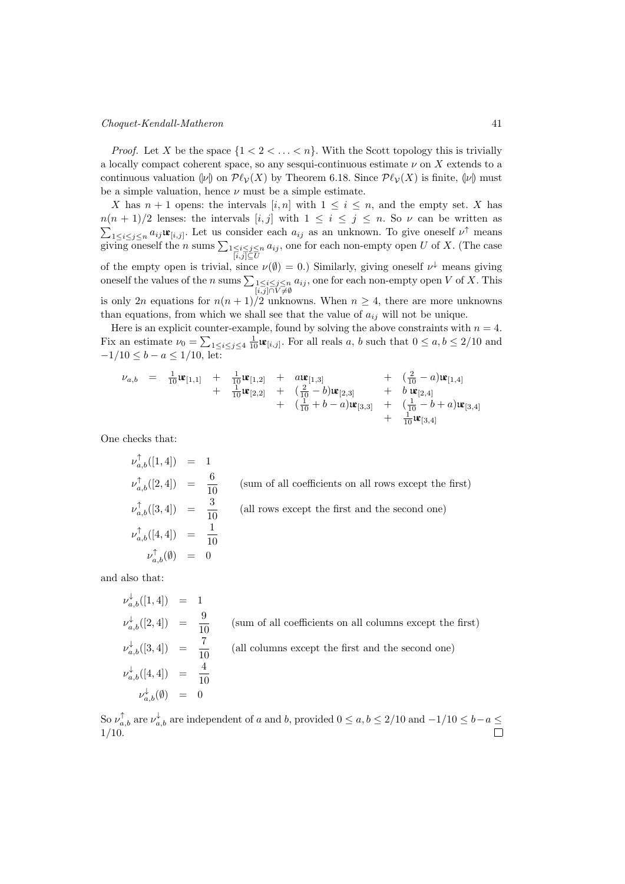*Proof.* Let $X$ be the space $\{1 < 2 < \ldots < n\}$. With the Scott topology this is trivially a locally compact coherent space, so any sesqui-continuous estimate $\nu$ on $X$ extends to a continuous valuation $(\!|\nu|\!)$ on $\mathcal{P}\ell_{\mathcal{V}}(X)$ by Theorem 6.18. Since $\mathcal{P}\ell_{\mathcal{V}}(X)$ is finite, $(\!|\nu|\!)$ must be a simple valuation, hence $\nu$ must be a simple estimate.

$X$ has $n+1$ opens: the intervals $[i, n]$ with $1 \leq i \leq n$, and the empty set. $X$ has $n(n+1)/2$ lenses: the intervals $[i, j]$ with $1 \leq i \leq j \leq n$. So $\nu$ can be written as $\sum_{1 \leq i \leq j \leq n} a_{ij} \mathfrak{u}_{[i,j]}$. Let us consider each $a_{ij}$ as an unknown. To give oneself $\nu^\uparrow$ means giving oneself the $n$ sums $\sum_{\substack{1 \leq i \leq j \leq n \\ [i,j] \subseteq U}} a_{ij}$, one for each non-empty open $U$ of $X$. (The case of the empty open is trivial, since $\nu(\emptyset) = 0$.) Similarly, giving oneself $\nu^\downarrow$ means giving oneself the values of the $n$ sums $\sum_{\substack{1 \leq i \leq j \leq n \\ [i,j] \cap V \neq \emptyset}} a_{ij}$, one for each non-empty open $V$ of $X$. This is only $2n$ equations for $n(n+1)/2$ unknowns. When $n \geq 4$, there are more unknowns than equations, from which we shall see that the value of $a_{ij}$ will not be unique.

Here is an explicit counter-example, found by solving the above constraints with $n = 4$. Fix an estimate $\nu_0 = \sum_{1 \leq i \leq j \leq 4} \frac{1}{10} \mathfrak{u}_{[i,j]}$. For all reals $a$, $b$ such that $0 \leq a, b \leq 2/10$ and $-1/10 \leq b - a \leq 1/10$, let:

$$
\begin{array}{rcllllll}
\nu_{a,b} & = & \frac{1}{10}\mathfrak{u}_{[1,1]} & + & \frac{1}{10}\mathfrak{u}_{[1,2]} & + & a\mathfrak{u}_{[1,3]} & + & (\frac{2}{10} - a)\mathfrak{u}_{[1,4]} \\
& & & + & \frac{1}{10}\mathfrak{u}_{[2,2]} & + & (\frac{2}{10} - b)\mathfrak{u}_{[2,3]} & + & b\,\mathfrak{u}_{[2,4]} \\
& & & & & + & (\frac{1}{10} + b - a)\mathfrak{u}_{[3,3]} & + & (\frac{1}{10} - b + a)\mathfrak{u}_{[3,4]} \\
& & & & & & & + & \frac{1}{10}\mathfrak{u}_{[3,4]}
\end{array}
$$

One checks that:

$$
\begin{array}{rcll}
\nu^\uparrow_{a,b}([1,4]) & = & 1 & \\
\nu^\uparrow_{a,b}([2,4]) & = & \frac{6}{10} & \text{(sum of all coefficients on all rows except the first)} \\
\nu^\uparrow_{a,b}([3,4]) & = & \frac{3}{10} & \text{(all rows except the first and the second one)} \\
\nu^\uparrow_{a,b}([4,4]) & = & \frac{1}{10} & \\
\nu^\uparrow_{a,b}(\emptyset) & = & 0 &
\end{array}
$$

and also that:

$$
\begin{array}{rcll}
\nu^\downarrow_{a,b}([1,4]) & = & 1 & \\
\nu^\downarrow_{a,b}([2,4]) & = & \frac{9}{10} & \text{(sum of all coefficients on all columns except the first)} \\
\nu^\downarrow_{a,b}([3,4]) & = & \frac{7}{10} & \text{(all columns except the first and the second one)} \\
\nu^\downarrow_{a,b}([4,4]) & = & \frac{4}{10} & \\
\nu^\downarrow_{a,b}(\emptyset) & = & 0 &
\end{array}
$$

So $\nu^\uparrow_{a,b}$ are $\nu^\downarrow_{a,b}$ are independent of $a$ and $b$, provided $0 \leq a, b \leq 2/10$ and $-1/10 \leq b - a \leq 1/10$. $\square$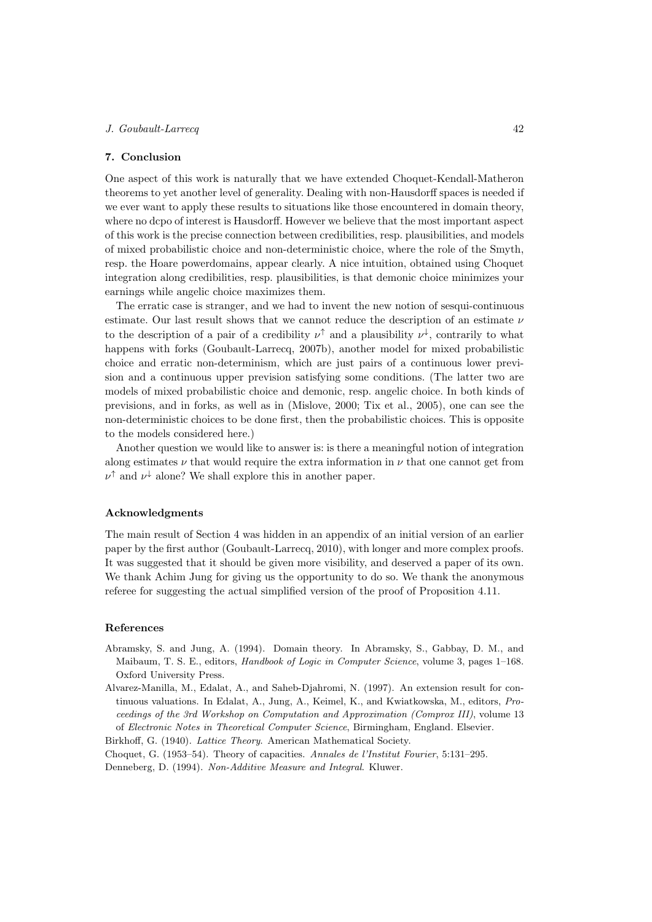## 7. Conclusion

One aspect of this work is naturally that we have extended Choquet-Kendall-Matheron theorems to yet another level of generality. Dealing with non-Hausdorff spaces is needed if we ever want to apply these results to situations like those encountered in domain theory, where no dcpo of interest is Hausdorff. However we believe that the most important aspect of this work is the precise connection between credibilities, resp. plausibilities, and models of mixed probabilistic choice and non-deterministic choice, where the role of the Smyth, resp. the Hoare powerdomains, appear clearly. A nice intuition, obtained using Choquet integration along credibilities, resp. plausibilities, is that demonic choice minimizes your earnings while angelic choice maximizes them.

The erratic case is stranger, and we had to invent the new notion of sesqui-continuous estimate. Our last result shows that we cannot reduce the description of an estimate $\nu$ to the description of a pair of a credibility $\nu^{\uparrow}$ and a plausibility $\nu^{\downarrow}$, contrarily to what happens with forks (Goubault-Larrecq, 2007b), another model for mixed probabilistic choice and erratic non-determinism, which are just pairs of a continuous lower prevision and a continuous upper prevision satisfying some conditions. (The latter two are models of mixed probabilistic choice and demonic, resp. angelic choice. In both kinds of previsions, and in forks, as well as in (Mislove, 2000; Tix et al., 2005), one can see the non-deterministic choices to be done first, then the probabilistic choices. This is opposite to the models considered here.)

Another question we would like to answer is: is there a meaningful notion of integration along estimates $\nu$ that would require the extra information in $\nu$ that one cannot get from $\nu^{\uparrow}$ and $\nu^{\downarrow}$ alone? We shall explore this in another paper.

### Acknowledgments

The main result of Section 4 was hidden in an appendix of an initial version of an earlier paper by the first author (Goubault-Larrecq, 2010), with longer and more complex proofs. It was suggested that it should be given more visibility, and deserved a paper of its own. We thank Achim Jung for giving us the opportunity to do so. We thank the anonymous referee for suggesting the actual simplified version of the proof of Proposition 4.11.

### References

Abramsky, S. and Jung, A. (1994). Domain theory. In Abramsky, S., Gabbay, D. M., and Maibaum, T. S. E., editors, *Handbook of Logic in Computer Science*, volume 3, pages 1–168. Oxford University Press.

Alvarez-Manilla, M., Edalat, A., and Saheb-Djahromi, N. (1997). An extension result for continuous valuations. In Edalat, A., Jung, A., Keimel, K., and Kwiatkowska, M., editors, *Proceedings of the 3rd Workshop on Computation and Approximation (Comprox III)*, volume 13 of *Electronic Notes in Theoretical Computer Science*, Birmingham, England. Elsevier.

Birkhoff, G. (1940). *Lattice Theory*. American Mathematical Society.

Choquet, G. (1953–54). Theory of capacities. *Annales de l'Institut Fourier*, 5:131–295.

Denneberg, D. (1994). *Non-Additive Measure and Integral*. Kluwer.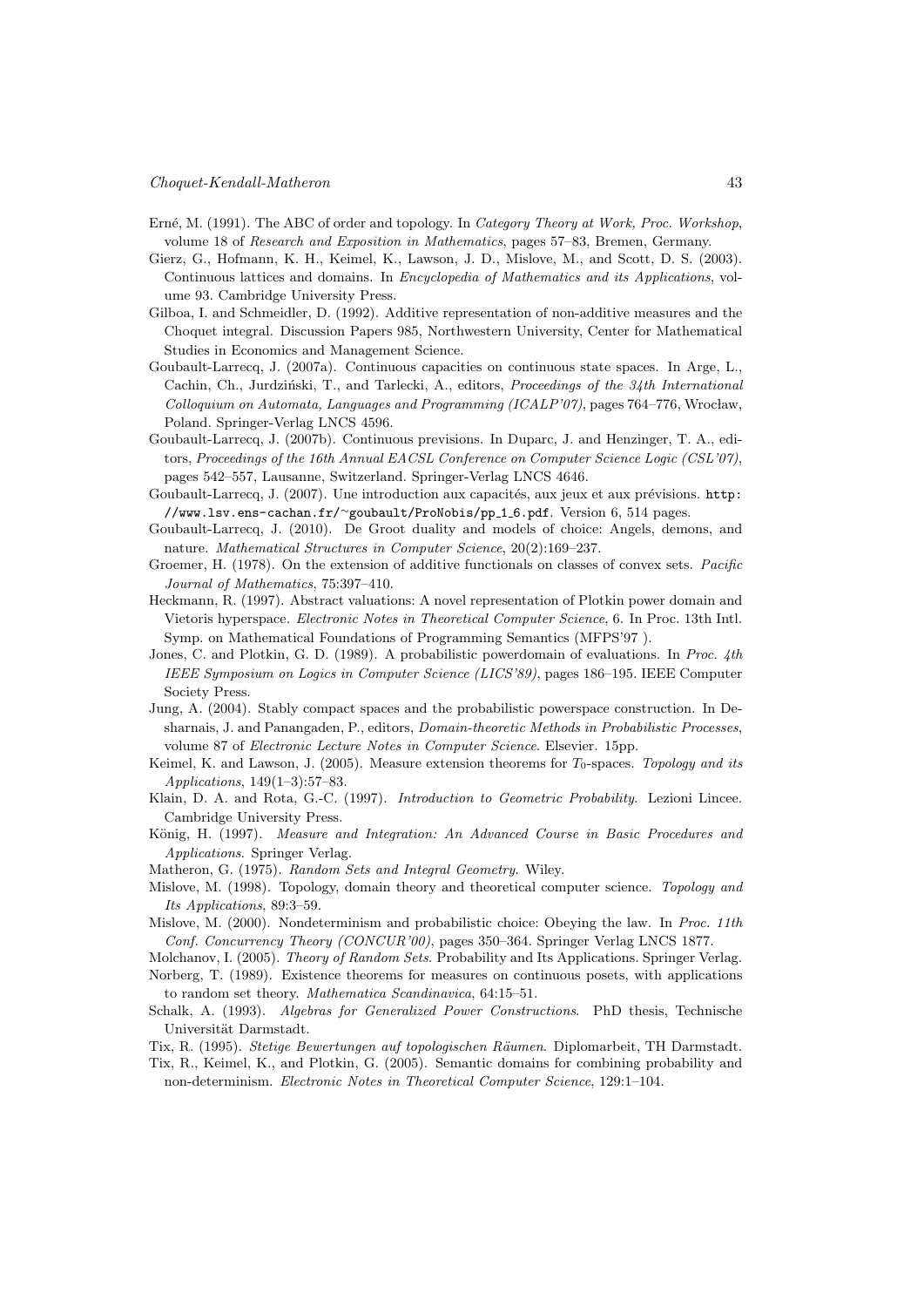Erné, M. (1991). The ABC of order and topology. In *Category Theory at Work, Proc. Workshop*, volume 18 of *Research and Exposition in Mathematics*, pages 57–83, Bremen, Germany.

Gierz, G., Hofmann, K. H., Keimel, K., Lawson, J. D., Mislove, M., and Scott, D. S. (2003). Continuous lattices and domains. In *Encyclopedia of Mathematics and its Applications*, volume 93. Cambridge University Press.

Gilboa, I. and Schmeidler, D. (1992). Additive representation of non-additive measures and the Choquet integral. Discussion Papers 985, Northwestern University, Center for Mathematical Studies in Economics and Management Science.

Goubault-Larrecq, J. (2007a). Continuous capacities on continuous state spaces. In Arge, L., Cachin, Ch., Jurdziński, T., and Tarlecki, A., editors, *Proceedings of the 34th International Colloquium on Automata, Languages and Programming (ICALP'07)*, pages 764–776, Wrocław, Poland. Springer-Verlag LNCS 4596.

Goubault-Larrecq, J. (2007b). Continuous previsions. In Duparc, J. and Henzinger, T. A., editors, *Proceedings of the 16th Annual EACSL Conference on Computer Science Logic (CSL'07)*, pages 542–557, Lausanne, Switzerland. Springer-Verlag LNCS 4646.

Goubault-Larrecq, J. (2007). Une introduction aux capacités, aux jeux et aux prévisions. http://www.lsv.ens-cachan.fr/~goubault/ProNobis/pp_1_6.pdf. Version 6, 514 pages.

Goubault-Larrecq, J. (2010). De Groot duality and models of choice: Angels, demons, and nature. *Mathematical Structures in Computer Science*, 20(2):169–237.

Groemer, H. (1978). On the extension of additive functionals on classes of convex sets. *Pacific Journal of Mathematics*, 75:397–410.

Heckmann, R. (1997). Abstract valuations: A novel representation of Plotkin power domain and Vietoris hyperspace. *Electronic Notes in Theoretical Computer Science*, 6. In Proc. 13th Intl. Symp. on Mathematical Foundations of Programming Semantics (MFPS'97 ).

Jones, C. and Plotkin, G. D. (1989). A probabilistic powerdomain of evaluations. In *Proc. 4th IEEE Symposium on Logics in Computer Science (LICS'89)*, pages 186–195. IEEE Computer Society Press.

Jung, A. (2004). Stably compact spaces and the probabilistic powerspace construction. In Desharnais, J. and Panangaden, P., editors, *Domain-theoretic Methods in Probabilistic Processes*, volume 87 of *Electronic Lecture Notes in Computer Science*. Elsevier. 15pp.

Keimel, K. and Lawson, J. (2005). Measure extension theorems for $T_0$-spaces. *Topology and its Applications*, 149(1–3):57–83.

Klain, D. A. and Rota, G.-C. (1997). *Introduction to Geometric Probability*. Lezioni Lincee. Cambridge University Press.

König, H. (1997). *Measure and Integration: An Advanced Course in Basic Procedures and Applications*. Springer Verlag.

Matheron, G. (1975). *Random Sets and Integral Geometry*. Wiley.

Mislove, M. (1998). Topology, domain theory and theoretical computer science. *Topology and Its Applications*, 89:3–59.

Mislove, M. (2000). Nondeterminism and probabilistic choice: Obeying the law. In *Proc. 11th Conf. Concurrency Theory (CONCUR'00)*, pages 350–364. Springer Verlag LNCS 1877.

Molchanov, I. (2005). *Theory of Random Sets*. Probability and Its Applications. Springer Verlag.

Norberg, T. (1989). Existence theorems for measures on continuous posets, with applications to random set theory. *Mathematica Scandinavica*, 64:15–51.

Schalk, A. (1993). *Algebras for Generalized Power Constructions*. PhD thesis, Technische Universität Darmstadt.

Tix, R. (1995). *Stetige Bewertungen auf topologischen Räumen*. Diplomarbeit, TH Darmstadt.

Tix, R., Keimel, K., and Plotkin, G. (2005). Semantic domains for combining probability and non-determinism. *Electronic Notes in Theoretical Computer Science*, 129:1–104.